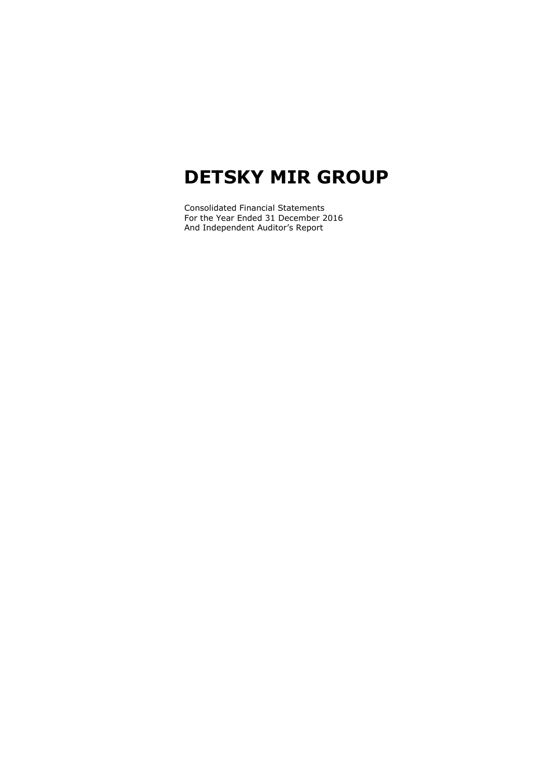# DETSKY MIR GROUP

Consolidated Financial Statements
For the Year Ended 31 December 2016
And Independent Auditor's Report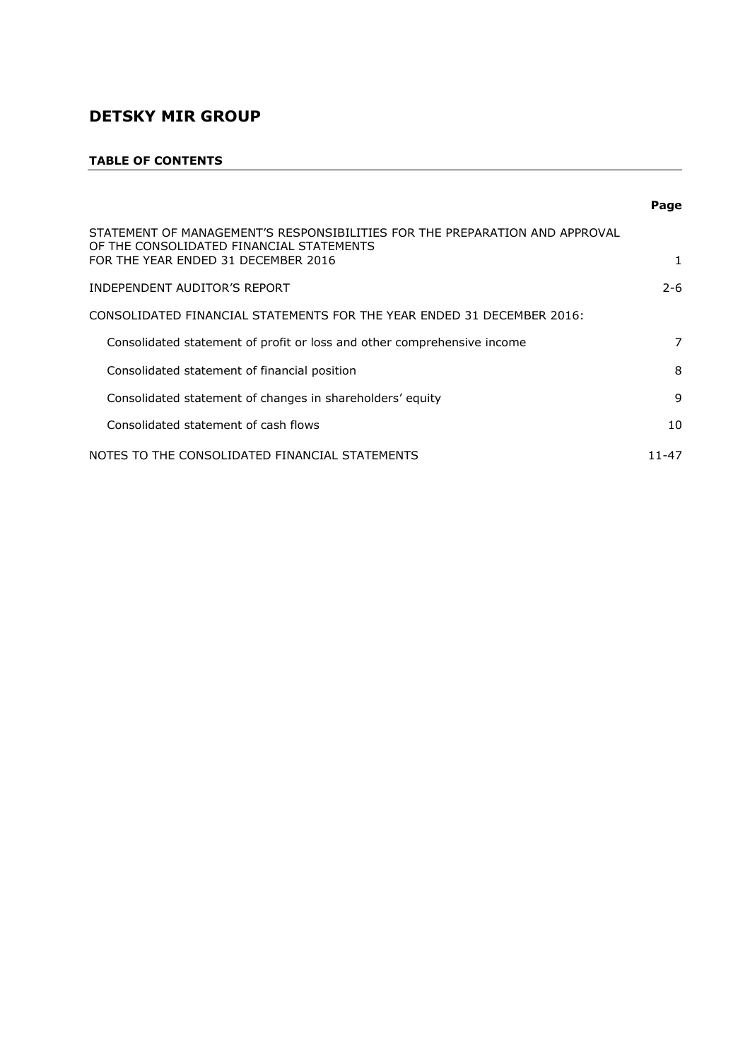# DETSKY MIR GROUP

**TABLE OF CONTENTS**

| | Page |
|---|---|
| STATEMENT OF MANAGEMENT'S RESPONSIBILITIES FOR THE PREPARATION AND APPROVAL OF THE CONSOLIDATED FINANCIAL STATEMENTS FOR THE YEAR ENDED 31 DECEMBER 2016 | 1 |
| INDEPENDENT AUDITOR'S REPORT | 2-6 |
| CONSOLIDATED FINANCIAL STATEMENTS FOR THE YEAR ENDED 31 DECEMBER 2016: | |
| Consolidated statement of profit or loss and other comprehensive income | 7 |
| Consolidated statement of financial position | 8 |
| Consolidated statement of changes in shareholders' equity | 9 |
| Consolidated statement of cash flows | 10 |
| NOTES TO THE CONSOLIDATED FINANCIAL STATEMENTS | 11-47 |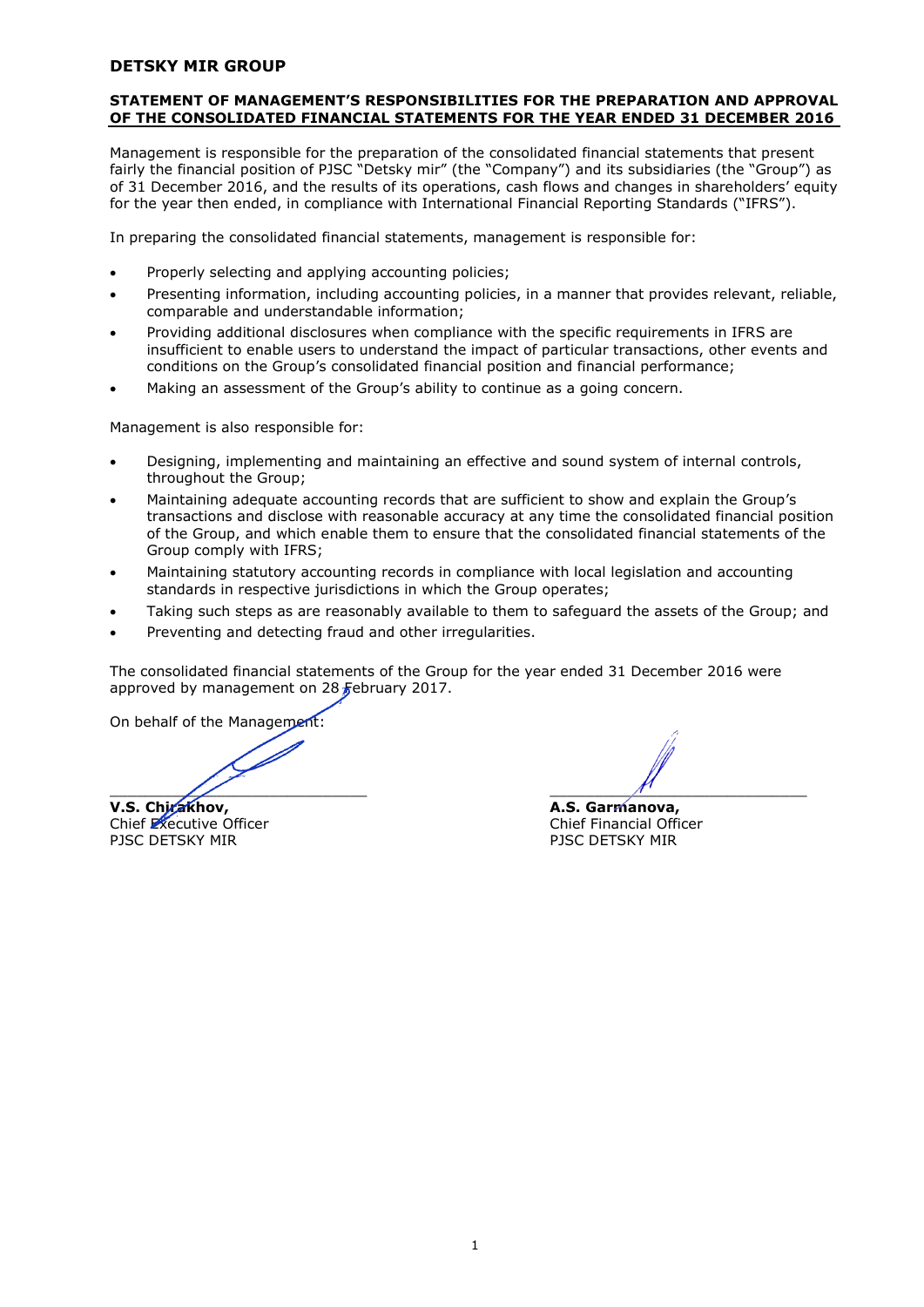**DETSKY MIR GROUP**

**STATEMENT OF MANAGEMENT'S RESPONSIBILITIES FOR THE PREPARATION AND APPROVAL OF THE CONSOLIDATED FINANCIAL STATEMENTS FOR THE YEAR ENDED 31 DECEMBER 2016**

Management is responsible for the preparation of the consolidated financial statements that present fairly the financial position of PJSC "Detsky mir" (the "Company") and its subsidiaries (the "Group") as of 31 December 2016, and the results of its operations, cash flows and changes in shareholders' equity for the year then ended, in compliance with International Financial Reporting Standards ("IFRS").

In preparing the consolidated financial statements, management is responsible for:

- Properly selecting and applying accounting policies;
- Presenting information, including accounting policies, in a manner that provides relevant, reliable, comparable and understandable information;
- Providing additional disclosures when compliance with the specific requirements in IFRS are insufficient to enable users to understand the impact of particular transactions, other events and conditions on the Group's consolidated financial position and financial performance;
- Making an assessment of the Group's ability to continue as a going concern.

Management is also responsible for:

- Designing, implementing and maintaining an effective and sound system of internal controls, throughout the Group;
- Maintaining adequate accounting records that are sufficient to show and explain the Group's transactions and disclose with reasonable accuracy at any time the consolidated financial position of the Group, and which enable them to ensure that the consolidated financial statements of the Group comply with IFRS;
- Maintaining statutory accounting records in compliance with local legislation and accounting standards in respective jurisdictions in which the Group operates;
- Taking such steps as are reasonably available to them to safeguard the assets of the Group; and
- Preventing and detecting fraud and other irregularities.

The consolidated financial statements of the Group for the year ended 31 December 2016 were approved by management on 28 February 2017.

On behalf of the Management:

**V.S. Chirakhov,**
Chief Executive Officer
PJSC DETSKY MIR

**A.S. Garmanova,**
Chief Financial Officer
PJSC DETSKY MIR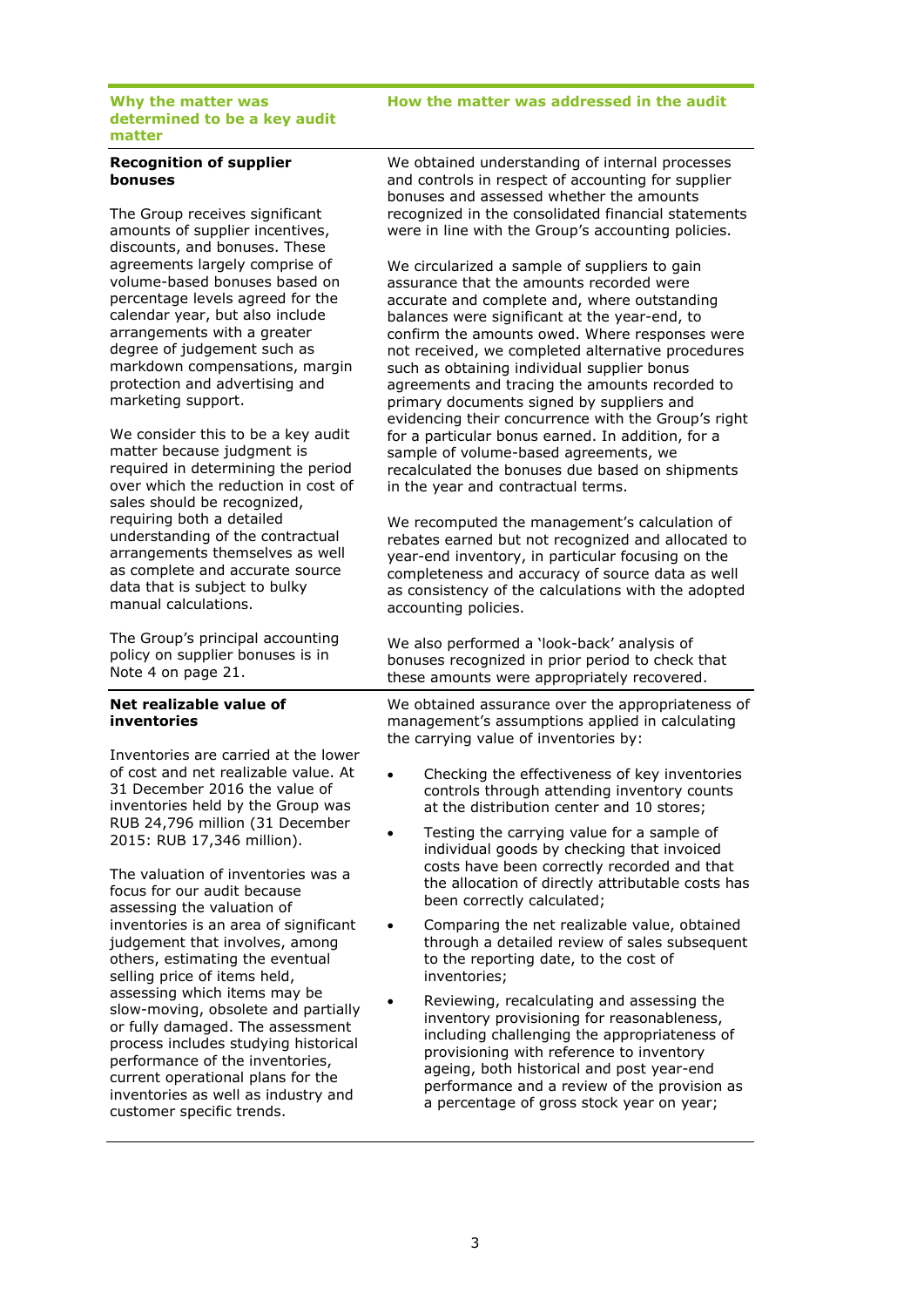| Why the matter was determined to be a key audit matter | How the matter was addressed in the audit |
|---|---|
| **Recognition of supplier bonuses**<br><br>The Group receives significant amounts of supplier incentives, discounts, and bonuses. These agreements largely comprise of volume-based bonuses based on percentage levels agreed for the calendar year, but also include arrangements with a greater degree of judgement such as markdown compensations, margin protection and advertising and marketing support.<br><br>We consider this to be a key audit matter because judgment is required in determining the period over which the reduction in cost of sales should be recognized, requiring both a detailed understanding of the contractual arrangements themselves as well as complete and accurate source data that is subject to bulky manual calculations.<br><br>The Group's principal accounting policy on supplier bonuses is in Note 4 on page 21. | We obtained understanding of internal processes and controls in respect of accounting for supplier bonuses and assessed whether the amounts recognized in the consolidated financial statements were in line with the Group's accounting policies.<br><br>We circularized a sample of suppliers to gain assurance that the amounts recorded were accurate and complete and, where outstanding balances were significant at the year-end, to confirm the amounts owed. Where responses were not received, we completed alternative procedures such as obtaining individual supplier bonus agreements and tracing the amounts recorded to primary documents signed by suppliers and evidencing their concurrence with the Group's right for a particular bonus earned. In addition, for a sample of volume-based agreements, we recalculated the bonuses due based on shipments in the year and contractual terms.<br><br>We recomputed the management's calculation of rebates earned but not recognized and allocated to year-end inventory, in particular focusing on the completeness and accuracy of source data as well as consistency of the calculations with the adopted accounting policies.<br><br>We also performed a 'look-back' analysis of bonuses recognized in prior period to check that these amounts were appropriately recovered. |
| **Net realizable value of inventories**<br><br>Inventories are carried at the lower of cost and net realizable value. At 31 December 2016 the value of inventories held by the Group was RUB 24,796 million (31 December 2015: RUB 17,346 million).<br><br>The valuation of inventories was a focus for our audit because assessing the valuation of inventories is an area of significant judgement that involves, among others, estimating the eventual selling price of items held, assessing which items may be slow-moving, obsolete and partially or fully damaged. The assessment process includes studying historical performance of the inventories, current operational plans for the inventories as well as industry and customer specific trends. | We obtained assurance over the appropriateness of management's assumptions applied in calculating the carrying value of inventories by:<br><br>• Checking the effectiveness of key inventories controls through attending inventory counts at the distribution center and 10 stores;<br>• Testing the carrying value for a sample of individual goods by checking that invoiced costs have been correctly recorded and that the allocation of directly attributable costs has been correctly calculated;<br>• Comparing the net realizable value, obtained through a detailed review of sales subsequent to the reporting date, to the cost of inventories;<br>• Reviewing, recalculating and assessing the inventory provisioning for reasonableness, including challenging the appropriateness of provisioning with reference to inventory ageing, both historical and post year-end performance and a review of the provision as a percentage of gross stock year on year; |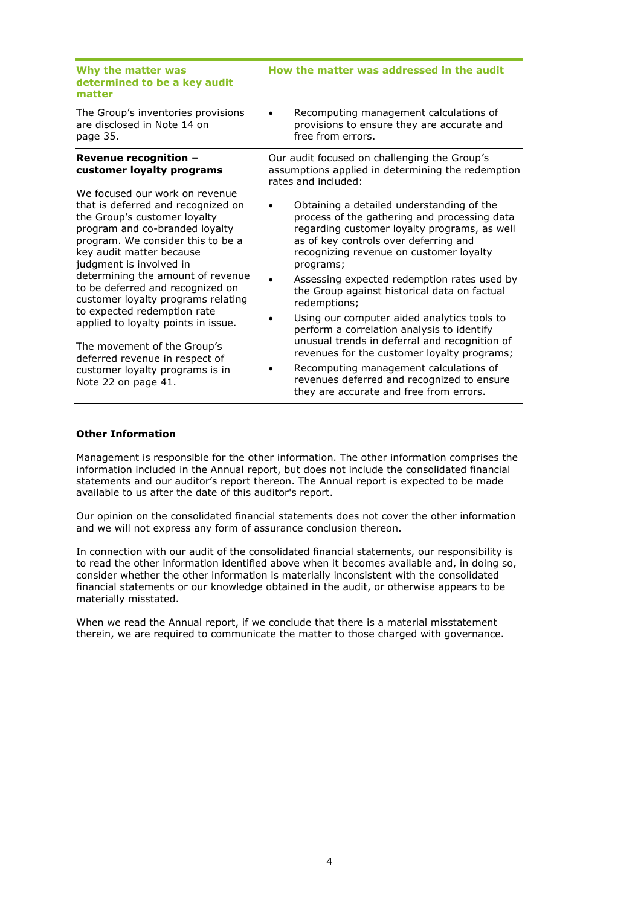| Why the matter was determined to be a key audit matter | How the matter was addressed in the audit |
|---|---|
| The Group's inventories provisions are disclosed in Note 14 on page 35. | • Recomputing management calculations of provisions to ensure they are accurate and free from errors. |
| **Revenue recognition – customer loyalty programs**<br><br>We focused our work on revenue that is deferred and recognized on the Group's customer loyalty program and co-branded loyalty program. We consider this to be a key audit matter because judgment is involved in determining the amount of revenue to be deferred and recognized on customer loyalty programs relating to expected redemption rate applied to loyalty points in issue.<br><br>The movement of the Group's deferred revenue in respect of customer loyalty programs is in Note 22 on page 41. | Our audit focused on challenging the Group's assumptions applied in determining the redemption rates and included:<br><br>• Obtaining a detailed understanding of the process of the gathering and processing data regarding customer loyalty programs, as well as of key controls over deferring and recognizing revenue on customer loyalty programs;<br>• Assessing expected redemption rates used by the Group against historical data on factual redemptions;<br>• Using our computer aided analytics tools to perform a correlation analysis to identify unusual trends in deferral and recognition of revenues for the customer loyalty programs;<br>• Recomputing management calculations of revenues deferred and recognized to ensure they are accurate and free from errors. |

**Other Information**

Management is responsible for the other information. The other information comprises the information included in the Annual report, but does not include the consolidated financial statements and our auditor's report thereon. The Annual report is expected to be made available to us after the date of this auditor's report.

Our opinion on the consolidated financial statements does not cover the other information and we will not express any form of assurance conclusion thereon.

In connection with our audit of the consolidated financial statements, our responsibility is to read the other information identified above when it becomes available and, in doing so, consider whether the other information is materially inconsistent with the consolidated financial statements or our knowledge obtained in the audit, or otherwise appears to be materially misstated.

When we read the Annual report, if we conclude that there is a material misstatement therein, we are required to communicate the matter to those charged with governance.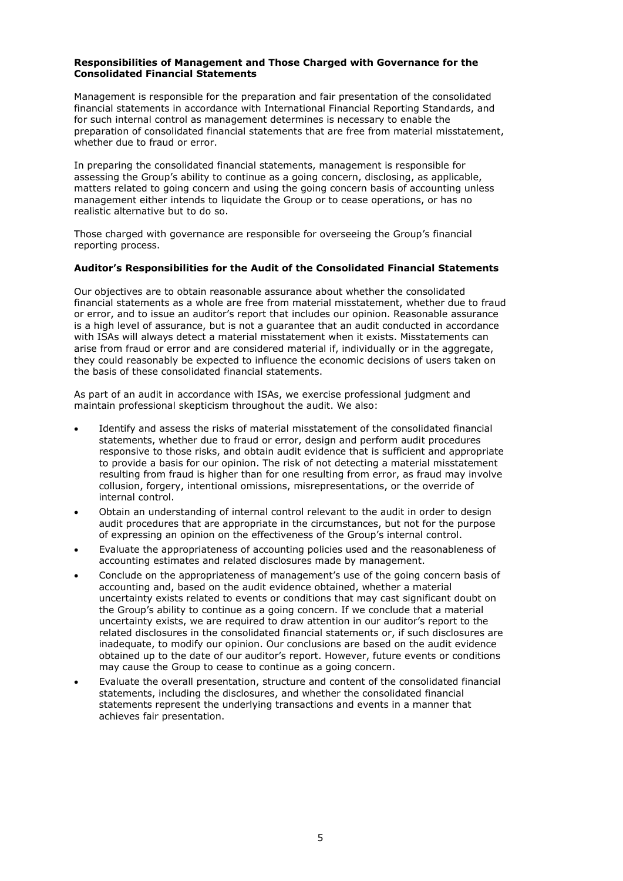**Responsibilities of Management and Those Charged with Governance for the Consolidated Financial Statements**

Management is responsible for the preparation and fair presentation of the consolidated financial statements in accordance with International Financial Reporting Standards, and for such internal control as management determines is necessary to enable the preparation of consolidated financial statements that are free from material misstatement, whether due to fraud or error.

In preparing the consolidated financial statements, management is responsible for assessing the Group's ability to continue as a going concern, disclosing, as applicable, matters related to going concern and using the going concern basis of accounting unless management either intends to liquidate the Group or to cease operations, or has no realistic alternative but to do so.

Those charged with governance are responsible for overseeing the Group's financial reporting process.

**Auditor's Responsibilities for the Audit of the Consolidated Financial Statements**

Our objectives are to obtain reasonable assurance about whether the consolidated financial statements as a whole are free from material misstatement, whether due to fraud or error, and to issue an auditor's report that includes our opinion. Reasonable assurance is a high level of assurance, but is not a guarantee that an audit conducted in accordance with ISAs will always detect a material misstatement when it exists. Misstatements can arise from fraud or error and are considered material if, individually or in the aggregate, they could reasonably be expected to influence the economic decisions of users taken on the basis of these consolidated financial statements.

As part of an audit in accordance with ISAs, we exercise professional judgment and maintain professional skepticism throughout the audit. We also:

- Identify and assess the risks of material misstatement of the consolidated financial statements, whether due to fraud or error, design and perform audit procedures responsive to those risks, and obtain audit evidence that is sufficient and appropriate to provide a basis for our opinion. The risk of not detecting a material misstatement resulting from fraud is higher than for one resulting from error, as fraud may involve collusion, forgery, intentional omissions, misrepresentations, or the override of internal control.
- Obtain an understanding of internal control relevant to the audit in order to design audit procedures that are appropriate in the circumstances, but not for the purpose of expressing an opinion on the effectiveness of the Group's internal control.
- Evaluate the appropriateness of accounting policies used and the reasonableness of accounting estimates and related disclosures made by management.
- Conclude on the appropriateness of management's use of the going concern basis of accounting and, based on the audit evidence obtained, whether a material uncertainty exists related to events or conditions that may cast significant doubt on the Group's ability to continue as a going concern. If we conclude that a material uncertainty exists, we are required to draw attention in our auditor's report to the related disclosures in the consolidated financial statements or, if such disclosures are inadequate, to modify our opinion. Our conclusions are based on the audit evidence obtained up to the date of our auditor's report. However, future events or conditions may cause the Group to cease to continue as a going concern.
- Evaluate the overall presentation, structure and content of the consolidated financial statements, including the disclosures, and whether the consolidated financial statements represent the underlying transactions and events in a manner that achieves fair presentation.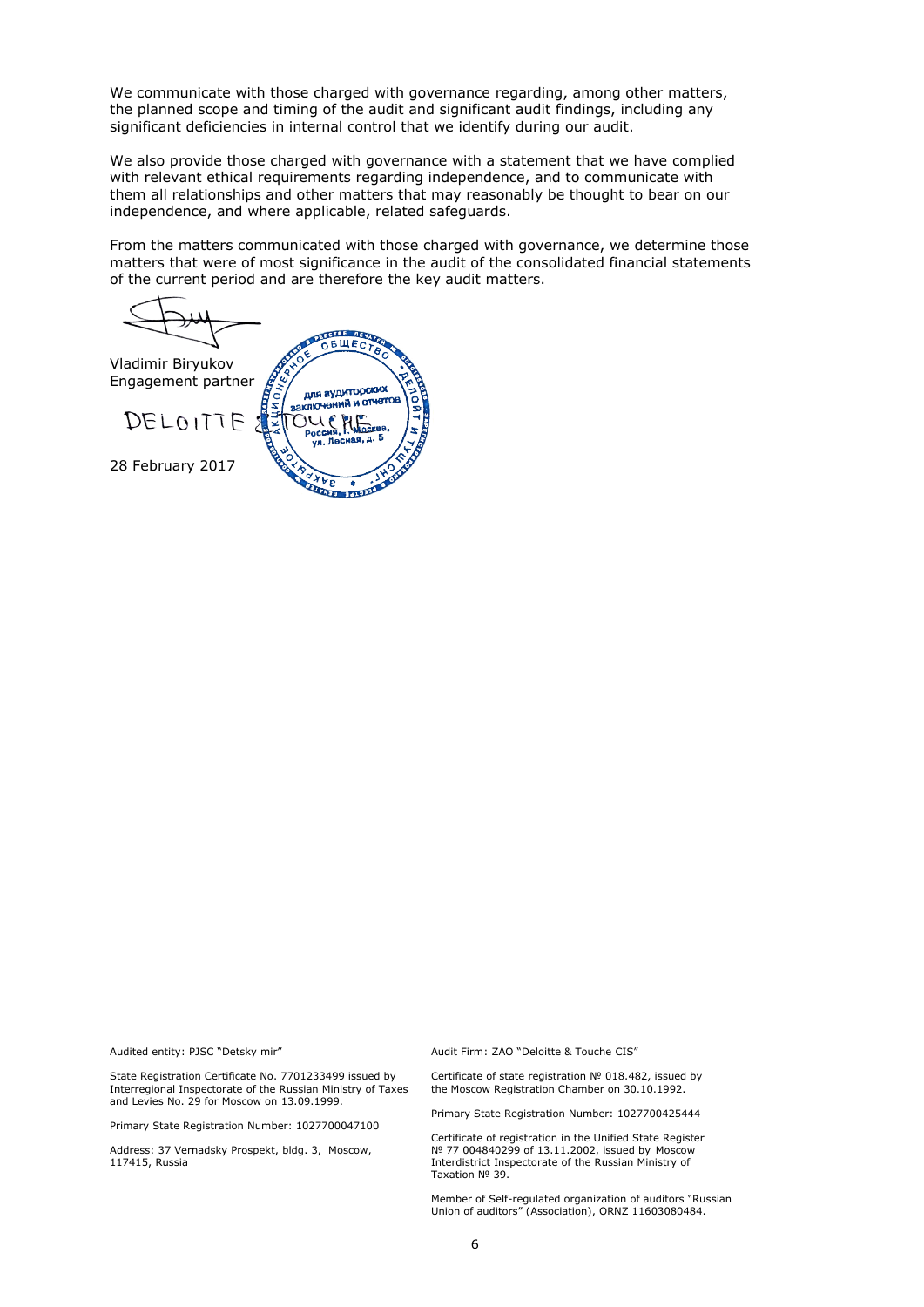We communicate with those charged with governance regarding, among other matters, the planned scope and timing of the audit and significant audit findings, including any significant deficiencies in internal control that we identify during our audit.

We also provide those charged with governance with a statement that we have complied with relevant ethical requirements regarding independence, and to communicate with them all relationships and other matters that may reasonably be thought to bear on our independence, and where applicable, related safeguards.

From the matters communicated with those charged with governance, we determine those matters that were of most significance in the audit of the consolidated financial statements of the current period and are therefore the key audit matters.

Vladimir Biryukov
Engagement partner

DELOITTE & TOUCHE

28 February 2017

Audited entity: PJSC "Detsky mir"

State Registration Certificate No. 7701233499 issued by Interregional Inspectorate of the Russian Ministry of Taxes and Levies No. 29 for Moscow on 13.09.1999.

Primary State Registration Number: 1027700047100

Address: 37 Vernadsky Prospekt, bldg. 3, Moscow, 117415, Russia

Audit Firm: ZAO "Deloitte & Touche CIS"

Certificate of state registration № 018.482, issued by the Moscow Registration Chamber on 30.10.1992.

Primary State Registration Number: 1027700425444

Certificate of registration in the Unified State Register № 77 004840299 of 13.11.2002, issued by Moscow Interdistrict Inspectorate of the Russian Ministry of Taxation № 39.

Member of Self-regulated organization of auditors "Russian Union of auditors" (Association), ORNZ 11603080484.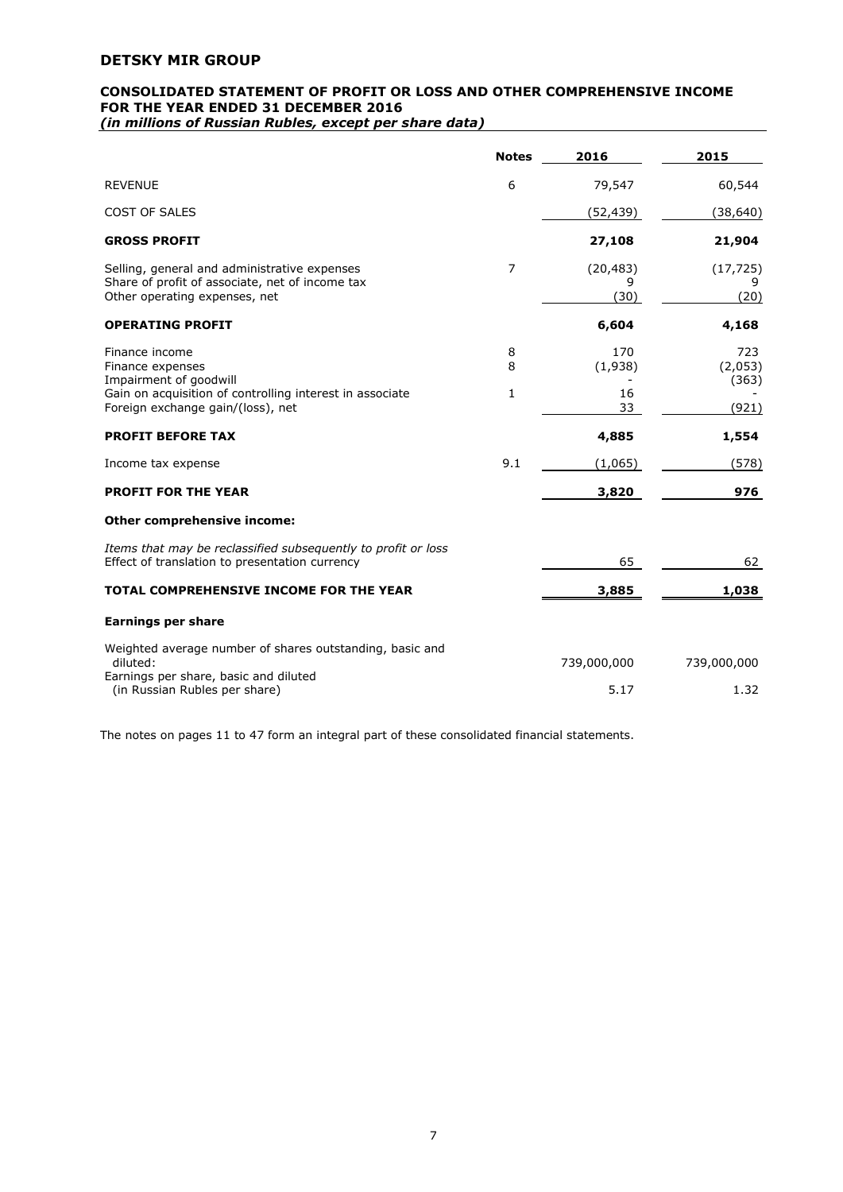# DETSKY MIR GROUP

## CONSOLIDATED STATEMENT OF PROFIT OR LOSS AND OTHER COMPREHENSIVE INCOME FOR THE YEAR ENDED 31 DECEMBER 2016

***(in millions of Russian Rubles, except per share data)***

| | Notes | 2016 | 2015 |
|---|---|---|---|
| REVENUE | 6 | 79,547 | 60,544 |
| COST OF SALES | | (52,439) | (38,640) |
| **GROSS PROFIT** | | **27,108** | **21,904** |
| Selling, general and administrative expenses | 7 | (20,483) | (17,725) |
| Share of profit of associate, net of income tax | | 9 | 9 |
| Other operating expenses, net | | (30) | (20) |
| **OPERATING PROFIT** | | **6,604** | **4,168** |
| Finance income | 8 | 170 | 723 |
| Finance expenses | 8 | (1,938) | (2,053) |
| Impairment of goodwill | | - | (363) |
| Gain on acquisition of controlling interest in associate | 1 | 16 | - |
| Foreign exchange gain/(loss), net | | 33 | (921) |
| **PROFIT BEFORE TAX** | | **4,885** | **1,554** |
| Income tax expense | 9.1 | (1,065) | (578) |
| **PROFIT FOR THE YEAR** | | **3,820** | **976** |
| **Other comprehensive income:** | | | |
| *Items that may be reclassified subsequently to profit or loss* | | | |
| Effect of translation to presentation currency | | 65 | 62 |
| **TOTAL COMPREHENSIVE INCOME FOR THE YEAR** | | **3,885** | **1,038** |
| **Earnings per share** | | | |
| Weighted average number of shares outstanding, basic and diluted: | | 739,000,000 | 739,000,000 |
| Earnings per share, basic and diluted (in Russian Rubles per share) | | 5.17 | 1.32 |

The notes on pages 11 to 47 form an integral part of these consolidated financial statements.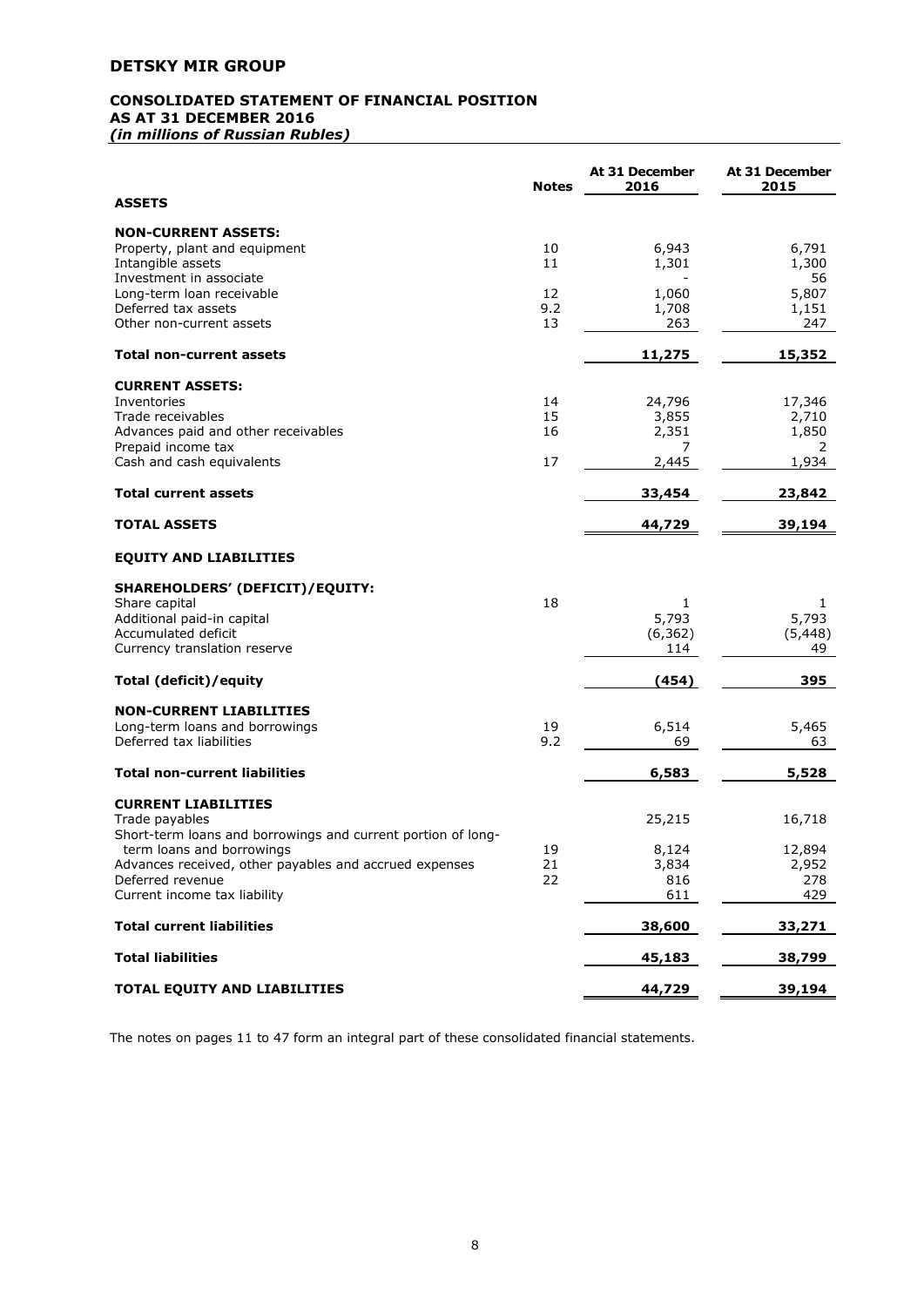# DETSKY MIR GROUP

## CONSOLIDATED STATEMENT OF FINANCIAL POSITION
## AS AT 31 DECEMBER 2016
***(in millions of Russian Rubles)***

| | Notes | At 31 December 2016 | At 31 December 2015 |
|---|---|---|---|
| **ASSETS** | | | |
| **NON-CURRENT ASSETS:** | | | |
| Property, plant and equipment | 10 | 6,943 | 6,791 |
| Intangible assets | 11 | 1,301 | 1,300 |
| Investment in associate | | - | 56 |
| Long-term loan receivable | 12 | 1,060 | 5,807 |
| Deferred tax assets | 9.2 | 1,708 | 1,151 |
| Other non-current assets | 13 | 263 | 247 |
| **Total non-current assets** | | **11,275** | **15,352** |
| **CURRENT ASSETS:** | | | |
| Inventories | 14 | 24,796 | 17,346 |
| Trade receivables | 15 | 3,855 | 2,710 |
| Advances paid and other receivables | 16 | 2,351 | 1,850 |
| Prepaid income tax | | 7 | 2 |
| Cash and cash equivalents | 17 | 2,445 | 1,934 |
| **Total current assets** | | **33,454** | **23,842** |
| **TOTAL ASSETS** | | **44,729** | **39,194** |
| **EQUITY AND LIABILITIES** | | | |
| **SHAREHOLDERS' (DEFICIT)/EQUITY:** | | | |
| Share capital | 18 | 1 | 1 |
| Additional paid-in capital | | 5,793 | 5,793 |
| Accumulated deficit | | (6,362) | (5,448) |
| Currency translation reserve | | 114 | 49 |
| **Total (deficit)/equity** | | **(454)** | **395** |
| **NON-CURRENT LIABILITIES** | | | |
| Long-term loans and borrowings | 19 | 6,514 | 5,465 |
| Deferred tax liabilities | 9.2 | 69 | 63 |
| **Total non-current liabilities** | | **6,583** | **5,528** |
| **CURRENT LIABILITIES** | | | |
| Trade payables | | 25,215 | 16,718 |
| Short-term loans and borrowings and current portion of long-term loans and borrowings | 19 | 8,124 | 12,894 |
| Advances received, other payables and accrued expenses | 21 | 3,834 | 2,952 |
| Deferred revenue | 22 | 816 | 278 |
| Current income tax liability | | 611 | 429 |
| **Total current liabilities** | | **38,600** | **33,271** |
| **Total liabilities** | | **45,183** | **38,799** |
| **TOTAL EQUITY AND LIABILITIES** | | **44,729** | **39,194** |

The notes on pages 11 to 47 form an integral part of these consolidated financial statements.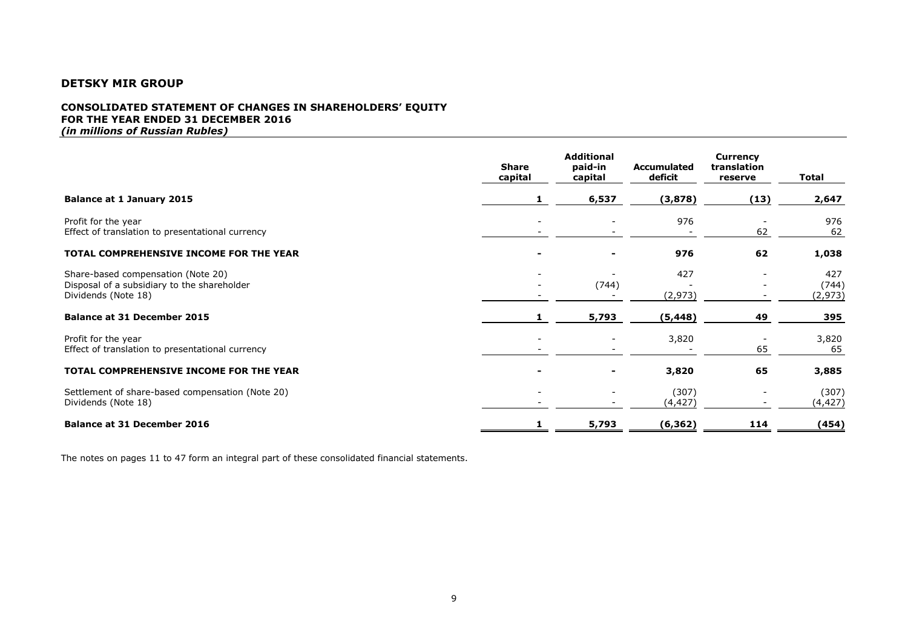## DETSKY MIR GROUP

### CONSOLIDATED STATEMENT OF CHANGES IN SHAREHOLDERS' EQUITY FOR THE YEAR ENDED 31 DECEMBER 2016
*(in millions of Russian Rubles)*

| | Share capital | Additional paid-in capital | Accumulated deficit | Currency translation reserve | Total |
|---|---|---|---|---|---|
| **Balance at 1 January 2015** | **1** | **6,537** | **(3,878)** | **(13)** | **2,647** |
| Profit for the year | - | - | 976 | - | 976 |
| Effect of translation to presentational currency | - | - | - | 62 | 62 |
| **TOTAL COMPREHENSIVE INCOME FOR THE YEAR** | **-** | **-** | **976** | **62** | **1,038** |
| Share-based compensation (Note 20) | - | - | 427 | - | 427 |
| Disposal of a subsidiary to the shareholder | - | (744) | - | - | (744) |
| Dividends (Note 18) | - | - | (2,973) | - | (2,973) |
| **Balance at 31 December 2015** | **1** | **5,793** | **(5,448)** | **49** | **395** |
| Profit for the year | - | - | 3,820 | - | 3,820 |
| Effect of translation to presentational currency | - | - | - | 65 | 65 |
| **TOTAL COMPREHENSIVE INCOME FOR THE YEAR** | **-** | **-** | **3,820** | **65** | **3,885** |
| Settlement of share-based compensation (Note 20) | - | - | (307) | - | (307) |
| Dividends (Note 18) | - | - | (4,427) | - | (4,427) |
| **Balance at 31 December 2016** | **1** | **5,793** | **(6,362)** | **114** | **(454)** |

The notes on pages 11 to 47 form an integral part of these consolidated financial statements.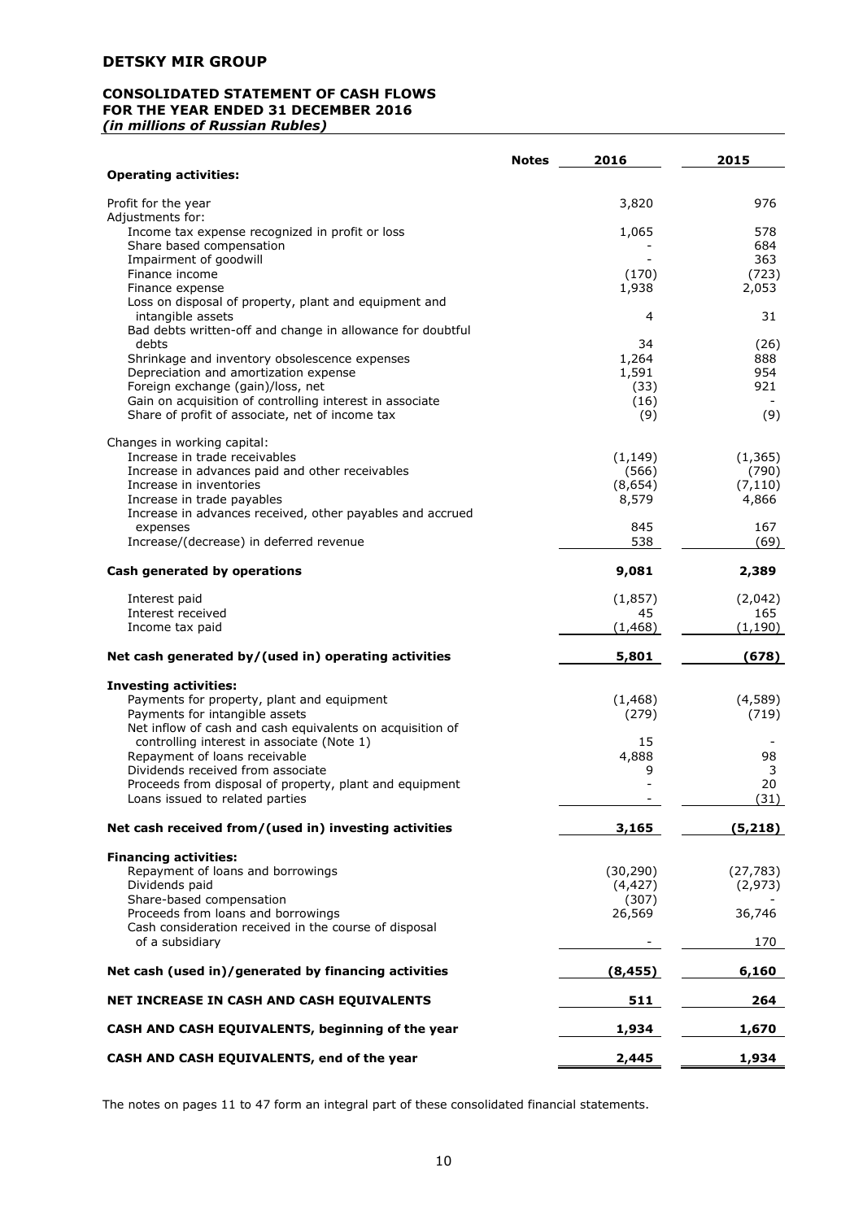**DETSKY MIR GROUP**

**CONSOLIDATED STATEMENT OF CASH FLOWS**
**FOR THE YEAR ENDED 31 DECEMBER 2016**
***(in millions of Russian Rubles)***

| | Notes | 2016 | 2015 |
|---|---|---|---|
| **Operating activities:** | | | |
| Profit for the year | | 3,820 | 976 |
| Adjustments for: | | | |
| Income tax expense recognized in profit or loss | | 1,065 | 578 |
| Share based compensation | | - | 684 |
| Impairment of goodwill | | - | 363 |
| Finance income | | (170) | (723) |
| Finance expense | | 1,938 | 2,053 |
| Loss on disposal of property, plant and equipment and intangible assets | | 4 | 31 |
| Bad debts written-off and change in allowance for doubtful debts | | 34 | (26) |
| Shrinkage and inventory obsolescence expenses | | 1,264 | 888 |
| Depreciation and amortization expense | | 1,591 | 954 |
| Foreign exchange (gain)/loss, net | | (33) | 921 |
| Gain on acquisition of controlling interest in associate | | (16) | - |
| Share of profit of associate, net of income tax | | (9) | (9) |
| Changes in working capital: | | | |
| Increase in trade receivables | | (1,149) | (1,365) |
| Increase in advances paid and other receivables | | (566) | (790) |
| Increase in inventories | | (8,654) | (7,110) |
| Increase in trade payables | | 8,579 | 4,866 |
| Increase in advances received, other payables and accrued expenses | | 845 | 167 |
| Increase/(decrease) in deferred revenue | | 538 | (69) |
| **Cash generated by operations** | | **9,081** | **2,389** |
| Interest paid | | (1,857) | (2,042) |
| Interest received | | 45 | 165 |
| Income tax paid | | (1,468) | (1,190) |
| **Net cash generated by/(used in) operating activities** | | **5,801** | **(678)** |
| **Investing activities:** | | | |
| Payments for property, plant and equipment | | (1,468) | (4,589) |
| Payments for intangible assets | | (279) | (719) |
| Net inflow of cash and cash equivalents on acquisition of controlling interest in associate (Note 1) | | 15 | - |
| Repayment of loans receivable | | 4,888 | 98 |
| Dividends received from associate | | 9 | 3 |
| Proceeds from disposal of property, plant and equipment | | - | 20 |
| Loans issued to related parties | | - | (31) |
| **Net cash received from/(used in) investing activities** | | **3,165** | **(5,218)** |
| **Financing activities:** | | | |
| Repayment of loans and borrowings | | (30,290) | (27,783) |
| Dividends paid | | (4,427) | (2,973) |
| Share-based compensation | | (307) | - |
| Proceeds from loans and borrowings | | 26,569 | 36,746 |
| Cash consideration received in the course of disposal of a subsidiary | | - | 170 |
| **Net cash (used in)/generated by financing activities** | | **(8,455)** | **6,160** |
| **NET INCREASE IN CASH AND CASH EQUIVALENTS** | | **511** | **264** |
| **CASH AND CASH EQUIVALENTS, beginning of the year** | | **1,934** | **1,670** |
| **CASH AND CASH EQUIVALENTS, end of the year** | | **2,445** | **1,934** |

The notes on pages 11 to 47 form an integral part of these consolidated financial statements.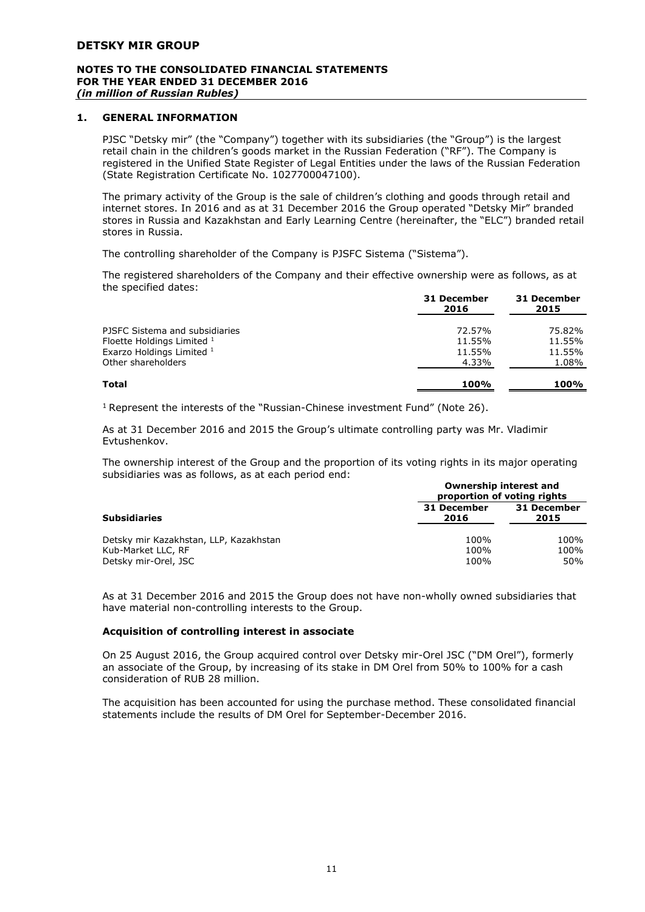## 1. GENERAL INFORMATION

PJSC "Detsky mir" (the "Company") together with its subsidiaries (the "Group") is the largest retail chain in the children's goods market in the Russian Federation ("RF"). The Company is registered in the Unified State Register of Legal Entities under the laws of the Russian Federation (State Registration Certificate No. 1027700047100).

The primary activity of the Group is the sale of children's clothing and goods through retail and internet stores. In 2016 and as at 31 December 2016 the Group operated "Detsky Mir" branded stores in Russia and Kazakhstan and Early Learning Centre (hereinafter, the "ELC") branded retail stores in Russia.

The controlling shareholder of the Company is PJSFC Sistema ("Sistema").

The registered shareholders of the Company and their effective ownership were as follows, as at the specified dates:

| | 31 December 2016 | 31 December 2015 |
|---|---|---|
| PJSFC Sistema and subsidiaries | 72.57% | 75.82% |
| Floette Holdings Limited [1] | 11.55% | 11.55% |
| Exarzo Holdings Limited [1] | 11.55% | 11.55% |
| Other shareholders | 4.33% | 1.08% |
| **Total** | **100%** | **100%** |

[1] Represent the interests of the "Russian-Chinese investment Fund" (Note 26).

As at 31 December 2016 and 2015 the Group's ultimate controlling party was Mr. Vladimir Evtushenkov.

The ownership interest of the Group and the proportion of its voting rights in its major operating subsidiaries was as follows, as at each period end:

| | Ownership interest and proportion of voting rights | |
|---|---|---|
| **Subsidiaries** | **31 December 2016** | **31 December 2015** |
| Detsky mir Kazakhstan, LLP, Kazakhstan | 100% | 100% |
| Kub-Market LLC, RF | 100% | 100% |
| Detsky mir-Orel, JSC | 100% | 50% |

As at 31 December 2016 and 2015 the Group does not have non-wholly owned subsidiaries that have material non-controlling interests to the Group.

### Acquisition of controlling interest in associate

On 25 August 2016, the Group acquired control over Detsky mir-Orel JSC ("DM Orel"), formerly an associate of the Group, by increasing of its stake in DM Orel from 50% to 100% for a cash consideration of RUB 28 million.

The acquisition has been accounted for using the purchase method. These consolidated financial statements include the results of DM Orel for September-December 2016.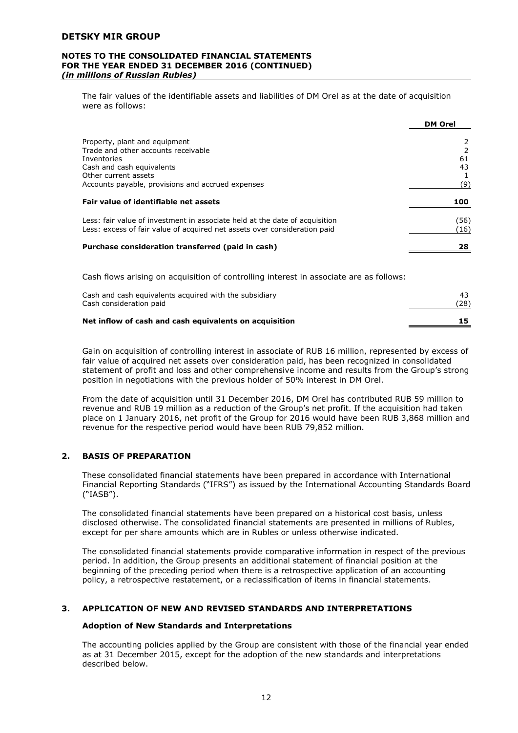The fair values of the identifiable assets and liabilities of DM Orel as at the date of acquisition were as follows:

| | DM Orel |
|---|---|
| Property, plant and equipment | 2 |
| Trade and other accounts receivable | 2 |
| Inventories | 61 |
| Cash and cash equivalents | 43 |
| Other current assets | 1 |
| Accounts payable, provisions and accrued expenses | (9) |
| **Fair value of identifiable net assets** | **100** |
| Less: fair value of investment in associate held at the date of acquisition | (56) |
| Less: excess of fair value of acquired net assets over consideration paid | (16) |
| **Purchase consideration transferred (paid in cash)** | **28** |

Cash flows arising on acquisition of controlling interest in associate are as follows:

| | |
|---|---|
| Cash and cash equivalents acquired with the subsidiary | 43 |
| Cash consideration paid | (28) |
| **Net inflow of cash and cash equivalents on acquisition** | **15** |

Gain on acquisition of controlling interest in associate of RUB 16 million, represented by excess of fair value of acquired net assets over consideration paid, has been recognized in consolidated statement of profit and loss and other comprehensive income and results from the Group's strong position in negotiations with the previous holder of 50% interest in DM Orel.

From the date of acquisition until 31 December 2016, DM Orel has contributed RUB 59 million to revenue and RUB 19 million as a reduction of the Group's net profit. If the acquisition had taken place on 1 January 2016, net profit of the Group for 2016 would have been RUB 3,868 million and revenue for the respective period would have been RUB 79,852 million.

## 2. BASIS OF PREPARATION

These consolidated financial statements have been prepared in accordance with International Financial Reporting Standards ("IFRS") as issued by the International Accounting Standards Board ("IASB").

The consolidated financial statements have been prepared on a historical cost basis, unless disclosed otherwise. The consolidated financial statements are presented in millions of Rubles, except for per share amounts which are in Rubles or unless otherwise indicated.

The consolidated financial statements provide comparative information in respect of the previous period. In addition, the Group presents an additional statement of financial position at the beginning of the preceding period when there is a retrospective application of an accounting policy, a retrospective restatement, or a reclassification of items in financial statements.

## 3. APPLICATION OF NEW AND REVISED STANDARDS AND INTERPRETATIONS

### Adoption of New Standards and Interpretations

The accounting policies applied by the Group are consistent with those of the financial year ended as at 31 December 2015, except for the adoption of the new standards and interpretations described below.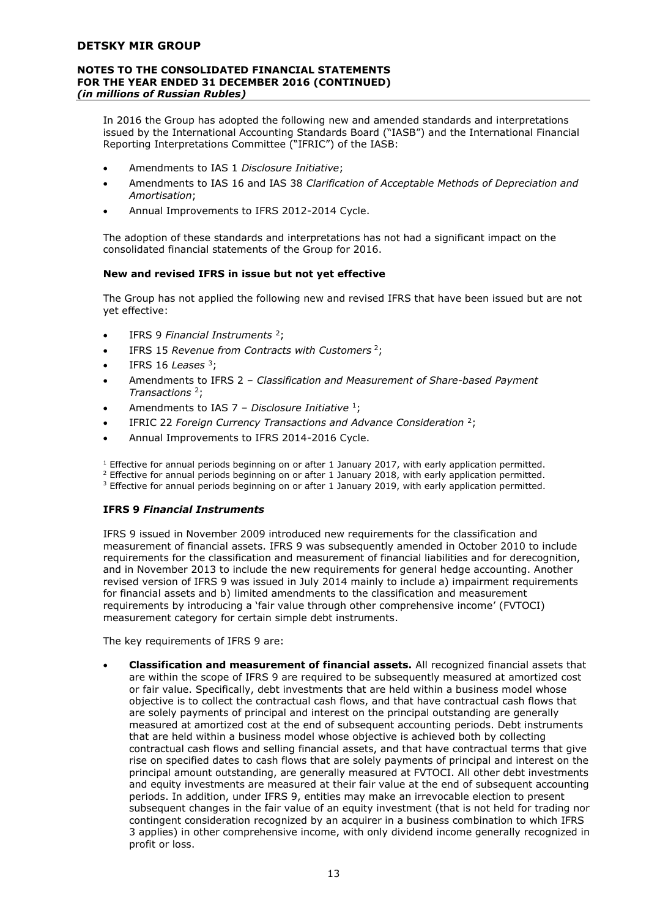In 2016 the Group has adopted the following new and amended standards and interpretations issued by the International Accounting Standards Board ("IASB") and the International Financial Reporting Interpretations Committee ("IFRIC") of the IASB:

- Amendments to IAS 1 *Disclosure Initiative*;
- Amendments to IAS 16 and IAS 38 *Clarification of Acceptable Methods of Depreciation and Amortisation*;
- Annual Improvements to IFRS 2012-2014 Cycle.

The adoption of these standards and interpretations has not had a significant impact on the consolidated financial statements of the Group for 2016.

**New and revised IFRS in issue but not yet effective**

The Group has not applied the following new and revised IFRS that have been issued but are not yet effective:

- IFRS 9 *Financial Instruments* [2];
- IFRS 15 *Revenue from Contracts with Customers* [2];
- IFRS 16 *Leases* [3];
- Amendments to IFRS 2 – *Classification and Measurement of Share-based Payment Transactions* [2];
- Amendments to IAS 7 – *Disclosure Initiative* [1];
- IFRIC 22 *Foreign Currency Transactions and Advance Consideration* [2];
- Annual Improvements to IFRS 2014-2016 Cycle.

[1] Effective for annual periods beginning on or after 1 January 2017, with early application permitted.
[2] Effective for annual periods beginning on or after 1 January 2018, with early application permitted.
[3] Effective for annual periods beginning on or after 1 January 2019, with early application permitted.

**IFRS 9 *Financial Instruments***

IFRS 9 issued in November 2009 introduced new requirements for the classification and measurement of financial assets. IFRS 9 was subsequently amended in October 2010 to include requirements for the classification and measurement of financial liabilities and for derecognition, and in November 2013 to include the new requirements for general hedge accounting. Another revised version of IFRS 9 was issued in July 2014 mainly to include a) impairment requirements for financial assets and b) limited amendments to the classification and measurement requirements by introducing a 'fair value through other comprehensive income' (FVTOCI) measurement category for certain simple debt instruments.

The key requirements of IFRS 9 are:

- **Classification and measurement of financial assets.** All recognized financial assets that are within the scope of IFRS 9 are required to be subsequently measured at amortized cost or fair value. Specifically, debt investments that are held within a business model whose objective is to collect the contractual cash flows, and that have contractual cash flows that are solely payments of principal and interest on the principal outstanding are generally measured at amortized cost at the end of subsequent accounting periods. Debt instruments that are held within a business model whose objective is achieved both by collecting contractual cash flows and selling financial assets, and that have contractual terms that give rise on specified dates to cash flows that are solely payments of principal and interest on the principal amount outstanding, are generally measured at FVTOCI. All other debt investments and equity investments are measured at their fair value at the end of subsequent accounting periods. In addition, under IFRS 9, entities may make an irrevocable election to present subsequent changes in the fair value of an equity investment (that is not held for trading nor contingent consideration recognized by an acquirer in a business combination to which IFRS 3 applies) in other comprehensive income, with only dividend income generally recognized in profit or loss.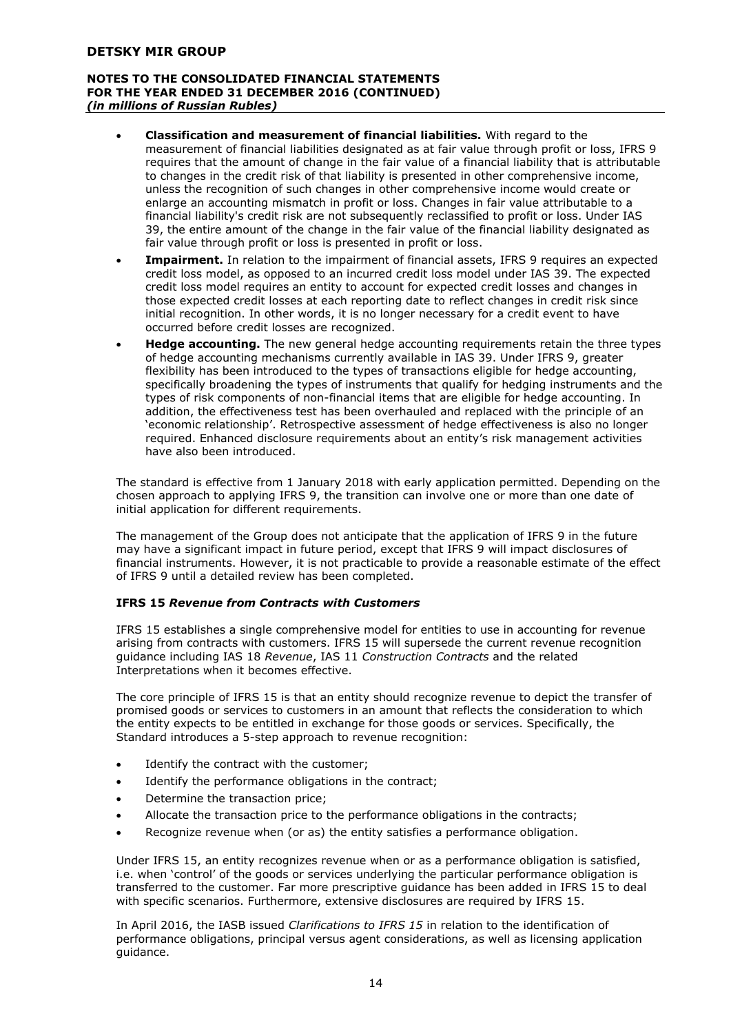- **Classification and measurement of financial liabilities.** With regard to the measurement of financial liabilities designated as at fair value through profit or loss, IFRS 9 requires that the amount of change in the fair value of a financial liability that is attributable to changes in the credit risk of that liability is presented in other comprehensive income, unless the recognition of such changes in other comprehensive income would create or enlarge an accounting mismatch in profit or loss. Changes in fair value attributable to a financial liability's credit risk are not subsequently reclassified to profit or loss. Under IAS 39, the entire amount of the change in the fair value of the financial liability designated as fair value through profit or loss is presented in profit or loss.
- **Impairment.** In relation to the impairment of financial assets, IFRS 9 requires an expected credit loss model, as opposed to an incurred credit loss model under IAS 39. The expected credit loss model requires an entity to account for expected credit losses and changes in those expected credit losses at each reporting date to reflect changes in credit risk since initial recognition. In other words, it is no longer necessary for a credit event to have occurred before credit losses are recognized.
- **Hedge accounting.** The new general hedge accounting requirements retain the three types of hedge accounting mechanisms currently available in IAS 39. Under IFRS 9, greater flexibility has been introduced to the types of transactions eligible for hedge accounting, specifically broadening the types of instruments that qualify for hedging instruments and the types of risk components of non-financial items that are eligible for hedge accounting. In addition, the effectiveness test has been overhauled and replaced with the principle of an 'economic relationship'. Retrospective assessment of hedge effectiveness is also no longer required. Enhanced disclosure requirements about an entity's risk management activities have also been introduced.

The standard is effective from 1 January 2018 with early application permitted. Depending on the chosen approach to applying IFRS 9, the transition can involve one or more than one date of initial application for different requirements.

The management of the Group does not anticipate that the application of IFRS 9 in the future may have a significant impact in future period, except that IFRS 9 will impact disclosures of financial instruments. However, it is not practicable to provide a reasonable estimate of the effect of IFRS 9 until a detailed review has been completed.

### IFRS 15 *Revenue from Contracts with Customers*

IFRS 15 establishes a single comprehensive model for entities to use in accounting for revenue arising from contracts with customers. IFRS 15 will supersede the current revenue recognition guidance including IAS 18 *Revenue*, IAS 11 *Construction Contracts* and the related Interpretations when it becomes effective.

The core principle of IFRS 15 is that an entity should recognize revenue to depict the transfer of promised goods or services to customers in an amount that reflects the consideration to which the entity expects to be entitled in exchange for those goods or services. Specifically, the Standard introduces a 5-step approach to revenue recognition:

- Identify the contract with the customer;
- Identify the performance obligations in the contract;
- Determine the transaction price;
- Allocate the transaction price to the performance obligations in the contracts;
- Recognize revenue when (or as) the entity satisfies a performance obligation.

Under IFRS 15, an entity recognizes revenue when or as a performance obligation is satisfied, i.e. when 'control' of the goods or services underlying the particular performance obligation is transferred to the customer. Far more prescriptive guidance has been added in IFRS 15 to deal with specific scenarios. Furthermore, extensive disclosures are required by IFRS 15.

In April 2016, the IASB issued *Clarifications to IFRS 15* in relation to the identification of performance obligations, principal versus agent considerations, as well as licensing application guidance.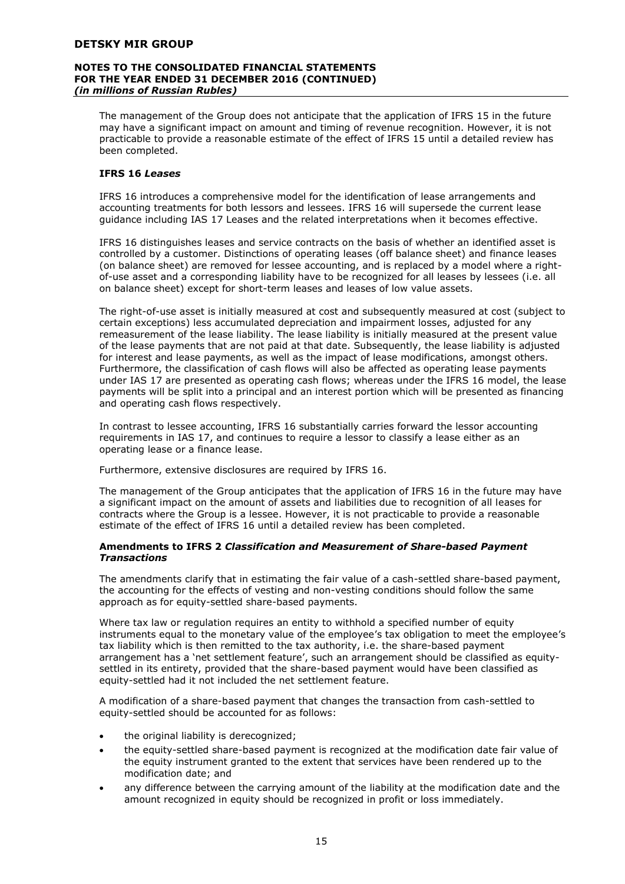The management of the Group does not anticipate that the application of IFRS 15 in the future may have a significant impact on amount and timing of revenue recognition. However, it is not practicable to provide a reasonable estimate of the effect of IFRS 15 until a detailed review has been completed.

**IFRS 16 *Leases***

IFRS 16 introduces a comprehensive model for the identification of lease arrangements and accounting treatments for both lessors and lessees. IFRS 16 will supersede the current lease guidance including IAS 17 Leases and the related interpretations when it becomes effective.

IFRS 16 distinguishes leases and service contracts on the basis of whether an identified asset is controlled by a customer. Distinctions of operating leases (off balance sheet) and finance leases (on balance sheet) are removed for lessee accounting, and is replaced by a model where a right-of-use asset and a corresponding liability have to be recognized for all leases by lessees (i.e. all on balance sheet) except for short-term leases and leases of low value assets.

The right-of-use asset is initially measured at cost and subsequently measured at cost (subject to certain exceptions) less accumulated depreciation and impairment losses, adjusted for any remeasurement of the lease liability. The lease liability is initially measured at the present value of the lease payments that are not paid at that date. Subsequently, the lease liability is adjusted for interest and lease payments, as well as the impact of lease modifications, amongst others. Furthermore, the classification of cash flows will also be affected as operating lease payments under IAS 17 are presented as operating cash flows; whereas under the IFRS 16 model, the lease payments will be split into a principal and an interest portion which will be presented as financing and operating cash flows respectively.

In contrast to lessee accounting, IFRS 16 substantially carries forward the lessor accounting requirements in IAS 17, and continues to require a lessor to classify a lease either as an operating lease or a finance lease.

Furthermore, extensive disclosures are required by IFRS 16.

The management of the Group anticipates that the application of IFRS 16 in the future may have a significant impact on the amount of assets and liabilities due to recognition of all leases for contracts where the Group is a lessee. However, it is not practicable to provide a reasonable estimate of the effect of IFRS 16 until a detailed review has been completed.

**Amendments to IFRS 2 *Classification and Measurement of Share-based Payment Transactions***

The amendments clarify that in estimating the fair value of a cash-settled share-based payment, the accounting for the effects of vesting and non-vesting conditions should follow the same approach as for equity-settled share-based payments.

Where tax law or regulation requires an entity to withhold a specified number of equity instruments equal to the monetary value of the employee's tax obligation to meet the employee's tax liability which is then remitted to the tax authority, i.e. the share-based payment arrangement has a 'net settlement feature', such an arrangement should be classified as equity-settled in its entirety, provided that the share-based payment would have been classified as equity-settled had it not included the net settlement feature.

A modification of a share-based payment that changes the transaction from cash-settled to equity-settled should be accounted for as follows:

- the original liability is derecognized;
- the equity-settled share-based payment is recognized at the modification date fair value of the equity instrument granted to the extent that services have been rendered up to the modification date; and
- any difference between the carrying amount of the liability at the modification date and the amount recognized in equity should be recognized in profit or loss immediately.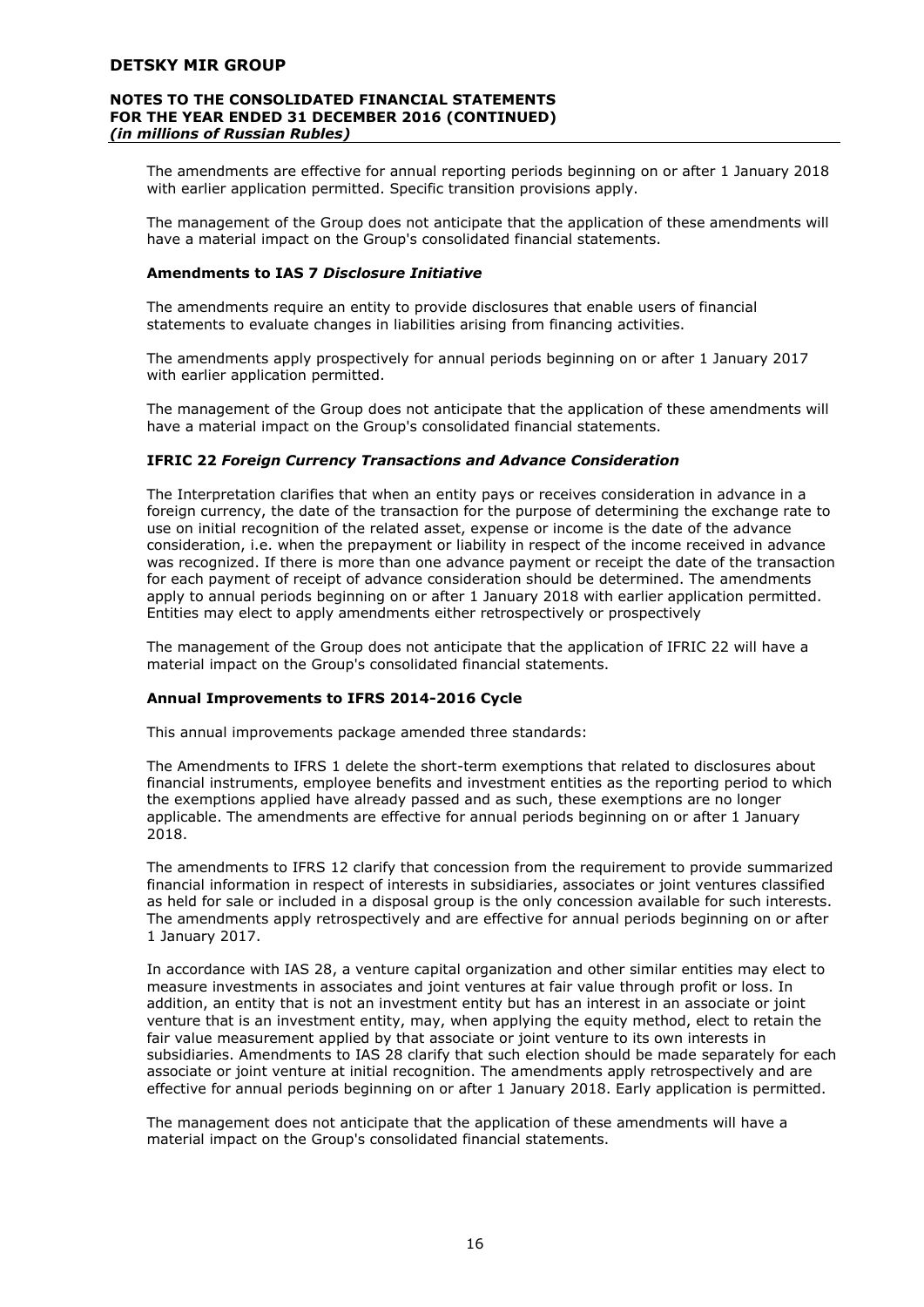The amendments are effective for annual reporting periods beginning on or after 1 January 2018 with earlier application permitted. Specific transition provisions apply.

The management of the Group does not anticipate that the application of these amendments will have a material impact on the Group's consolidated financial statements.

**Amendments to IAS 7** ***Disclosure Initiative***

The amendments require an entity to provide disclosures that enable users of financial statements to evaluate changes in liabilities arising from financing activities.

The amendments apply prospectively for annual periods beginning on or after 1 January 2017 with earlier application permitted.

The management of the Group does not anticipate that the application of these amendments will have a material impact on the Group's consolidated financial statements.

**IFRIC 22** ***Foreign Currency Transactions and Advance Consideration***

The Interpretation clarifies that when an entity pays or receives consideration in advance in a foreign currency, the date of the transaction for the purpose of determining the exchange rate to use on initial recognition of the related asset, expense or income is the date of the advance consideration, i.e. when the prepayment or liability in respect of the income received in advance was recognized. If there is more than one advance payment or receipt the date of the transaction for each payment of receipt of advance consideration should be determined. The amendments apply to annual periods beginning on or after 1 January 2018 with earlier application permitted. Entities may elect to apply amendments either retrospectively or prospectively

The management of the Group does not anticipate that the application of IFRIC 22 will have a material impact on the Group's consolidated financial statements.

**Annual Improvements to IFRS 2014-2016 Cycle**

This annual improvements package amended three standards:

The Amendments to IFRS 1 delete the short-term exemptions that related to disclosures about financial instruments, employee benefits and investment entities as the reporting period to which the exemptions applied have already passed and as such, these exemptions are no longer applicable. The amendments are effective for annual periods beginning on or after 1 January 2018.

The amendments to IFRS 12 clarify that concession from the requirement to provide summarized financial information in respect of interests in subsidiaries, associates or joint ventures classified as held for sale or included in a disposal group is the only concession available for such interests. The amendments apply retrospectively and are effective for annual periods beginning on or after 1 January 2017.

In accordance with IAS 28, a venture capital organization and other similar entities may elect to measure investments in associates and joint ventures at fair value through profit or loss. In addition, an entity that is not an investment entity but has an interest in an associate or joint venture that is an investment entity, may, when applying the equity method, elect to retain the fair value measurement applied by that associate or joint venture to its own interests in subsidiaries. Amendments to IAS 28 clarify that such election should be made separately for each associate or joint venture at initial recognition. The amendments apply retrospectively and are effective for annual periods beginning on or after 1 January 2018. Early application is permitted.

The management does not anticipate that the application of these amendments will have a material impact on the Group's consolidated financial statements.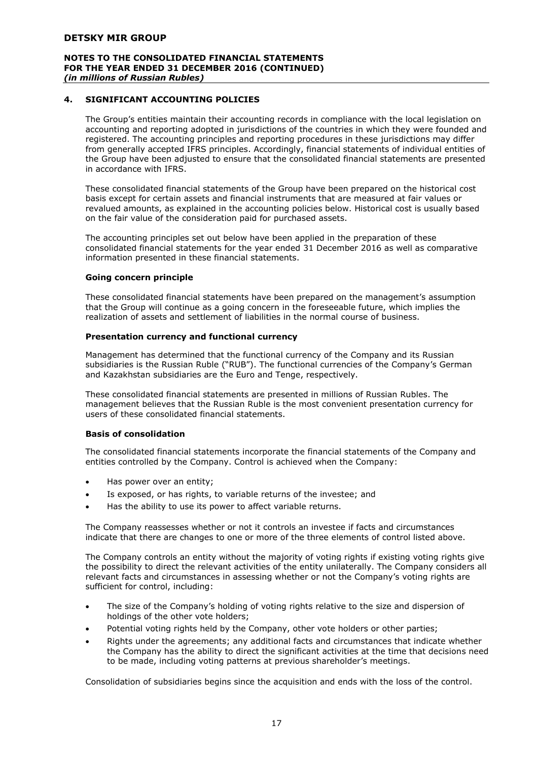## 4. SIGNIFICANT ACCOUNTING POLICIES

The Group's entities maintain their accounting records in compliance with the local legislation on accounting and reporting adopted in jurisdictions of the countries in which they were founded and registered. The accounting principles and reporting procedures in these jurisdictions may differ from generally accepted IFRS principles. Accordingly, financial statements of individual entities of the Group have been adjusted to ensure that the consolidated financial statements are presented in accordance with IFRS.

These consolidated financial statements of the Group have been prepared on the historical cost basis except for certain assets and financial instruments that are measured at fair values or revalued amounts, as explained in the accounting policies below. Historical cost is usually based on the fair value of the consideration paid for purchased assets.

The accounting principles set out below have been applied in the preparation of these consolidated financial statements for the year ended 31 December 2016 as well as comparative information presented in these financial statements.

### Going concern principle

These consolidated financial statements have been prepared on the management's assumption that the Group will continue as a going concern in the foreseeable future, which implies the realization of assets and settlement of liabilities in the normal course of business.

### Presentation currency and functional currency

Management has determined that the functional currency of the Company and its Russian subsidiaries is the Russian Ruble ("RUB"). The functional currencies of the Company's German and Kazakhstan subsidiaries are the Euro and Tenge, respectively.

These consolidated financial statements are presented in millions of Russian Rubles. The management believes that the Russian Ruble is the most convenient presentation currency for users of these consolidated financial statements.

### Basis of consolidation

The consolidated financial statements incorporate the financial statements of the Company and entities controlled by the Company. Control is achieved when the Company:

- Has power over an entity;
- Is exposed, or has rights, to variable returns of the investee; and
- Has the ability to use its power to affect variable returns.

The Company reassesses whether or not it controls an investee if facts and circumstances indicate that there are changes to one or more of the three elements of control listed above.

The Company controls an entity without the majority of voting rights if existing voting rights give the possibility to direct the relevant activities of the entity unilaterally. The Company considers all relevant facts and circumstances in assessing whether or not the Company's voting rights are sufficient for control, including:

- The size of the Company's holding of voting rights relative to the size and dispersion of holdings of the other vote holders;
- Potential voting rights held by the Company, other vote holders or other parties;
- Rights under the agreements; any additional facts and circumstances that indicate whether the Company has the ability to direct the significant activities at the time that decisions need to be made, including voting patterns at previous shareholder's meetings.

Consolidation of subsidiaries begins since the acquisition and ends with the loss of the control.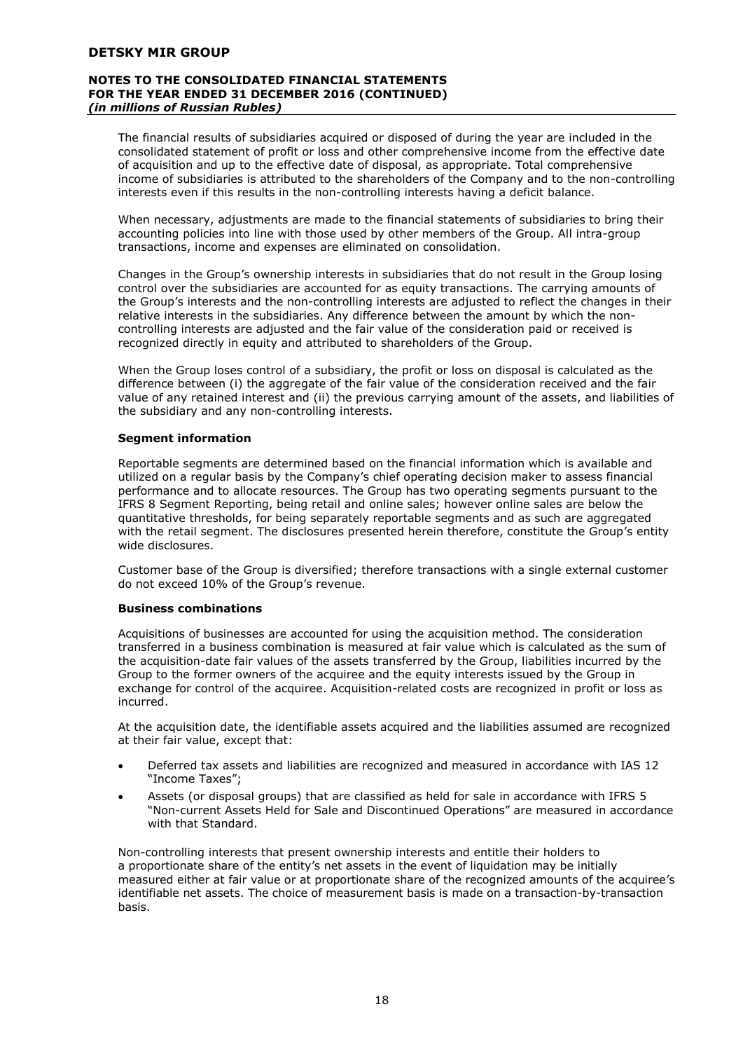The financial results of subsidiaries acquired or disposed of during the year are included in the consolidated statement of profit or loss and other comprehensive income from the effective date of acquisition and up to the effective date of disposal, as appropriate. Total comprehensive income of subsidiaries is attributed to the shareholders of the Company and to the non-controlling interests even if this results in the non-controlling interests having a deficit balance.

When necessary, adjustments are made to the financial statements of subsidiaries to bring their accounting policies into line with those used by other members of the Group. All intra-group transactions, income and expenses are eliminated on consolidation.

Changes in the Group's ownership interests in subsidiaries that do not result in the Group losing control over the subsidiaries are accounted for as equity transactions. The carrying amounts of the Group's interests and the non-controlling interests are adjusted to reflect the changes in their relative interests in the subsidiaries. Any difference between the amount by which the non-controlling interests are adjusted and the fair value of the consideration paid or received is recognized directly in equity and attributed to shareholders of the Group.

When the Group loses control of a subsidiary, the profit or loss on disposal is calculated as the difference between (i) the aggregate of the fair value of the consideration received and the fair value of any retained interest and (ii) the previous carrying amount of the assets, and liabilities of the subsidiary and any non-controlling interests.

**Segment information**

Reportable segments are determined based on the financial information which is available and utilized on a regular basis by the Company's chief operating decision maker to assess financial performance and to allocate resources. The Group has two operating segments pursuant to the IFRS 8 Segment Reporting, being retail and online sales; however online sales are below the quantitative thresholds, for being separately reportable segments and as such are aggregated with the retail segment. The disclosures presented herein therefore, constitute the Group's entity wide disclosures.

Customer base of the Group is diversified; therefore transactions with a single external customer do not exceed 10% of the Group's revenue.

**Business combinations**

Acquisitions of businesses are accounted for using the acquisition method. The consideration transferred in a business combination is measured at fair value which is calculated as the sum of the acquisition-date fair values of the assets transferred by the Group, liabilities incurred by the Group to the former owners of the acquiree and the equity interests issued by the Group in exchange for control of the acquiree. Acquisition-related costs are recognized in profit or loss as incurred.

At the acquisition date, the identifiable assets acquired and the liabilities assumed are recognized at their fair value, except that:

- Deferred tax assets and liabilities are recognized and measured in accordance with IAS 12 "Income Taxes";
- Assets (or disposal groups) that are classified as held for sale in accordance with IFRS 5 "Non-current Assets Held for Sale and Discontinued Operations" are measured in accordance with that Standard.

Non-controlling interests that present ownership interests and entitle their holders to a proportionate share of the entity's net assets in the event of liquidation may be initially measured either at fair value or at proportionate share of the recognized amounts of the acquiree's identifiable net assets. The choice of measurement basis is made on a transaction-by-transaction basis.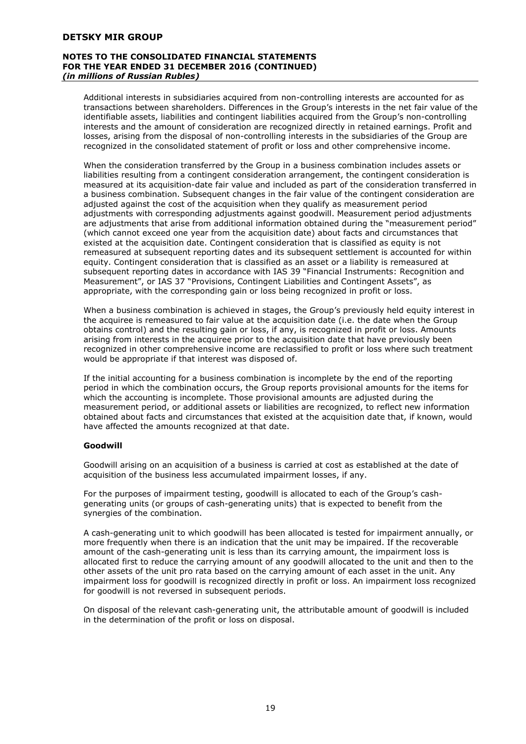Additional interests in subsidiaries acquired from non-controlling interests are accounted for as transactions between shareholders. Differences in the Group's interests in the net fair value of the identifiable assets, liabilities and contingent liabilities acquired from the Group's non-controlling interests and the amount of consideration are recognized directly in retained earnings. Profit and losses, arising from the disposal of non-controlling interests in the subsidiaries of the Group are recognized in the consolidated statement of profit or loss and other comprehensive income.

When the consideration transferred by the Group in a business combination includes assets or liabilities resulting from a contingent consideration arrangement, the contingent consideration is measured at its acquisition-date fair value and included as part of the consideration transferred in a business combination. Subsequent changes in the fair value of the contingent consideration are adjusted against the cost of the acquisition when they qualify as measurement period adjustments with corresponding adjustments against goodwill. Measurement period adjustments are adjustments that arise from additional information obtained during the "measurement period" (which cannot exceed one year from the acquisition date) about facts and circumstances that existed at the acquisition date. Contingent consideration that is classified as equity is not remeasured at subsequent reporting dates and its subsequent settlement is accounted for within equity. Contingent consideration that is classified as an asset or a liability is remeasured at subsequent reporting dates in accordance with IAS 39 "Financial Instruments: Recognition and Measurement", or IAS 37 "Provisions, Contingent Liabilities and Contingent Assets", as appropriate, with the corresponding gain or loss being recognized in profit or loss.

When a business combination is achieved in stages, the Group's previously held equity interest in the acquiree is remeasured to fair value at the acquisition date (i.e. the date when the Group obtains control) and the resulting gain or loss, if any, is recognized in profit or loss. Amounts arising from interests in the acquiree prior to the acquisition date that have previously been recognized in other comprehensive income are reclassified to profit or loss where such treatment would be appropriate if that interest was disposed of.

If the initial accounting for a business combination is incomplete by the end of the reporting period in which the combination occurs, the Group reports provisional amounts for the items for which the accounting is incomplete. Those provisional amounts are adjusted during the measurement period, or additional assets or liabilities are recognized, to reflect new information obtained about facts and circumstances that existed at the acquisition date that, if known, would have affected the amounts recognized at that date.

**Goodwill**

Goodwill arising on an acquisition of a business is carried at cost as established at the date of acquisition of the business less accumulated impairment losses, if any.

For the purposes of impairment testing, goodwill is allocated to each of the Group's cash-generating units (or groups of cash-generating units) that is expected to benefit from the synergies of the combination.

A cash-generating unit to which goodwill has been allocated is tested for impairment annually, or more frequently when there is an indication that the unit may be impaired. If the recoverable amount of the cash-generating unit is less than its carrying amount, the impairment loss is allocated first to reduce the carrying amount of any goodwill allocated to the unit and then to the other assets of the unit pro rata based on the carrying amount of each asset in the unit. Any impairment loss for goodwill is recognized directly in profit or loss. An impairment loss recognized for goodwill is not reversed in subsequent periods.

On disposal of the relevant cash-generating unit, the attributable amount of goodwill is included in the determination of the profit or loss on disposal.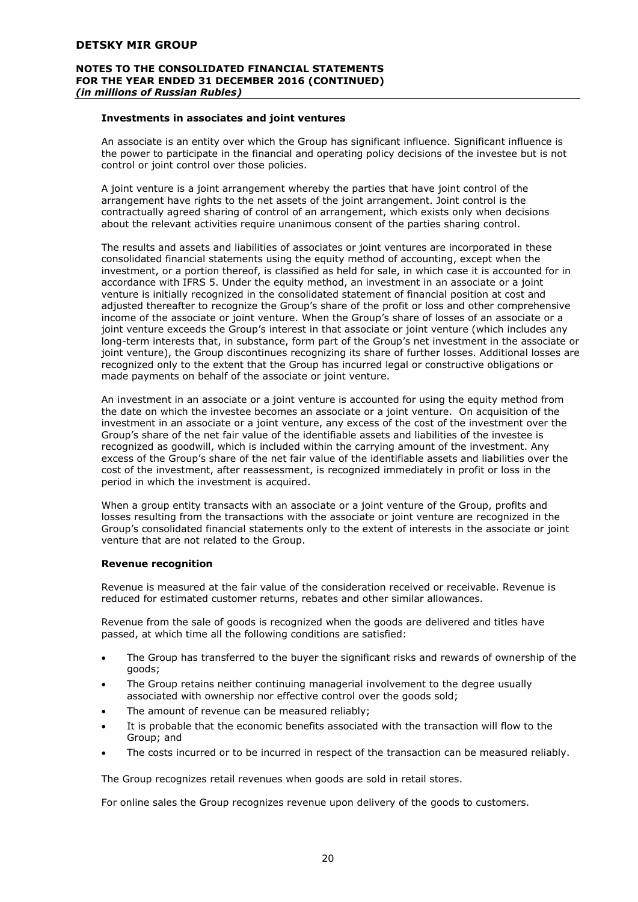**Investments in associates and joint ventures**

An associate is an entity over which the Group has significant influence. Significant influence is the power to participate in the financial and operating policy decisions of the investee but is not control or joint control over those policies.

A joint venture is a joint arrangement whereby the parties that have joint control of the arrangement have rights to the net assets of the joint arrangement. Joint control is the contractually agreed sharing of control of an arrangement, which exists only when decisions about the relevant activities require unanimous consent of the parties sharing control.

The results and assets and liabilities of associates or joint ventures are incorporated in these consolidated financial statements using the equity method of accounting, except when the investment, or a portion thereof, is classified as held for sale, in which case it is accounted for in accordance with IFRS 5. Under the equity method, an investment in an associate or a joint venture is initially recognized in the consolidated statement of financial position at cost and adjusted thereafter to recognize the Group's share of the profit or loss and other comprehensive income of the associate or joint venture. When the Group's share of losses of an associate or a joint venture exceeds the Group's interest in that associate or joint venture (which includes any long-term interests that, in substance, form part of the Group's net investment in the associate or joint venture), the Group discontinues recognizing its share of further losses. Additional losses are recognized only to the extent that the Group has incurred legal or constructive obligations or made payments on behalf of the associate or joint venture.

An investment in an associate or a joint venture is accounted for using the equity method from the date on which the investee becomes an associate or a joint venture. On acquisition of the investment in an associate or a joint venture, any excess of the cost of the investment over the Group's share of the net fair value of the identifiable assets and liabilities of the investee is recognized as goodwill, which is included within the carrying amount of the investment. Any excess of the Group's share of the net fair value of the identifiable assets and liabilities over the cost of the investment, after reassessment, is recognized immediately in profit or loss in the period in which the investment is acquired.

When a group entity transacts with an associate or a joint venture of the Group, profits and losses resulting from the transactions with the associate or joint venture are recognized in the Group's consolidated financial statements only to the extent of interests in the associate or joint venture that are not related to the Group.

**Revenue recognition**

Revenue is measured at the fair value of the consideration received or receivable. Revenue is reduced for estimated customer returns, rebates and other similar allowances.

Revenue from the sale of goods is recognized when the goods are delivered and titles have passed, at which time all the following conditions are satisfied:

- The Group has transferred to the buyer the significant risks and rewards of ownership of the goods;
- The Group retains neither continuing managerial involvement to the degree usually associated with ownership nor effective control over the goods sold;
- The amount of revenue can be measured reliably;
- It is probable that the economic benefits associated with the transaction will flow to the Group; and
- The costs incurred or to be incurred in respect of the transaction can be measured reliably.

The Group recognizes retail revenues when goods are sold in retail stores.

For online sales the Group recognizes revenue upon delivery of the goods to customers.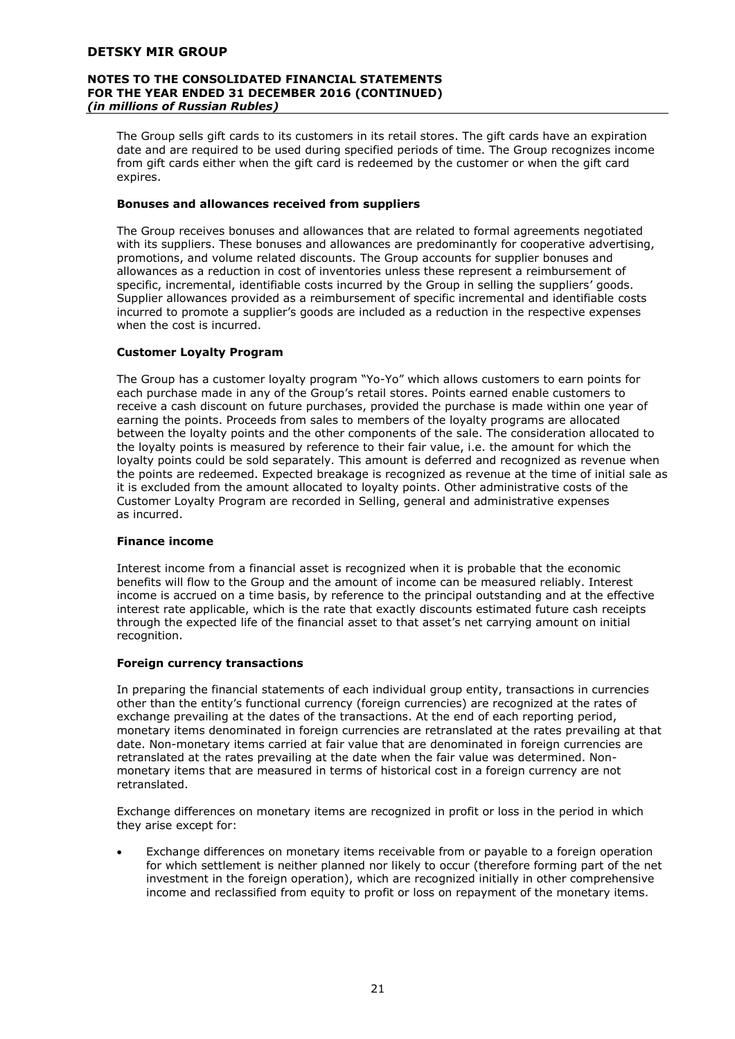The Group sells gift cards to its customers in its retail stores. The gift cards have an expiration date and are required to be used during specified periods of time. The Group recognizes income from gift cards either when the gift card is redeemed by the customer or when the gift card expires.

**Bonuses and allowances received from suppliers**

The Group receives bonuses and allowances that are related to formal agreements negotiated with its suppliers. These bonuses and allowances are predominantly for cooperative advertising, promotions, and volume related discounts. The Group accounts for supplier bonuses and allowances as a reduction in cost of inventories unless these represent a reimbursement of specific, incremental, identifiable costs incurred by the Group in selling the suppliers' goods. Supplier allowances provided as a reimbursement of specific incremental and identifiable costs incurred to promote a supplier's goods are included as a reduction in the respective expenses when the cost is incurred.

**Customer Loyalty Program**

The Group has a customer loyalty program "Yo-Yo" which allows customers to earn points for each purchase made in any of the Group's retail stores. Points earned enable customers to receive a cash discount on future purchases, provided the purchase is made within one year of earning the points. Proceeds from sales to members of the loyalty programs are allocated between the loyalty points and the other components of the sale. The consideration allocated to the loyalty points is measured by reference to their fair value, i.e. the amount for which the loyalty points could be sold separately. This amount is deferred and recognized as revenue when the points are redeemed. Expected breakage is recognized as revenue at the time of initial sale as it is excluded from the amount allocated to loyalty points. Other administrative costs of the Customer Loyalty Program are recorded in Selling, general and administrative expenses as incurred.

**Finance income**

Interest income from a financial asset is recognized when it is probable that the economic benefits will flow to the Group and the amount of income can be measured reliably. Interest income is accrued on a time basis, by reference to the principal outstanding and at the effective interest rate applicable, which is the rate that exactly discounts estimated future cash receipts through the expected life of the financial asset to that asset's net carrying amount on initial recognition.

**Foreign currency transactions**

In preparing the financial statements of each individual group entity, transactions in currencies other than the entity's functional currency (foreign currencies) are recognized at the rates of exchange prevailing at the dates of the transactions. At the end of each reporting period, monetary items denominated in foreign currencies are retranslated at the rates prevailing at that date. Non-monetary items carried at fair value that are denominated in foreign currencies are retranslated at the rates prevailing at the date when the fair value was determined. Non-monetary items that are measured in terms of historical cost in a foreign currency are not retranslated.

Exchange differences on monetary items are recognized in profit or loss in the period in which they arise except for:

- Exchange differences on monetary items receivable from or payable to a foreign operation for which settlement is neither planned nor likely to occur (therefore forming part of the net investment in the foreign operation), which are recognized initially in other comprehensive income and reclassified from equity to profit or loss on repayment of the monetary items.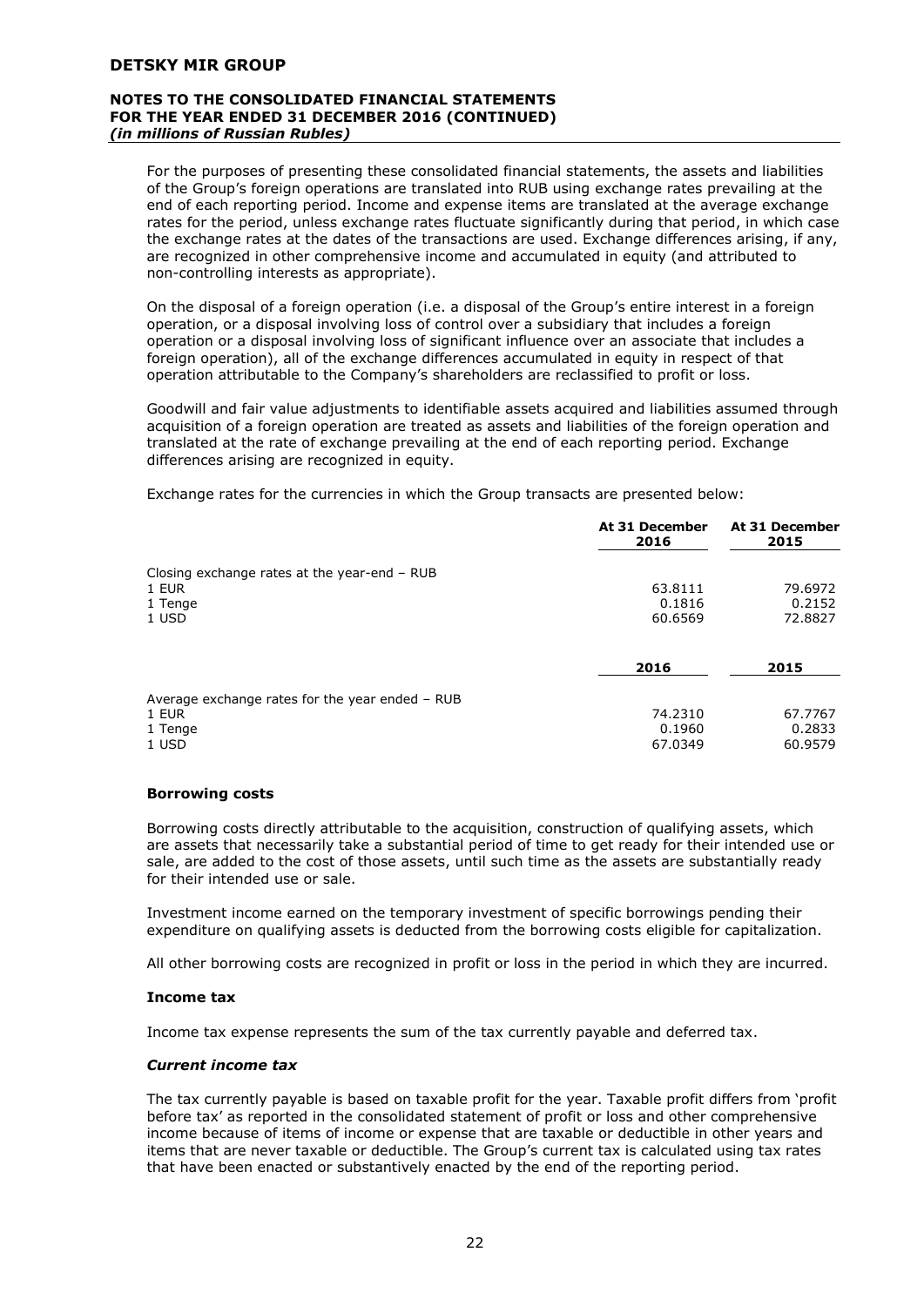For the purposes of presenting these consolidated financial statements, the assets and liabilities of the Group's foreign operations are translated into RUB using exchange rates prevailing at the end of each reporting period. Income and expense items are translated at the average exchange rates for the period, unless exchange rates fluctuate significantly during that period, in which case the exchange rates at the dates of the transactions are used. Exchange differences arising, if any, are recognized in other comprehensive income and accumulated in equity (and attributed to non-controlling interests as appropriate).

On the disposal of a foreign operation (i.e. a disposal of the Group's entire interest in a foreign operation, or a disposal involving loss of control over a subsidiary that includes a foreign operation or a disposal involving loss of significant influence over an associate that includes a foreign operation), all of the exchange differences accumulated in equity in respect of that operation attributable to the Company's shareholders are reclassified to profit or loss.

Goodwill and fair value adjustments to identifiable assets acquired and liabilities assumed through acquisition of a foreign operation are treated as assets and liabilities of the foreign operation and translated at the rate of exchange prevailing at the end of each reporting period. Exchange differences arising are recognized in equity.

Exchange rates for the currencies in which the Group transacts are presented below:

| | At 31 December 2016 | At 31 December 2015 |
|---|---|---|
| Closing exchange rates at the year-end – RUB | | |
| 1 EUR | 63.8111 | 79.6972 |
| 1 Tenge | 0.1816 | 0.2152 |
| 1 USD | 60.6569 | 72.8827 |
| | **2016** | **2015** |
| Average exchange rates for the year ended – RUB | | |
| 1 EUR | 74.2310 | 67.7767 |
| 1 Tenge | 0.1960 | 0.2833 |
| 1 USD | 67.0349 | 60.9579 |

### Borrowing costs

Borrowing costs directly attributable to the acquisition, construction of qualifying assets, which are assets that necessarily take a substantial period of time to get ready for their intended use or sale, are added to the cost of those assets, until such time as the assets are substantially ready for their intended use or sale.

Investment income earned on the temporary investment of specific borrowings pending their expenditure on qualifying assets is deducted from the borrowing costs eligible for capitalization.

All other borrowing costs are recognized in profit or loss in the period in which they are incurred.

### Income tax

Income tax expense represents the sum of the tax currently payable and deferred tax.

#### *Current income tax*

The tax currently payable is based on taxable profit for the year. Taxable profit differs from 'profit before tax' as reported in the consolidated statement of profit or loss and other comprehensive income because of items of income or expense that are taxable or deductible in other years and items that are never taxable or deductible. The Group's current tax is calculated using tax rates that have been enacted or substantively enacted by the end of the reporting period.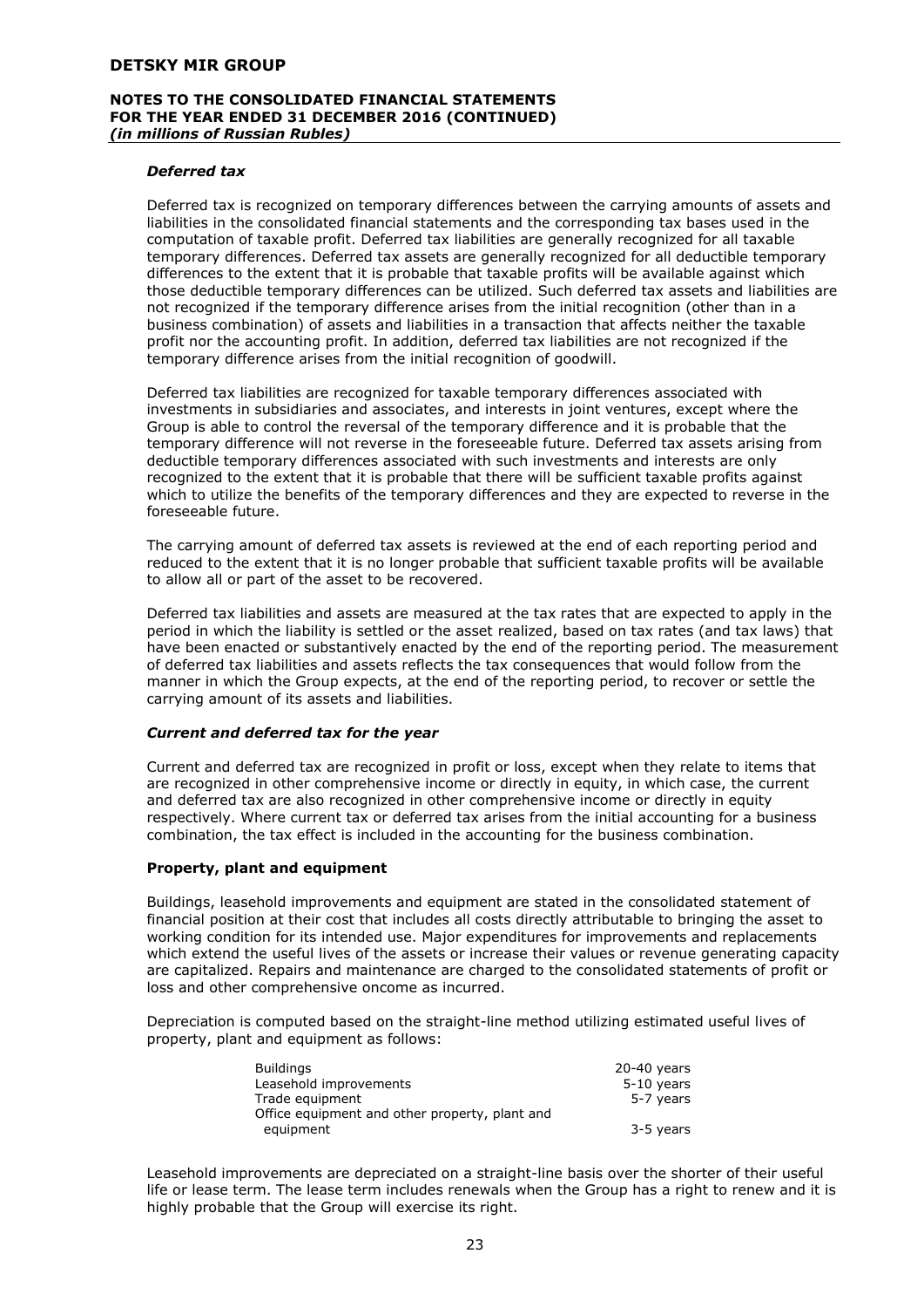### *Deferred tax*

Deferred tax is recognized on temporary differences between the carrying amounts of assets and liabilities in the consolidated financial statements and the corresponding tax bases used in the computation of taxable profit. Deferred tax liabilities are generally recognized for all taxable temporary differences. Deferred tax assets are generally recognized for all deductible temporary differences to the extent that it is probable that taxable profits will be available against which those deductible temporary differences can be utilized. Such deferred tax assets and liabilities are not recognized if the temporary difference arises from the initial recognition (other than in a business combination) of assets and liabilities in a transaction that affects neither the taxable profit nor the accounting profit. In addition, deferred tax liabilities are not recognized if the temporary difference arises from the initial recognition of goodwill.

Deferred tax liabilities are recognized for taxable temporary differences associated with investments in subsidiaries and associates, and interests in joint ventures, except where the Group is able to control the reversal of the temporary difference and it is probable that the temporary difference will not reverse in the foreseeable future. Deferred tax assets arising from deductible temporary differences associated with such investments and interests are only recognized to the extent that it is probable that there will be sufficient taxable profits against which to utilize the benefits of the temporary differences and they are expected to reverse in the foreseeable future.

The carrying amount of deferred tax assets is reviewed at the end of each reporting period and reduced to the extent that it is no longer probable that sufficient taxable profits will be available to allow all or part of the asset to be recovered.

Deferred tax liabilities and assets are measured at the tax rates that are expected to apply in the period in which the liability is settled or the asset realized, based on tax rates (and tax laws) that have been enacted or substantively enacted by the end of the reporting period. The measurement of deferred tax liabilities and assets reflects the tax consequences that would follow from the manner in which the Group expects, at the end of the reporting period, to recover or settle the carrying amount of its assets and liabilities.

### *Current and deferred tax for the year*

Current and deferred tax are recognized in profit or loss, except when they relate to items that are recognized in other comprehensive income or directly in equity, in which case, the current and deferred tax are also recognized in other comprehensive income or directly in equity respectively. Where current tax or deferred tax arises from the initial accounting for a business combination, the tax effect is included in the accounting for the business combination.

### **Property, plant and equipment**

Buildings, leasehold improvements and equipment are stated in the consolidated statement of financial position at their cost that includes all costs directly attributable to bringing the asset to working condition for its intended use. Major expenditures for improvements and replacements which extend the useful lives of the assets or increase their values or revenue generating capacity are capitalized. Repairs and maintenance are charged to the consolidated statements of profit or loss and other comprehensive oncome as incurred.

Depreciation is computed based on the straight-line method utilizing estimated useful lives of property, plant and equipment as follows:

| | |
|---|---|
| Buildings | 20-40 years |
| Leasehold improvements | 5-10 years |
| Trade equipment | 5-7 years |
| Office equipment and other property, plant and equipment | 3-5 years |

Leasehold improvements are depreciated on a straight-line basis over the shorter of their useful life or lease term. The lease term includes renewals when the Group has a right to renew and it is highly probable that the Group will exercise its right.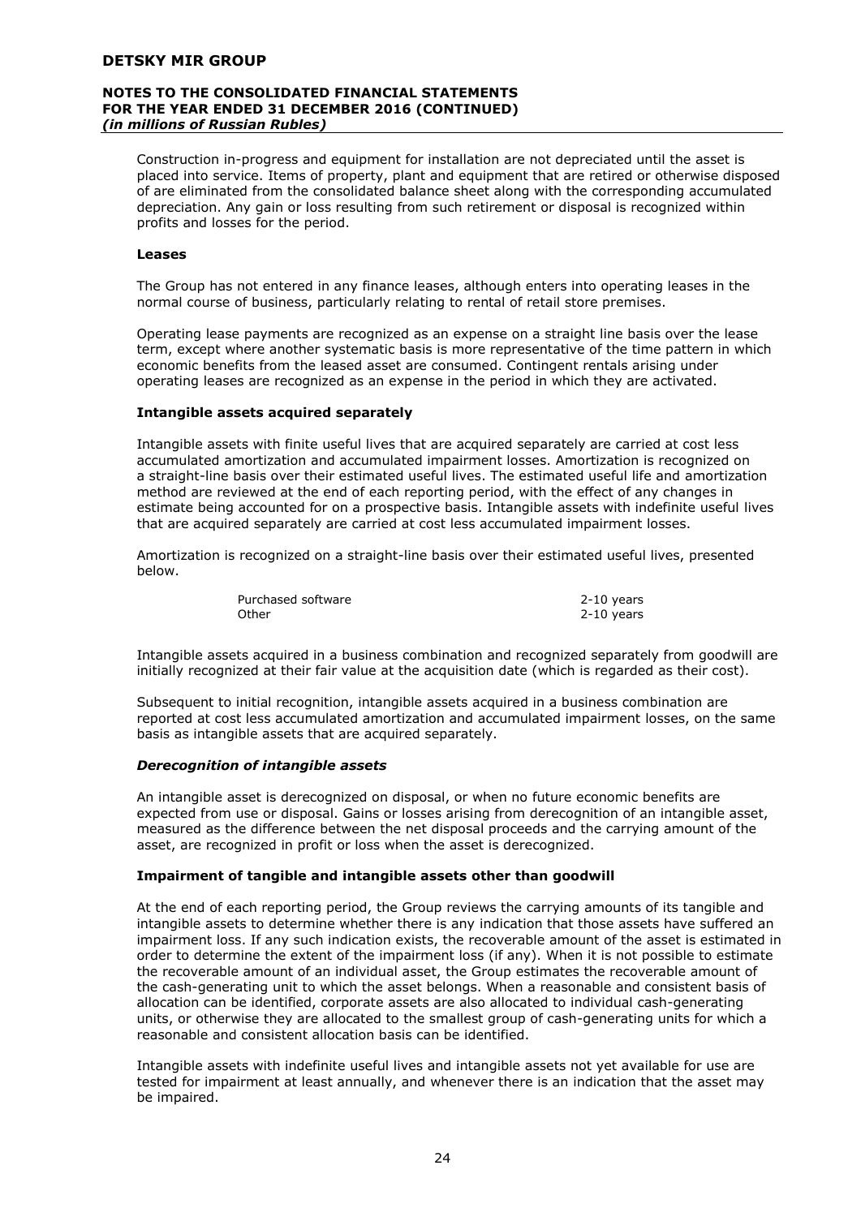Construction in-progress and equipment for installation are not depreciated until the asset is placed into service. Items of property, plant and equipment that are retired or otherwise disposed of are eliminated from the consolidated balance sheet along with the corresponding accumulated depreciation. Any gain or loss resulting from such retirement or disposal is recognized within profits and losses for the period.

**Leases**

The Group has not entered in any finance leases, although enters into operating leases in the normal course of business, particularly relating to rental of retail store premises.

Operating lease payments are recognized as an expense on a straight line basis over the lease term, except where another systematic basis is more representative of the time pattern in which economic benefits from the leased asset are consumed. Contingent rentals arising under operating leases are recognized as an expense in the period in which they are activated.

**Intangible assets acquired separately**

Intangible assets with finite useful lives that are acquired separately are carried at cost less accumulated amortization and accumulated impairment losses. Amortization is recognized on a straight-line basis over their estimated useful lives. The estimated useful life and amortization method are reviewed at the end of each reporting period, with the effect of any changes in estimate being accounted for on a prospective basis. Intangible assets with indefinite useful lives that are acquired separately are carried at cost less accumulated impairment losses.

Amortization is recognized on a straight-line basis over their estimated useful lives, presented below.

| | |
|---|---|
| Purchased software | 2-10 years |
| Other | 2-10 years |

Intangible assets acquired in a business combination and recognized separately from goodwill are initially recognized at their fair value at the acquisition date (which is regarded as their cost).

Subsequent to initial recognition, intangible assets acquired in a business combination are reported at cost less accumulated amortization and accumulated impairment losses, on the same basis as intangible assets that are acquired separately.

***Derecognition of intangible assets***

An intangible asset is derecognized on disposal, or when no future economic benefits are expected from use or disposal. Gains or losses arising from derecognition of an intangible asset, measured as the difference between the net disposal proceeds and the carrying amount of the asset, are recognized in profit or loss when the asset is derecognized.

**Impairment of tangible and intangible assets other than goodwill**

At the end of each reporting period, the Group reviews the carrying amounts of its tangible and intangible assets to determine whether there is any indication that those assets have suffered an impairment loss. If any such indication exists, the recoverable amount of the asset is estimated in order to determine the extent of the impairment loss (if any). When it is not possible to estimate the recoverable amount of an individual asset, the Group estimates the recoverable amount of the cash-generating unit to which the asset belongs. When a reasonable and consistent basis of allocation can be identified, corporate assets are also allocated to individual cash-generating units, or otherwise they are allocated to the smallest group of cash-generating units for which a reasonable and consistent allocation basis can be identified.

Intangible assets with indefinite useful lives and intangible assets not yet available for use are tested for impairment at least annually, and whenever there is an indication that the asset may be impaired.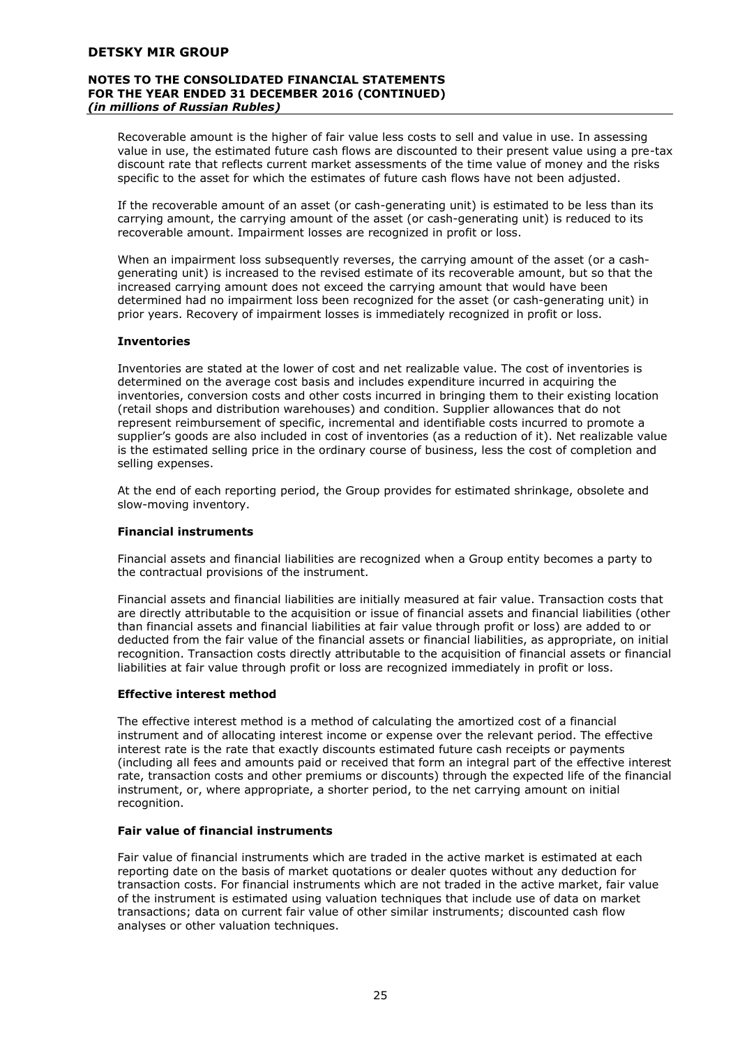Recoverable amount is the higher of fair value less costs to sell and value in use. In assessing value in use, the estimated future cash flows are discounted to their present value using a pre-tax discount rate that reflects current market assessments of the time value of money and the risks specific to the asset for which the estimates of future cash flows have not been adjusted.

If the recoverable amount of an asset (or cash-generating unit) is estimated to be less than its carrying amount, the carrying amount of the asset (or cash-generating unit) is reduced to its recoverable amount. Impairment losses are recognized in profit or loss.

When an impairment loss subsequently reverses, the carrying amount of the asset (or a cash-generating unit) is increased to the revised estimate of its recoverable amount, but so that the increased carrying amount does not exceed the carrying amount that would have been determined had no impairment loss been recognized for the asset (or cash-generating unit) in prior years. Recovery of impairment losses is immediately recognized in profit or loss.

**Inventories**

Inventories are stated at the lower of cost and net realizable value. The cost of inventories is determined on the average cost basis and includes expenditure incurred in acquiring the inventories, conversion costs and other costs incurred in bringing them to their existing location (retail shops and distribution warehouses) and condition. Supplier allowances that do not represent reimbursement of specific, incremental and identifiable costs incurred to promote a supplier's goods are also included in cost of inventories (as a reduction of it). Net realizable value is the estimated selling price in the ordinary course of business, less the cost of completion and selling expenses.

At the end of each reporting period, the Group provides for estimated shrinkage, obsolete and slow-moving inventory.

**Financial instruments**

Financial assets and financial liabilities are recognized when a Group entity becomes a party to the contractual provisions of the instrument.

Financial assets and financial liabilities are initially measured at fair value. Transaction costs that are directly attributable to the acquisition or issue of financial assets and financial liabilities (other than financial assets and financial liabilities at fair value through profit or loss) are added to or deducted from the fair value of the financial assets or financial liabilities, as appropriate, on initial recognition. Transaction costs directly attributable to the acquisition of financial assets or financial liabilities at fair value through profit or loss are recognized immediately in profit or loss.

**Effective interest method**

The effective interest method is a method of calculating the amortized cost of a financial instrument and of allocating interest income or expense over the relevant period. The effective interest rate is the rate that exactly discounts estimated future cash receipts or payments (including all fees and amounts paid or received that form an integral part of the effective interest rate, transaction costs and other premiums or discounts) through the expected life of the financial instrument, or, where appropriate, a shorter period, to the net carrying amount on initial recognition.

**Fair value of financial instruments**

Fair value of financial instruments which are traded in the active market is estimated at each reporting date on the basis of market quotations or dealer quotes without any deduction for transaction costs. For financial instruments which are not traded in the active market, fair value of the instrument is estimated using valuation techniques that include use of data on market transactions; data on current fair value of other similar instruments; discounted cash flow analyses or other valuation techniques.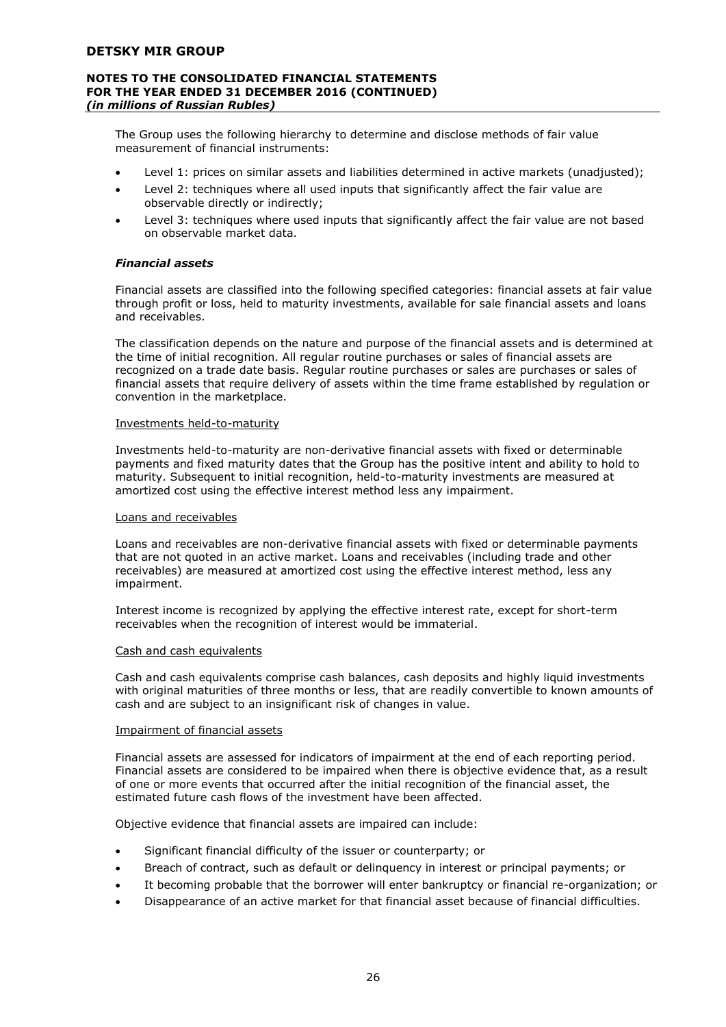The Group uses the following hierarchy to determine and disclose methods of fair value measurement of financial instruments:

- Level 1: prices on similar assets and liabilities determined in active markets (unadjusted);
- Level 2: techniques where all used inputs that significantly affect the fair value are observable directly or indirectly;
- Level 3: techniques where used inputs that significantly affect the fair value are not based on observable market data.

### *Financial assets*

Financial assets are classified into the following specified categories: financial assets at fair value through profit or loss, held to maturity investments, available for sale financial assets and loans and receivables.

The classification depends on the nature and purpose of the financial assets and is determined at the time of initial recognition. All regular routine purchases or sales of financial assets are recognized on a trade date basis. Regular routine purchases or sales are purchases or sales of financial assets that require delivery of assets within the time frame established by regulation or convention in the marketplace.

Investments held-to-maturity

Investments held-to-maturity are non-derivative financial assets with fixed or determinable payments and fixed maturity dates that the Group has the positive intent and ability to hold to maturity. Subsequent to initial recognition, held-to-maturity investments are measured at amortized cost using the effective interest method less any impairment.

Loans and receivables

Loans and receivables are non-derivative financial assets with fixed or determinable payments that are not quoted in an active market. Loans and receivables (including trade and other receivables) are measured at amortized cost using the effective interest method, less any impairment.

Interest income is recognized by applying the effective interest rate, except for short-term receivables when the recognition of interest would be immaterial.

Cash and cash equivalents

Cash and cash equivalents comprise cash balances, cash deposits and highly liquid investments with original maturities of three months or less, that are readily convertible to known amounts of cash and are subject to an insignificant risk of changes in value.

Impairment of financial assets

Financial assets are assessed for indicators of impairment at the end of each reporting period. Financial assets are considered to be impaired when there is objective evidence that, as a result of one or more events that occurred after the initial recognition of the financial asset, the estimated future cash flows of the investment have been affected.

Objective evidence that financial assets are impaired can include:

- Significant financial difficulty of the issuer or counterparty; or
- Breach of contract, such as default or delinquency in interest or principal payments; or
- It becoming probable that the borrower will enter bankruptcy or financial re-organization; or
- Disappearance of an active market for that financial asset because of financial difficulties.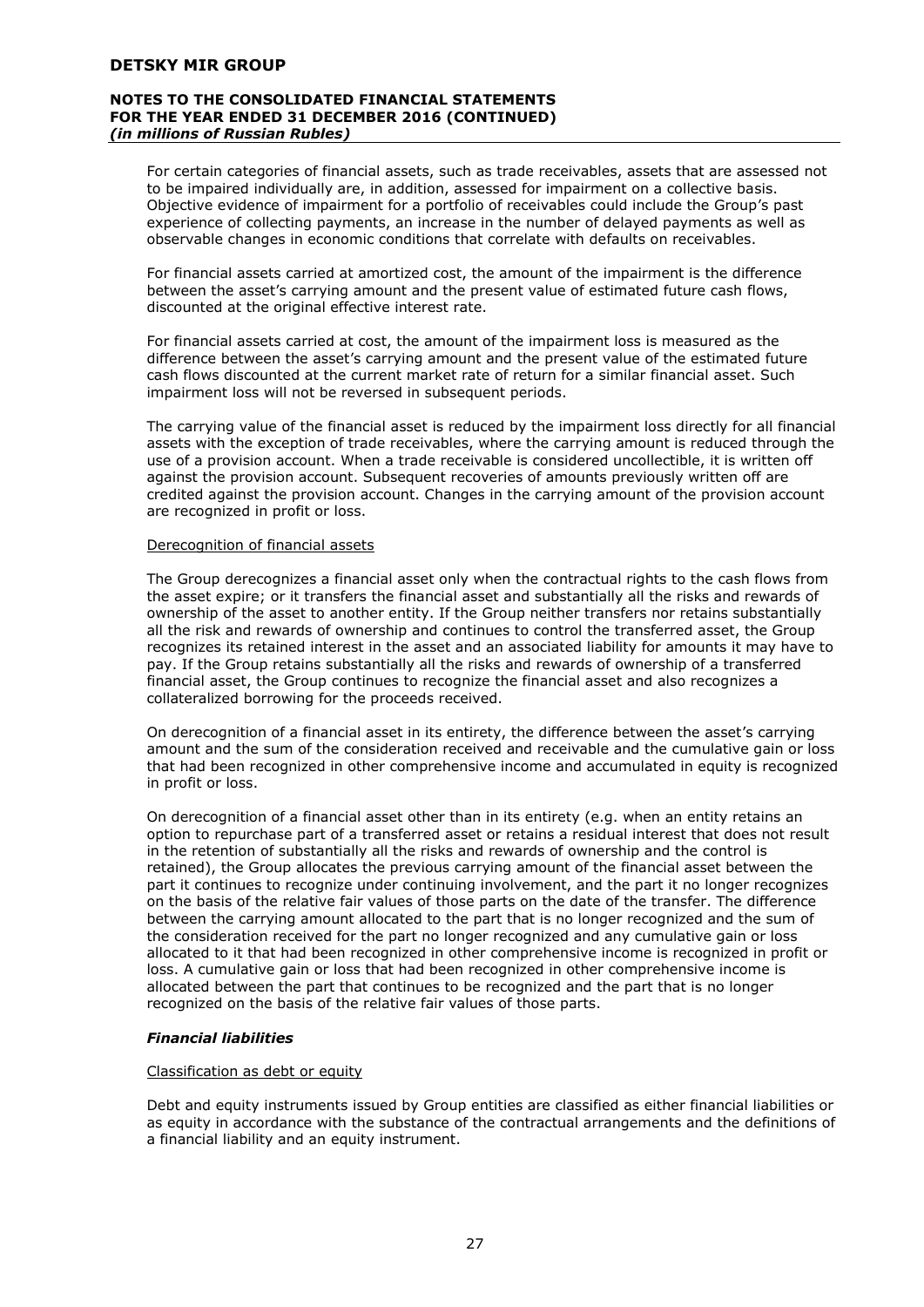For certain categories of financial assets, such as trade receivables, assets that are assessed not to be impaired individually are, in addition, assessed for impairment on a collective basis. Objective evidence of impairment for a portfolio of receivables could include the Group's past experience of collecting payments, an increase in the number of delayed payments as well as observable changes in economic conditions that correlate with defaults on receivables.

For financial assets carried at amortized cost, the amount of the impairment is the difference between the asset's carrying amount and the present value of estimated future cash flows, discounted at the original effective interest rate.

For financial assets carried at cost, the amount of the impairment loss is measured as the difference between the asset's carrying amount and the present value of the estimated future cash flows discounted at the current market rate of return for a similar financial asset. Such impairment loss will not be reversed in subsequent periods.

The carrying value of the financial asset is reduced by the impairment loss directly for all financial assets with the exception of trade receivables, where the carrying amount is reduced through the use of a provision account. When a trade receivable is considered uncollectible, it is written off against the provision account. Subsequent recoveries of amounts previously written off are credited against the provision account. Changes in the carrying amount of the provision account are recognized in profit or loss.

Derecognition of financial assets

The Group derecognizes a financial asset only when the contractual rights to the cash flows from the asset expire; or it transfers the financial asset and substantially all the risks and rewards of ownership of the asset to another entity. If the Group neither transfers nor retains substantially all the risk and rewards of ownership and continues to control the transferred asset, the Group recognizes its retained interest in the asset and an associated liability for amounts it may have to pay. If the Group retains substantially all the risks and rewards of ownership of a transferred financial asset, the Group continues to recognize the financial asset and also recognizes a collateralized borrowing for the proceeds received.

On derecognition of a financial asset in its entirety, the difference between the asset's carrying amount and the sum of the consideration received and receivable and the cumulative gain or loss that had been recognized in other comprehensive income and accumulated in equity is recognized in profit or loss.

On derecognition of a financial asset other than in its entirety (e.g. when an entity retains an option to repurchase part of a transferred asset or retains a residual interest that does not result in the retention of substantially all the risks and rewards of ownership and the control is retained), the Group allocates the previous carrying amount of the financial asset between the part it continues to recognize under continuing involvement, and the part it no longer recognizes on the basis of the relative fair values of those parts on the date of the transfer. The difference between the carrying amount allocated to the part that is no longer recognized and the sum of the consideration received for the part no longer recognized and any cumulative gain or loss allocated to it that had been recognized in other comprehensive income is recognized in profit or loss. A cumulative gain or loss that had been recognized in other comprehensive income is allocated between the part that continues to be recognized and the part that is no longer recognized on the basis of the relative fair values of those parts.

### *Financial liabilities*

Classification as debt or equity

Debt and equity instruments issued by Group entities are classified as either financial liabilities or as equity in accordance with the substance of the contractual arrangements and the definitions of a financial liability and an equity instrument.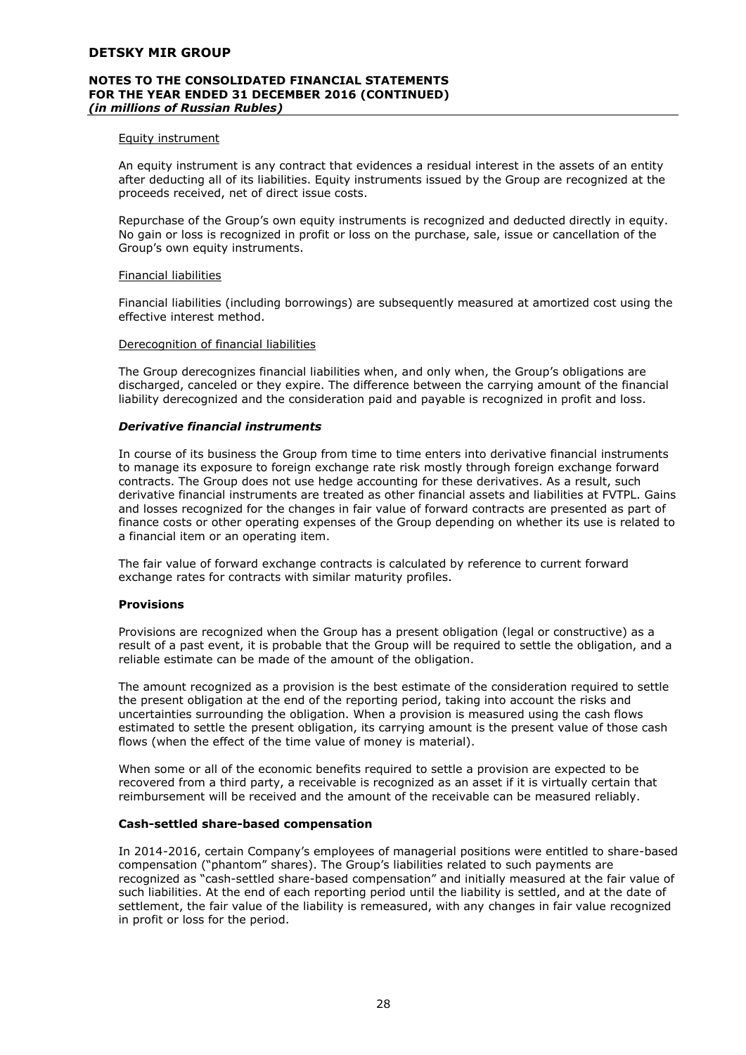Equity instrument

An equity instrument is any contract that evidences a residual interest in the assets of an entity after deducting all of its liabilities. Equity instruments issued by the Group are recognized at the proceeds received, net of direct issue costs.

Repurchase of the Group's own equity instruments is recognized and deducted directly in equity. No gain or loss is recognized in profit or loss on the purchase, sale, issue or cancellation of the Group's own equity instruments.

Financial liabilities

Financial liabilities (including borrowings) are subsequently measured at amortized cost using the effective interest method.

Derecognition of financial liabilities

The Group derecognizes financial liabilities when, and only when, the Group's obligations are discharged, canceled or they expire. The difference between the carrying amount of the financial liability derecognized and the consideration paid and payable is recognized in profit and loss.

***Derivative financial instruments***

In course of its business the Group from time to time enters into derivative financial instruments to manage its exposure to foreign exchange rate risk mostly through foreign exchange forward contracts. The Group does not use hedge accounting for these derivatives. As a result, such derivative financial instruments are treated as other financial assets and liabilities at FVTPL. Gains and losses recognized for the changes in fair value of forward contracts are presented as part of finance costs or other operating expenses of the Group depending on whether its use is related to a financial item or an operating item.

The fair value of forward exchange contracts is calculated by reference to current forward exchange rates for contracts with similar maturity profiles.

**Provisions**

Provisions are recognized when the Group has a present obligation (legal or constructive) as a result of a past event, it is probable that the Group will be required to settle the obligation, and a reliable estimate can be made of the amount of the obligation.

The amount recognized as a provision is the best estimate of the consideration required to settle the present obligation at the end of the reporting period, taking into account the risks and uncertainties surrounding the obligation. When a provision is measured using the cash flows estimated to settle the present obligation, its carrying amount is the present value of those cash flows (when the effect of the time value of money is material).

When some or all of the economic benefits required to settle a provision are expected to be recovered from a third party, a receivable is recognized as an asset if it is virtually certain that reimbursement will be received and the amount of the receivable can be measured reliably.

**Cash-settled share-based compensation**

In 2014-2016, certain Company's employees of managerial positions were entitled to share-based compensation ("phantom" shares). The Group's liabilities related to such payments are recognized as "cash-settled share-based compensation" and initially measured at the fair value of such liabilities. At the end of each reporting period until the liability is settled, and at the date of settlement, the fair value of the liability is remeasured, with any changes in fair value recognized in profit or loss for the period.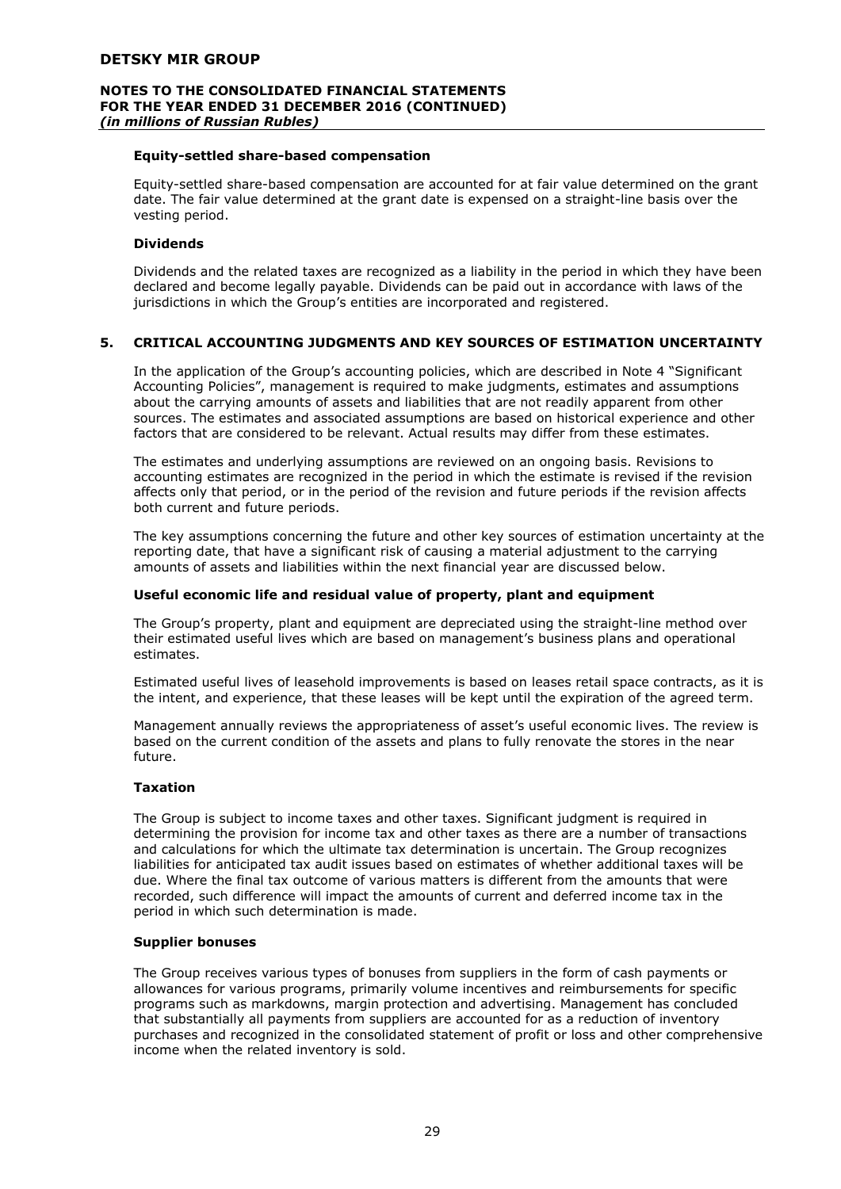**Equity-settled share-based compensation**

Equity-settled share-based compensation are accounted for at fair value determined on the grant date. The fair value determined at the grant date is expensed on a straight-line basis over the vesting period.

**Dividends**

Dividends and the related taxes are recognized as a liability in the period in which they have been declared and become legally payable. Dividends can be paid out in accordance with laws of the jurisdictions in which the Group's entities are incorporated and registered.

## 5. CRITICAL ACCOUNTING JUDGMENTS AND KEY SOURCES OF ESTIMATION UNCERTAINTY

In the application of the Group's accounting policies, which are described in Note 4 "Significant Accounting Policies", management is required to make judgments, estimates and assumptions about the carrying amounts of assets and liabilities that are not readily apparent from other sources. The estimates and associated assumptions are based on historical experience and other factors that are considered to be relevant. Actual results may differ from these estimates.

The estimates and underlying assumptions are reviewed on an ongoing basis. Revisions to accounting estimates are recognized in the period in which the estimate is revised if the revision affects only that period, or in the period of the revision and future periods if the revision affects both current and future periods.

The key assumptions concerning the future and other key sources of estimation uncertainty at the reporting date, that have a significant risk of causing a material adjustment to the carrying amounts of assets and liabilities within the next financial year are discussed below.

**Useful economic life and residual value of property, plant and equipment**

The Group's property, plant and equipment are depreciated using the straight-line method over their estimated useful lives which are based on management's business plans and operational estimates.

Estimated useful lives of leasehold improvements is based on leases retail space contracts, as it is the intent, and experience, that these leases will be kept until the expiration of the agreed term.

Management annually reviews the appropriateness of asset's useful economic lives. The review is based on the current condition of the assets and plans to fully renovate the stores in the near future.

**Taxation**

The Group is subject to income taxes and other taxes. Significant judgment is required in determining the provision for income tax and other taxes as there are a number of transactions and calculations for which the ultimate tax determination is uncertain. The Group recognizes liabilities for anticipated tax audit issues based on estimates of whether additional taxes will be due. Where the final tax outcome of various matters is different from the amounts that were recorded, such difference will impact the amounts of current and deferred income tax in the period in which such determination is made.

**Supplier bonuses**

The Group receives various types of bonuses from suppliers in the form of cash payments or allowances for various programs, primarily volume incentives and reimbursements for specific programs such as markdowns, margin protection and advertising. Management has concluded that substantially all payments from suppliers are accounted for as a reduction of inventory purchases and recognized in the consolidated statement of profit or loss and other comprehensive income when the related inventory is sold.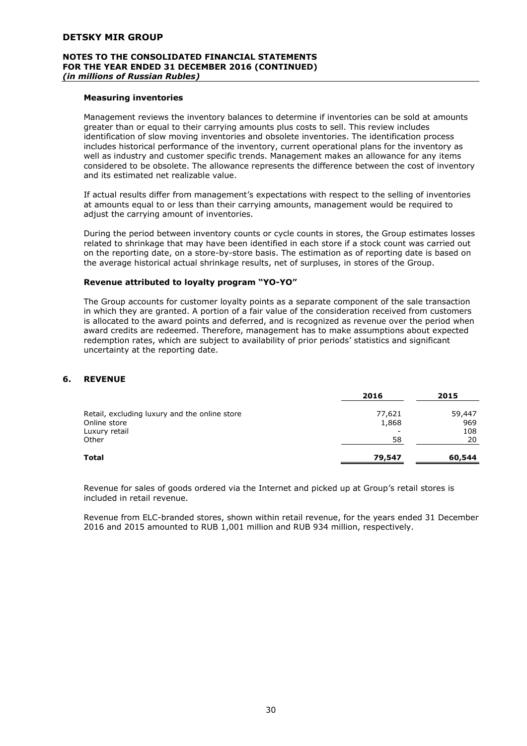### Measuring inventories

Management reviews the inventory balances to determine if inventories can be sold at amounts greater than or equal to their carrying amounts plus costs to sell. This review includes identification of slow moving inventories and obsolete inventories. The identification process includes historical performance of the inventory, current operational plans for the inventory as well as industry and customer specific trends. Management makes an allowance for any items considered to be obsolete. The allowance represents the difference between the cost of inventory and its estimated net realizable value.

If actual results differ from management's expectations with respect to the selling of inventories at amounts equal to or less than their carrying amounts, management would be required to adjust the carrying amount of inventories.

During the period between inventory counts or cycle counts in stores, the Group estimates losses related to shrinkage that may have been identified in each store if a stock count was carried out on the reporting date, on a store-by-store basis. The estimation as of reporting date is based on the average historical actual shrinkage results, net of surpluses, in stores of the Group.

### Revenue attributed to loyalty program "YO-YO"

The Group accounts for customer loyalty points as a separate component of the sale transaction in which they are granted. A portion of a fair value of the consideration received from customers is allocated to the award points and deferred, and is recognized as revenue over the period when award credits are redeemed. Therefore, management has to make assumptions about expected redemption rates, which are subject to availability of prior periods' statistics and significant uncertainty at the reporting date.

## 6. REVENUE

| | 2016 | 2015 |
|---|---|---|
| Retail, excluding luxury and the online store | 77,621 | 59,447 |
| Online store | 1,868 | 969 |
| Luxury retail | - | 108 |
| Other | 58 | 20 |
| **Total** | **79,547** | **60,544** |

Revenue for sales of goods ordered via the Internet and picked up at Group's retail stores is included in retail revenue.

Revenue from ELC-branded stores, shown within retail revenue, for the years ended 31 December 2016 and 2015 amounted to RUB 1,001 million and RUB 934 million, respectively.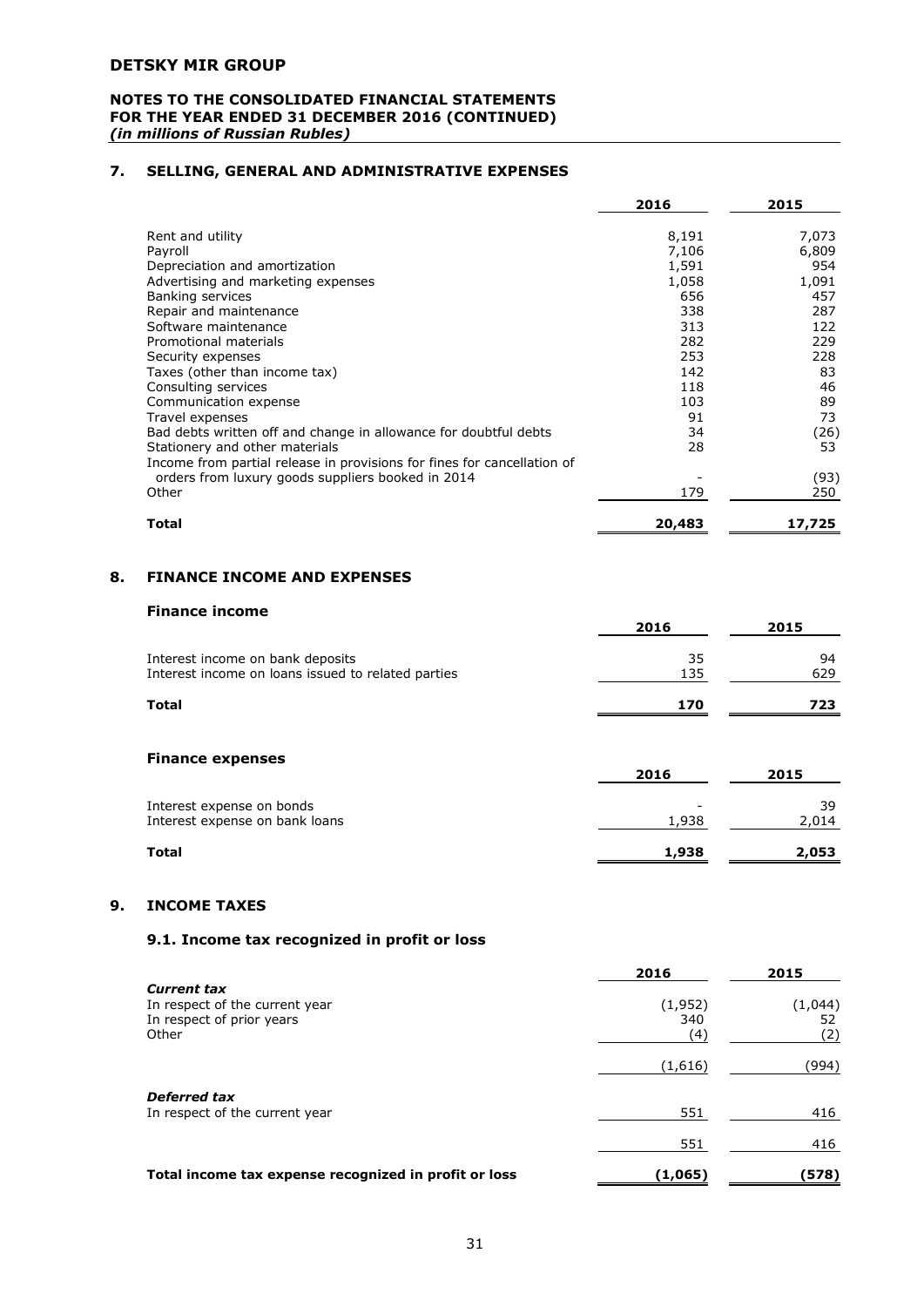## 7. SELLING, GENERAL AND ADMINISTRATIVE EXPENSES

| | 2016 | 2015 |
|---|---|---|
| Rent and utility | 8,191 | 7,073 |
| Payroll | 7,106 | 6,809 |
| Depreciation and amortization | 1,591 | 954 |
| Advertising and marketing expenses | 1,058 | 1,091 |
| Banking services | 656 | 457 |
| Repair and maintenance | 338 | 287 |
| Software maintenance | 313 | 122 |
| Promotional materials | 282 | 229 |
| Security expenses | 253 | 228 |
| Taxes (other than income tax) | 142 | 83 |
| Consulting services | 118 | 46 |
| Communication expense | 103 | 89 |
| Travel expenses | 91 | 73 |
| Bad debts written off and change in allowance for doubtful debts | 34 | (26) |
| Stationery and other materials | 28 | 53 |
| Income from partial release in provisions for fines for cancellation of orders from luxury goods suppliers booked in 2014 | - | (93) |
| Other | 179 | 250 |
| **Total** | **20,483** | **17,725** |

## 8. FINANCE INCOME AND EXPENSES

### Finance income

| | 2016 | 2015 |
|---|---|---|
| Interest income on bank deposits | 35 | 94 |
| Interest income on loans issued to related parties | 135 | 629 |
| **Total** | **170** | **723** |

### Finance expenses

| | 2016 | 2015 |
|---|---|---|
| Interest expense on bonds | - | 39 |
| Interest expense on bank loans | 1,938 | 2,014 |
| **Total** | **1,938** | **2,053** |

## 9. INCOME TAXES

### 9.1. Income tax recognized in profit or loss

| | 2016 | 2015 |
|---|---|---|
| ***Current tax*** | | |
| In respect of the current year | (1,952) | (1,044) |
| In respect of prior years | 340 | 52 |
| Other | (4) | (2) |
| | (1,616) | (994) |
| ***Deferred tax*** | | |
| In respect of the current year | 551 | 416 |
| | 551 | 416 |
| **Total income tax expense recognized in profit or loss** | **(1,065)** | **(578)** |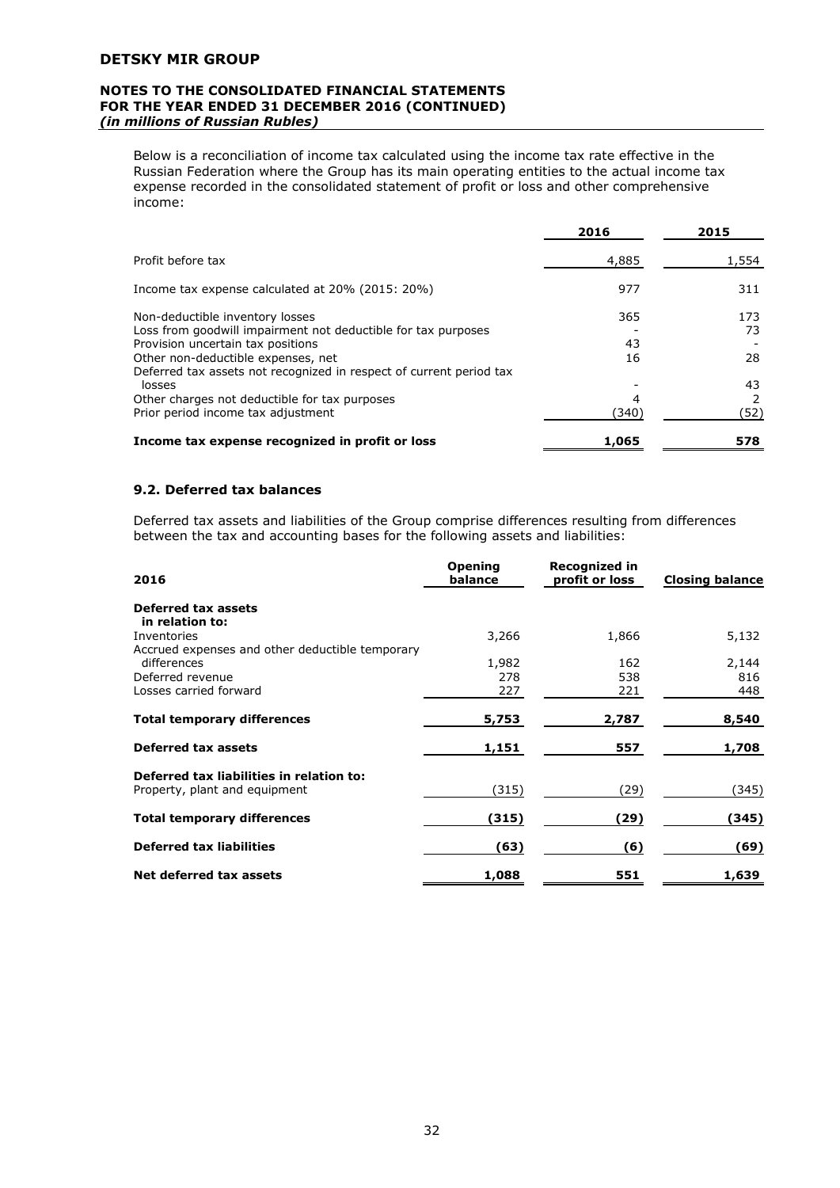Below is a reconciliation of income tax calculated using the income tax rate effective in the Russian Federation where the Group has its main operating entities to the actual income tax expense recorded in the consolidated statement of profit or loss and other comprehensive income:

| | 2016 | 2015 |
|---|---|---|
| Profit before tax | 4,885 | 1,554 |
| Income tax expense calculated at 20% (2015: 20%) | 977 | 311 |
| Non-deductible inventory losses | 365 | 173 |
| Loss from goodwill impairment not deductible for tax purposes | - | 73 |
| Provision uncertain tax positions | 43 | - |
| Other non-deductible expenses, net | 16 | 28 |
| Deferred tax assets not recognized in respect of current period tax losses | - | 43 |
| Other charges not deductible for tax purposes | 4 | 2 |
| Prior period income tax adjustment | (340) | (52) |
| **Income tax expense recognized in profit or loss** | **1,065** | **578** |

### 9.2. Deferred tax balances

Deferred tax assets and liabilities of the Group comprise differences resulting from differences between the tax and accounting bases for the following assets and liabilities:

| 2016 | Opening balance | Recognized in profit or loss | Closing balance |
|---|---|---|---|
| **Deferred tax assets in relation to:** | | | |
| Inventories | 3,266 | 1,866 | 5,132 |
| Accrued expenses and other deductible temporary differences | 1,982 | 162 | 2,144 |
| Deferred revenue | 278 | 538 | 816 |
| Losses carried forward | 227 | 221 | 448 |
| **Total temporary differences** | **5,753** | **2,787** | **8,540** |
| **Deferred tax assets** | **1,151** | **557** | **1,708** |
| **Deferred tax liabilities in relation to:** | | | |
| Property, plant and equipment | (315) | (29) | (345) |
| **Total temporary differences** | **(315)** | **(29)** | **(345)** |
| **Deferred tax liabilities** | **(63)** | **(6)** | **(69)** |
| **Net deferred tax assets** | **1,088** | **551** | **1,639** |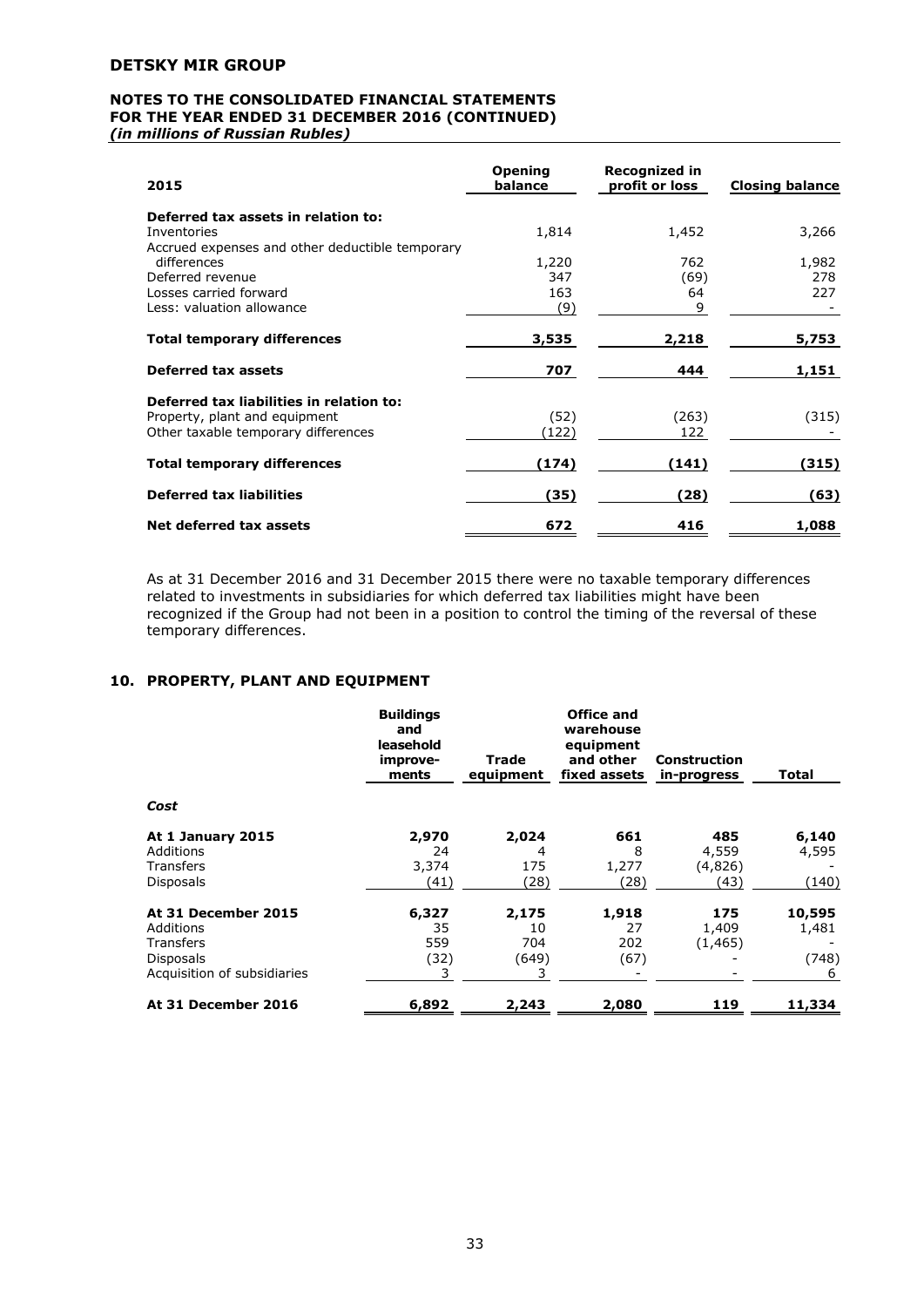| 2015 | Opening balance | Recognized in profit or loss | Closing balance |
|---|---|---|---|
| **Deferred tax assets in relation to:** | | | |
| Inventories | 1,814 | 1,452 | 3,266 |
| Accrued expenses and other deductible temporary differences | 1,220 | 762 | 1,982 |
| Deferred revenue | 347 | (69) | 278 |
| Losses carried forward | 163 | 64 | 227 |
| Less: valuation allowance | (9) | 9 | - |
| **Total temporary differences** | **3,535** | **2,218** | **5,753** |
| **Deferred tax assets** | **707** | **444** | **1,151** |
| **Deferred tax liabilities in relation to:** | | | |
| Property, plant and equipment | (52) | (263) | (315) |
| Other taxable temporary differences | (122) | 122 | - |
| **Total temporary differences** | **(174)** | **(141)** | **(315)** |
| **Deferred tax liabilities** | **(35)** | **(28)** | **(63)** |
| **Net deferred tax assets** | **672** | **416** | **1,088** |

As at 31 December 2016 and 31 December 2015 there were no taxable temporary differences related to investments in subsidiaries for which deferred tax liabilities might have been recognized if the Group had not been in a position to control the timing of the reversal of these temporary differences.

## 10. PROPERTY, PLANT AND EQUIPMENT

| | Buildings and leasehold improve-ments | Trade equipment | Office and warehouse equipment and other fixed assets | Construction in-progress | Total |
|---|---|---|---|---|---|
| ***Cost*** | | | | | |
| **At 1 January 2015** | **2,970** | **2,024** | **661** | **485** | **6,140** |
| Additions | 24 | 4 | 8 | 4,559 | 4,595 |
| Transfers | 3,374 | 175 | 1,277 | (4,826) | - |
| Disposals | (41) | (28) | (28) | (43) | (140) |
| **At 31 December 2015** | **6,327** | **2,175** | **1,918** | **175** | **10,595** |
| Additions | 35 | 10 | 27 | 1,409 | 1,481 |
| Transfers | 559 | 704 | 202 | (1,465) | - |
| Disposals | (32) | (649) | (67) | - | (748) |
| Acquisition of subsidiaries | 3 | 3 | - | - | 6 |
| **At 31 December 2016** | **6,892** | **2,243** | **2,080** | **119** | **11,334** |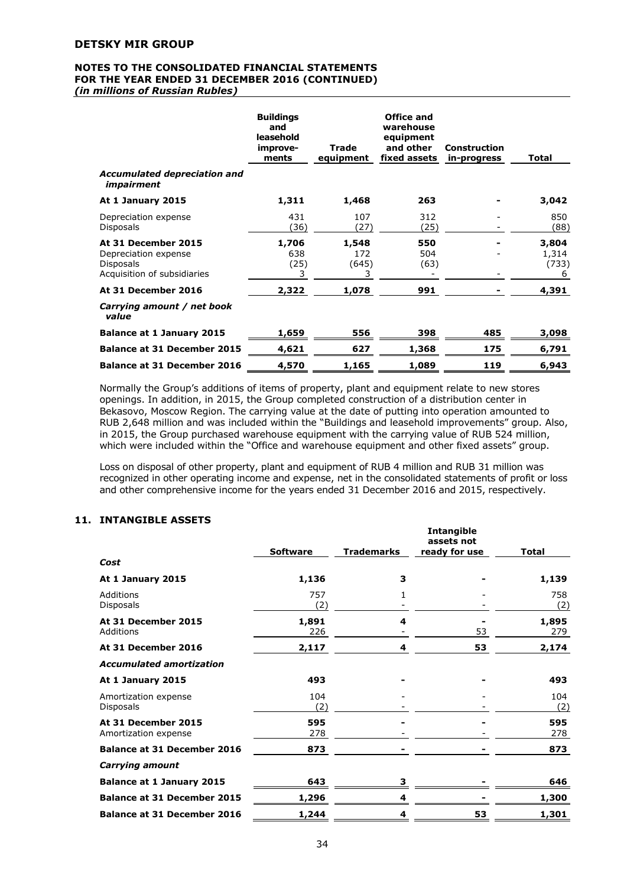| | Buildings and leasehold improve-ments | Trade equipment | Office and warehouse equipment and other fixed assets | Construction in-progress | Total |
|---|---|---|---|---|---|
| ***Accumulated depreciation and impairment*** | | | | | |
| **At 1 January 2015** | **1,311** | **1,468** | **263** | **-** | **3,042** |
| Depreciation expense | 431 | 107 | 312 | - | 850 |
| Disposals | (36) | (27) | (25) | - | (88) |
| **At 31 December 2015** | **1,706** | **1,548** | **550** | **-** | **3,804** |
| Depreciation expense | 638 | 172 | 504 | - | 1,314 |
| Disposals | (25) | (645) | (63) | | (733) |
| Acquisition of subsidiaries | 3 | 3 | - | - | 6 |
| **At 31 December 2016** | **2,322** | **1,078** | **991** | **-** | **4,391** |
| ***Carrying amount / net book value*** | | | | | |
| **Balance at 1 January 2015** | **1,659** | **556** | **398** | **485** | **3,098** |
| **Balance at 31 December 2015** | **4,621** | **627** | **1,368** | **175** | **6,791** |
| **Balance at 31 December 2016** | **4,570** | **1,165** | **1,089** | **119** | **6,943** |

Normally the Group's additions of items of property, plant and equipment relate to new stores openings. In addition, in 2015, the Group completed construction of a distribution center in Bekasovo, Moscow Region. The carrying value at the date of putting into operation amounted to RUB 2,648 million and was included within the "Buildings and leasehold improvements" group. Also, in 2015, the Group purchased warehouse equipment with the carrying value of RUB 524 million, which were included within the "Office and warehouse equipment and other fixed assets" group.

Loss on disposal of other property, plant and equipment of RUB 4 million and RUB 31 million was recognized in other operating income and expense, net in the consolidated statements of profit or loss and other comprehensive income for the years ended 31 December 2016 and 2015, respectively.

## 11. INTANGIBLE ASSETS

| | Software | Trademarks | Intangible assets not ready for use | Total |
|---|---|---|---|---|
| ***Cost*** | | | | |
| **At 1 January 2015** | **1,136** | **3** | **-** | **1,139** |
| Additions | 757 | 1 | - | 758 |
| Disposals | (2) | - | - | (2) |
| **At 31 December 2015** | **1,891** | **4** | **-** | **1,895** |
| Additions | 226 | - | 53 | 279 |
| **At 31 December 2016** | **2,117** | **4** | **53** | **2,174** |
| ***Accumulated amortization*** | | | | |
| **At 1 January 2015** | **493** | **-** | **-** | **493** |
| Amortization expense | 104 | - | - | 104 |
| Disposals | (2) | - | - | (2) |
| **At 31 December 2015** | **595** | **-** | **-** | **595** |
| Amortization expense | 278 | - | - | 278 |
| **Balance at 31 December 2016** | **873** | **-** | **-** | **873** |
| ***Carrying amount*** | | | | |
| **Balance at 1 January 2015** | **643** | **3** | **-** | **646** |
| **Balance at 31 December 2015** | **1,296** | **4** | **-** | **1,300** |
| **Balance at 31 December 2016** | **1,244** | **4** | **53** | **1,301** |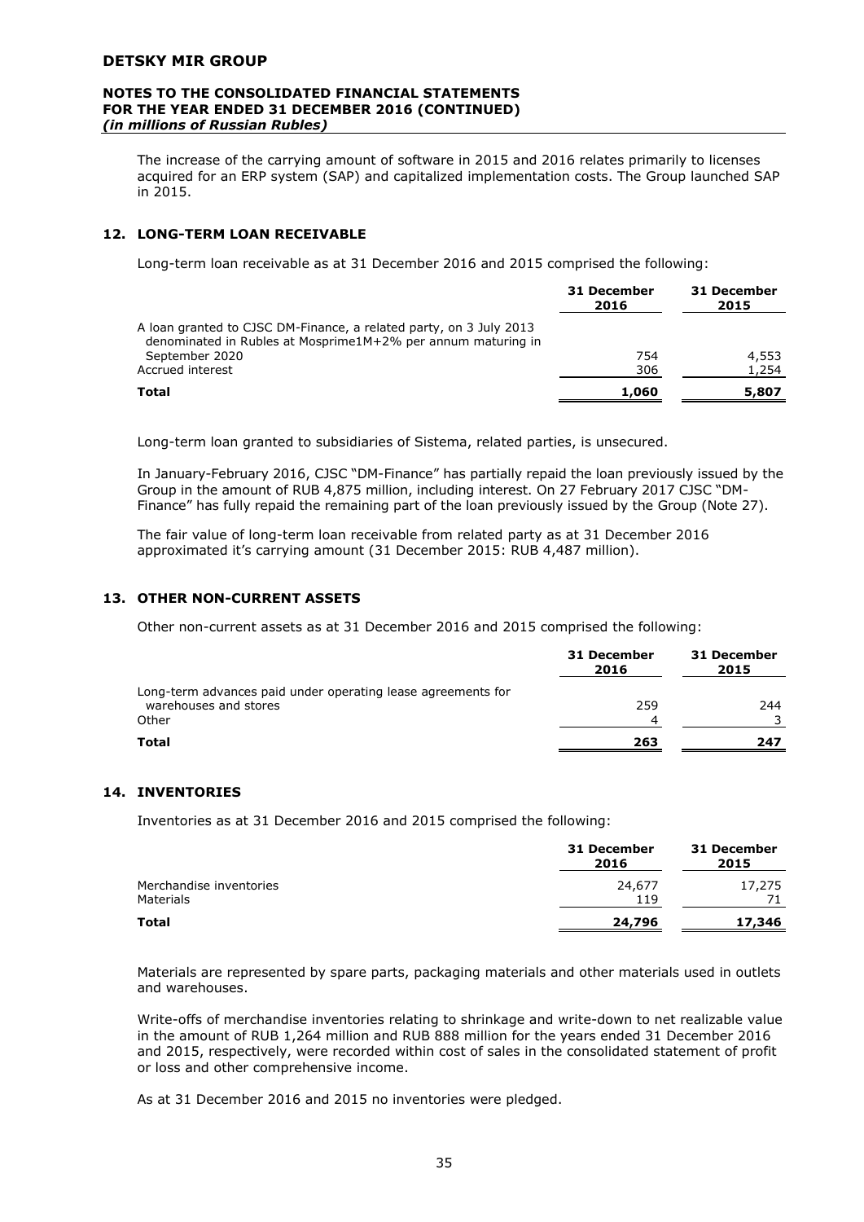The increase of the carrying amount of software in 2015 and 2016 relates primarily to licenses acquired for an ERP system (SAP) and capitalized implementation costs. The Group launched SAP in 2015.

## 12. LONG-TERM LOAN RECEIVABLE

Long-term loan receivable as at 31 December 2016 and 2015 comprised the following:

| | 31 December 2016 | 31 December 2015 |
|---|---|---|
| A loan granted to CJSC DM-Finance, a related party, on 3 July 2013 denominated in Rubles at Mosprime1M+2% per annum maturing in September 2020 | 754 | 4,553 |
| Accrued interest | 306 | 1,254 |
| **Total** | **1,060** | **5,807** |

Long-term loan granted to subsidiaries of Sistema, related parties, is unsecured.

In January-February 2016, CJSC "DM-Finance" has partially repaid the loan previously issued by the Group in the amount of RUB 4,875 million, including interest. On 27 February 2017 CJSC "DM-Finance" has fully repaid the remaining part of the loan previously issued by the Group (Note 27).

The fair value of long-term loan receivable from related party as at 31 December 2016 approximated it's carrying amount (31 December 2015: RUB 4,487 million).

## 13. OTHER NON-CURRENT ASSETS

Other non-current assets as at 31 December 2016 and 2015 comprised the following:

| | 31 December 2016 | 31 December 2015 |
|---|---|---|
| Long-term advances paid under operating lease agreements for warehouses and stores | 259 | 244 |
| Other | 4 | 3 |
| **Total** | **263** | **247** |

## 14. INVENTORIES

Inventories as at 31 December 2016 and 2015 comprised the following:

| | 31 December 2016 | 31 December 2015 |
|---|---|---|
| Merchandise inventories | 24,677 | 17,275 |
| Materials | 119 | 71 |
| **Total** | **24,796** | **17,346** |

Materials are represented by spare parts, packaging materials and other materials used in outlets and warehouses.

Write-offs of merchandise inventories relating to shrinkage and write-down to net realizable value in the amount of RUB 1,264 million and RUB 888 million for the years ended 31 December 2016 and 2015, respectively, were recorded within cost of sales in the consolidated statement of profit or loss and other comprehensive income.

As at 31 December 2016 and 2015 no inventories were pledged.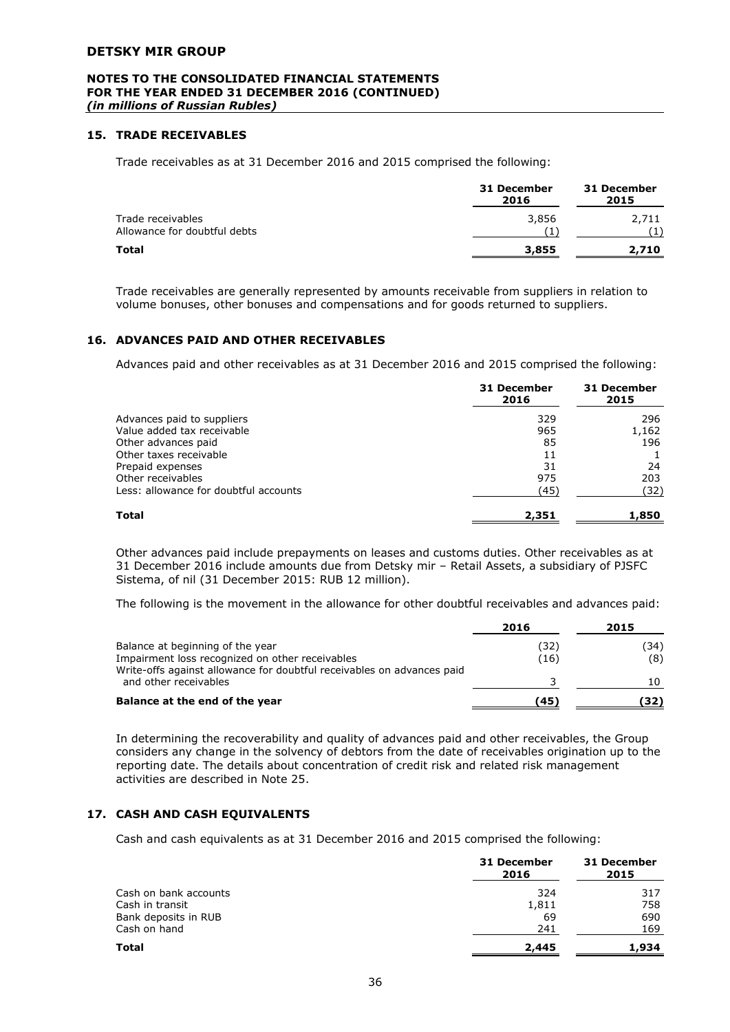## 15. TRADE RECEIVABLES

Trade receivables as at 31 December 2016 and 2015 comprised the following:

| | 31 December 2016 | 31 December 2015 |
|---|---|---|
| Trade receivables | 3,856 | 2,711 |
| Allowance for doubtful debts | (1) | (1) |
| **Total** | **3,855** | **2,710** |

Trade receivables are generally represented by amounts receivable from suppliers in relation to volume bonuses, other bonuses and compensations and for goods returned to suppliers.

## 16. ADVANCES PAID AND OTHER RECEIVABLES

Advances paid and other receivables as at 31 December 2016 and 2015 comprised the following:

| | 31 December 2016 | 31 December 2015 |
|---|---|---|
| Advances paid to suppliers | 329 | 296 |
| Value added tax receivable | 965 | 1,162 |
| Other advances paid | 85 | 196 |
| Other taxes receivable | 11 | 1 |
| Prepaid expenses | 31 | 24 |
| Other receivables | 975 | 203 |
| Less: allowance for doubtful accounts | (45) | (32) |
| **Total** | **2,351** | **1,850** |

Other advances paid include prepayments on leases and customs duties. Other receivables as at 31 December 2016 include amounts due from Detsky mir – Retail Assets, a subsidiary of PJSFC Sistema, of nil (31 December 2015: RUB 12 million).

The following is the movement in the allowance for other doubtful receivables and advances paid:

| | 2016 | 2015 |
|---|---|---|
| Balance at beginning of the year | (32) | (34) |
| Impairment loss recognized on other receivables | (16) | (8) |
| Write-offs against allowance for doubtful receivables on advances paid and other receivables | 3 | 10 |
| **Balance at the end of the year** | **(45)** | **(32)** |

In determining the recoverability and quality of advances paid and other receivables, the Group considers any change in the solvency of debtors from the date of receivables origination up to the reporting date. The details about concentration of credit risk and related risk management activities are described in Note 25.

## 17. CASH AND CASH EQUIVALENTS

Cash and cash equivalents as at 31 December 2016 and 2015 comprised the following:

| | 31 December 2016 | 31 December 2015 |
|---|---|---|
| Cash on bank accounts | 324 | 317 |
| Cash in transit | 1,811 | 758 |
| Bank deposits in RUB | 69 | 690 |
| Cash on hand | 241 | 169 |
| **Total** | **2,445** | **1,934** |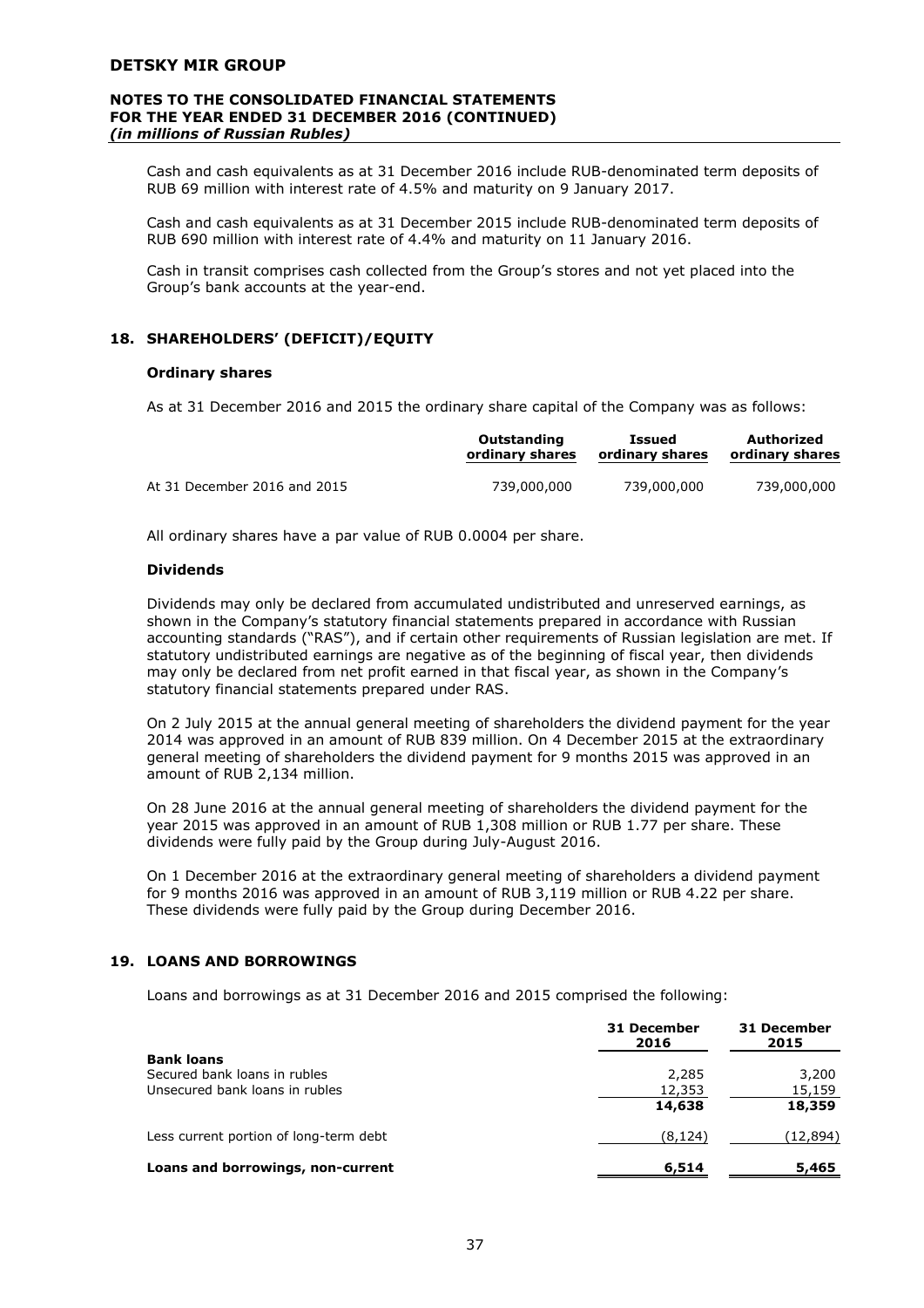Cash and cash equivalents as at 31 December 2016 include RUB-denominated term deposits of RUB 69 million with interest rate of 4.5% and maturity on 9 January 2017.

Cash and cash equivalents as at 31 December 2015 include RUB-denominated term deposits of RUB 690 million with interest rate of 4.4% and maturity on 11 January 2016.

Cash in transit comprises cash collected from the Group's stores and not yet placed into the Group's bank accounts at the year-end.

## 18. SHAREHOLDERS' (DEFICIT)/EQUITY

### Ordinary shares

As at 31 December 2016 and 2015 the ordinary share capital of the Company was as follows:

| | Outstanding ordinary shares | Issued ordinary shares | Authorized ordinary shares |
|---|---|---|---|
| At 31 December 2016 and 2015 | 739,000,000 | 739,000,000 | 739,000,000 |

All ordinary shares have a par value of RUB 0.0004 per share.

### Dividends

Dividends may only be declared from accumulated undistributed and unreserved earnings, as shown in the Company's statutory financial statements prepared in accordance with Russian accounting standards ("RAS"), and if certain other requirements of Russian legislation are met. If statutory undistributed earnings are negative as of the beginning of fiscal year, then dividends may only be declared from net profit earned in that fiscal year, as shown in the Company's statutory financial statements prepared under RAS.

On 2 July 2015 at the annual general meeting of shareholders the dividend payment for the year 2014 was approved in an amount of RUB 839 million. On 4 December 2015 at the extraordinary general meeting of shareholders the dividend payment for 9 months 2015 was approved in an amount of RUB 2,134 million.

On 28 June 2016 at the annual general meeting of shareholders the dividend payment for the year 2015 was approved in an amount of RUB 1,308 million or RUB 1.77 per share. These dividends were fully paid by the Group during July-August 2016.

On 1 December 2016 at the extraordinary general meeting of shareholders a dividend payment for 9 months 2016 was approved in an amount of RUB 3,119 million or RUB 4.22 per share. These dividends were fully paid by the Group during December 2016.

## 19. LOANS AND BORROWINGS

Loans and borrowings as at 31 December 2016 and 2015 comprised the following:

| | 31 December 2016 | 31 December 2015 |
|---|---|---|
| **Bank loans** | | |
| Secured bank loans in rubles | 2,285 | 3,200 |
| Unsecured bank loans in rubles | 12,353 | 15,159 |
| | **14,638** | **18,359** |
| Less current portion of long-term debt | (8,124) | (12,894) |
| **Loans and borrowings, non-current** | **6,514** | **5,465** |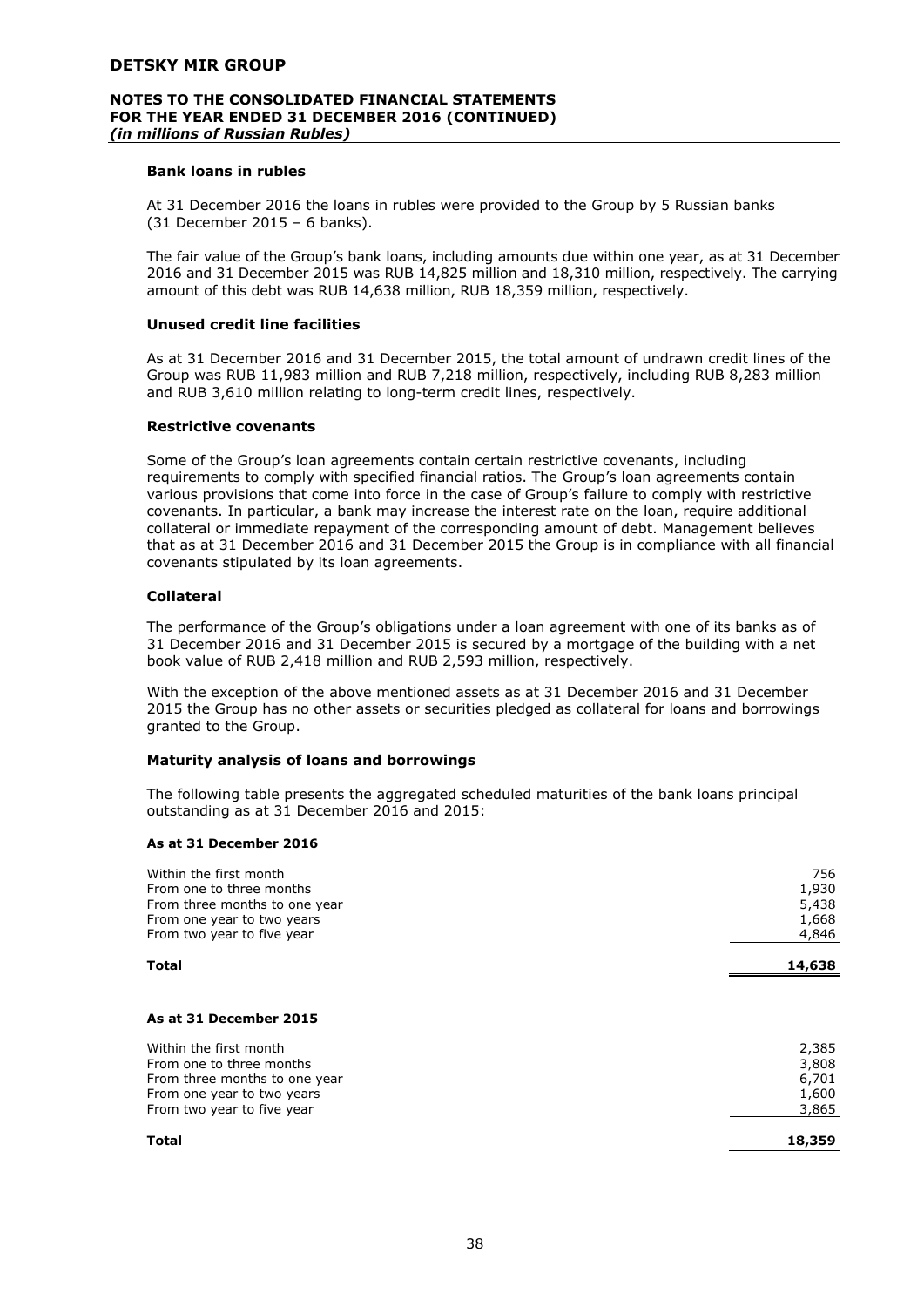#### Bank loans in rubles

At 31 December 2016 the loans in rubles were provided to the Group by 5 Russian banks (31 December 2015 – 6 banks).

The fair value of the Group's bank loans, including amounts due within one year, as at 31 December 2016 and 31 December 2015 was RUB 14,825 million and 18,310 million, respectively. The carrying amount of this debt was RUB 14,638 million, RUB 18,359 million, respectively.

#### Unused credit line facilities

As at 31 December 2016 and 31 December 2015, the total amount of undrawn credit lines of the Group was RUB 11,983 million and RUB 7,218 million, respectively, including RUB 8,283 million and RUB 3,610 million relating to long-term credit lines, respectively.

#### Restrictive covenants

Some of the Group's loan agreements contain certain restrictive covenants, including requirements to comply with specified financial ratios. The Group's loan agreements contain various provisions that come into force in the case of Group's failure to comply with restrictive covenants. In particular, a bank may increase the interest rate on the loan, require additional collateral or immediate repayment of the corresponding amount of debt. Management believes that as at 31 December 2016 and 31 December 2015 the Group is in compliance with all financial covenants stipulated by its loan agreements.

#### Collateral

The performance of the Group's obligations under a loan agreement with one of its banks as of 31 December 2016 and 31 December 2015 is secured by a mortgage of the building with a net book value of RUB 2,418 million and RUB 2,593 million, respectively.

With the exception of the above mentioned assets as at 31 December 2016 and 31 December 2015 the Group has no other assets or securities pledged as collateral for loans and borrowings granted to the Group.

#### Maturity analysis of loans and borrowings

The following table presents the aggregated scheduled maturities of the bank loans principal outstanding as at 31 December 2016 and 2015:

**As at 31 December 2016**

| | |
|---|---|
| Within the first month | 756 |
| From one to three months | 1,930 |
| From three months to one year | 5,438 |
| From one year to two years | 1,668 |
| From two year to five year | 4,846 |
| **Total** | **14,638** |

**As at 31 December 2015**

| | |
|---|---|
| Within the first month | 2,385 |
| From one to three months | 3,808 |
| From three months to one year | 6,701 |
| From one year to two years | 1,600 |
| From two year to five year | 3,865 |
| **Total** | **18,359** |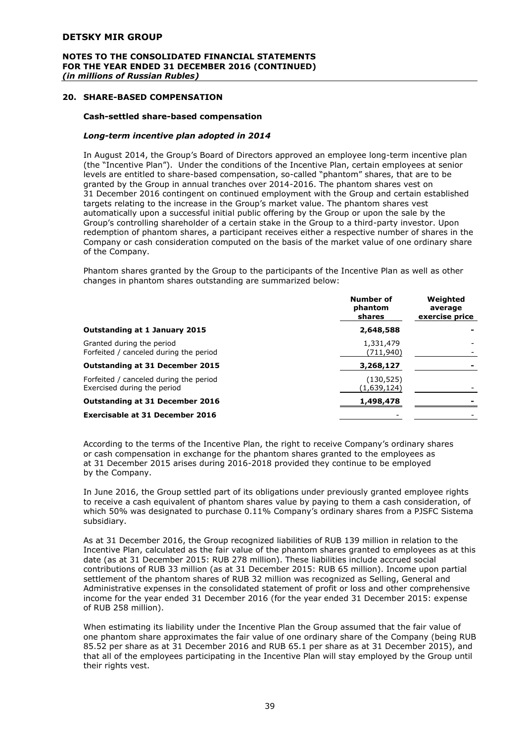## 20. SHARE-BASED COMPENSATION

### Cash-settled share-based compensation

#### *Long-term incentive plan adopted in 2014*

In August 2014, the Group's Board of Directors approved an employee long-term incentive plan (the "Incentive Plan"). Under the conditions of the Incentive Plan, certain employees at senior levels are entitled to share-based compensation, so-called "phantom" shares, that are to be granted by the Group in annual tranches over 2014-2016. The phantom shares vest on 31 December 2016 contingent on continued employment with the Group and certain established targets relating to the increase in the Group's market value. The phantom shares vest automatically upon a successful initial public offering by the Group or upon the sale by the Group's controlling shareholder of a certain stake in the Group to a third-party investor. Upon redemption of phantom shares, a participant receives either a respective number of shares in the Company or cash consideration computed on the basis of the market value of one ordinary share of the Company.

Phantom shares granted by the Group to the participants of the Incentive Plan as well as other changes in phantom shares outstanding are summarized below:

| | Number of phantom shares | Weighted average exercise price |
|---|---|---|
| **Outstanding at 1 January 2015** | **2,648,588** | **-** |
| Granted during the period | 1,331,479 | - |
| Forfeited / canceled during the period | (711,940) | - |
| **Outstanding at 31 December 2015** | **3,268,127** | **-** |
| Forfeited / canceled during the period | (130,525) | |
| Exercised during the period | (1,639,124) | - |
| **Outstanding at 31 December 2016** | **1,498,478** | **-** |
| **Exercisable at 31 December 2016** | - | - |

According to the terms of the Incentive Plan, the right to receive Company's ordinary shares or cash compensation in exchange for the phantom shares granted to the employees as at 31 December 2015 arises during 2016-2018 provided they continue to be employed by the Company.

In June 2016, the Group settled part of its obligations under previously granted employee rights to receive a cash equivalent of phantom shares value by paying to them a cash consideration, of which 50% was designated to purchase 0.11% Company's ordinary shares from a PJSFC Sistema subsidiary.

As at 31 December 2016, the Group recognized liabilities of RUB 139 million in relation to the Incentive Plan, calculated as the fair value of the phantom shares granted to employees as at this date (as at 31 December 2015: RUB 278 million). These liabilities include accrued social contributions of RUB 33 million (as at 31 December 2015: RUB 65 million). Income upon partial settlement of the phantom shares of RUB 32 million was recognized as Selling, General and Administrative expenses in the consolidated statement of profit or loss and other comprehensive income for the year ended 31 December 2016 (for the year ended 31 December 2015: expense of RUB 258 million).

When estimating its liability under the Incentive Plan the Group assumed that the fair value of one phantom share approximates the fair value of one ordinary share of the Company (being RUB 85.52 per share as at 31 December 2016 and RUB 65.1 per share as at 31 December 2015), and that all of the employees participating in the Incentive Plan will stay employed by the Group until their rights vest.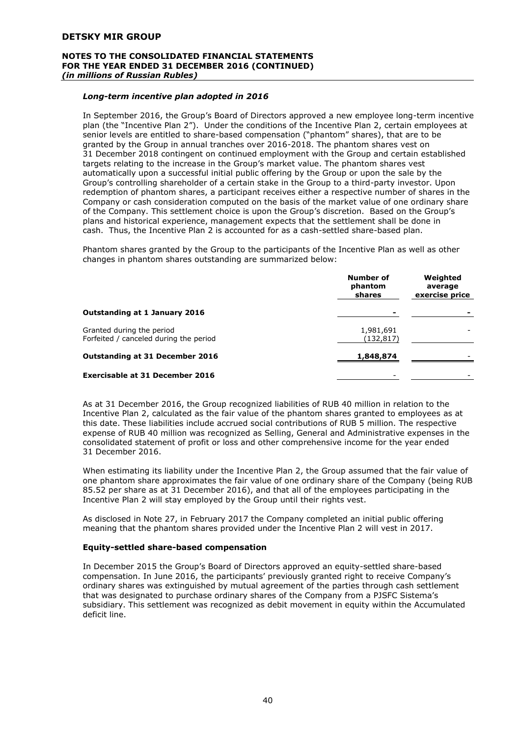### *Long-term incentive plan adopted in 2016*

In September 2016, the Group's Board of Directors approved a new employee long-term incentive plan (the "Incentive Plan 2"). Under the conditions of the Incentive Plan 2, certain employees at senior levels are entitled to share-based compensation ("phantom" shares), that are to be granted by the Group in annual tranches over 2016-2018. The phantom shares vest on 31 December 2018 contingent on continued employment with the Group and certain established targets relating to the increase in the Group's market value. The phantom shares vest automatically upon a successful initial public offering by the Group or upon the sale by the Group's controlling shareholder of a certain stake in the Group to a third-party investor. Upon redemption of phantom shares, a participant receives either a respective number of shares in the Company or cash consideration computed on the basis of the market value of one ordinary share of the Company. This settlement choice is upon the Group's discretion. Based on the Group's plans and historical experience, management expects that the settlement shall be done in cash. Thus, the Incentive Plan 2 is accounted for as a cash-settled share-based plan.

Phantom shares granted by the Group to the participants of the Incentive Plan as well as other changes in phantom shares outstanding are summarized below:

| | Number of phantom shares | Weighted average exercise price |
|---|---|---|
| **Outstanding at 1 January 2016** | **-** | **-** |
| Granted during the period | 1,981,691 | - |
| Forfeited / canceled during the period | (132,817) | |
| **Outstanding at 31 December 2016** | **1,848,874** | - |
| **Exercisable at 31 December 2016** | - | - |

As at 31 December 2016, the Group recognized liabilities of RUB 40 million in relation to the Incentive Plan 2, calculated as the fair value of the phantom shares granted to employees as at this date. These liabilities include accrued social contributions of RUB 5 million. The respective expense of RUB 40 million was recognized as Selling, General and Administrative expenses in the consolidated statement of profit or loss and other comprehensive income for the year ended 31 December 2016.

When estimating its liability under the Incentive Plan 2, the Group assumed that the fair value of one phantom share approximates the fair value of one ordinary share of the Company (being RUB 85.52 per share as at 31 December 2016), and that all of the employees participating in the Incentive Plan 2 will stay employed by the Group until their rights vest.

As disclosed in Note 27, in February 2017 the Company completed an initial public offering meaning that the phantom shares provided under the Incentive Plan 2 will vest in 2017.

### Equity-settled share-based compensation

In December 2015 the Group's Board of Directors approved an equity-settled share-based compensation. In June 2016, the participants' previously granted right to receive Company's ordinary shares was extinguished by mutual agreement of the parties through cash settlement that was designated to purchase ordinary shares of the Company from a PJSFC Sistema's subsidiary. This settlement was recognized as debit movement in equity within the Accumulated deficit line.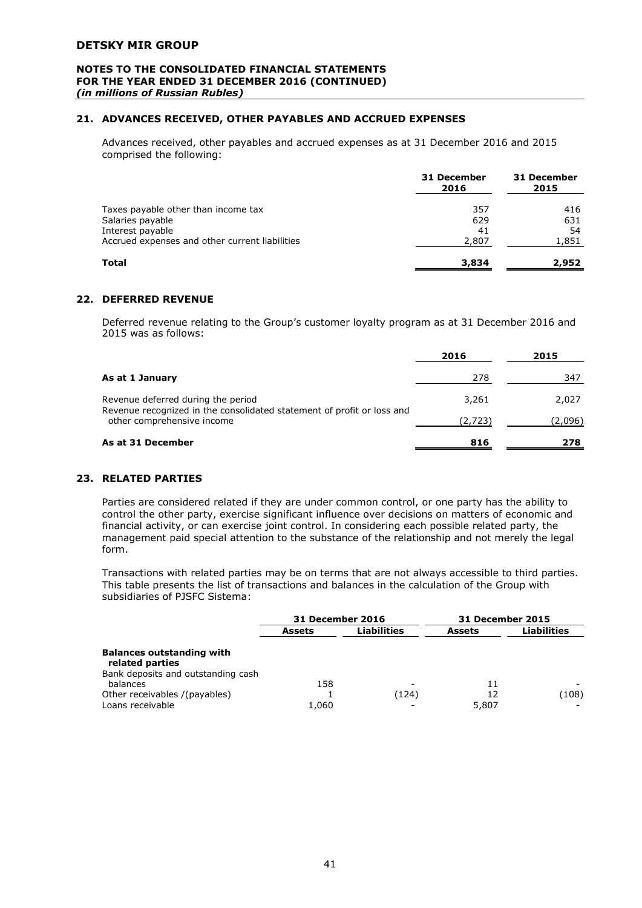## 21. ADVANCES RECEIVED, OTHER PAYABLES AND ACCRUED EXPENSES

Advances received, other payables and accrued expenses as at 31 December 2016 and 2015 comprised the following:

| | 31 December 2016 | 31 December 2015 |
|---|---|---|
| Taxes payable other than income tax | 357 | 416 |
| Salaries payable | 629 | 631 |
| Interest payable | 41 | 54 |
| Accrued expenses and other current liabilities | 2,807 | 1,851 |
| **Total** | **3,834** | **2,952** |

## 22. DEFERRED REVENUE

Deferred revenue relating to the Group's customer loyalty program as at 31 December 2016 and 2015 was as follows:

| | 2016 | 2015 |
|---|---|---|
| **As at 1 January** | 278 | 347 |
| Revenue deferred during the period | 3,261 | 2,027 |
| Revenue recognized in the consolidated statement of profit or loss and other comprehensive income | (2,723) | (2,096) |
| **As at 31 December** | **816** | **278** |

## 23. RELATED PARTIES

Parties are considered related if they are under common control, or one party has the ability to control the other party, exercise significant influence over decisions on matters of economic and financial activity, or can exercise joint control. In considering each possible related party, the management paid special attention to the substance of the relationship and not merely the legal form.

Transactions with related parties may be on terms that are not always accessible to third parties. This table presents the list of transactions and balances in the calculation of the Group with subsidiaries of PJSFC Sistema:

| | 31 December 2016 | | 31 December 2015 | |
|---|---|---|---|---|
| | Assets | Liabilities | Assets | Liabilities |
| **Balances outstanding with related parties** | | | | |
| Bank deposits and outstanding cash balances | 158 | - | 11 | - |
| Other receivables /(payables) | 1 | (124) | 12 | (108) |
| Loans receivable | 1,060 | - | 5,807 | - |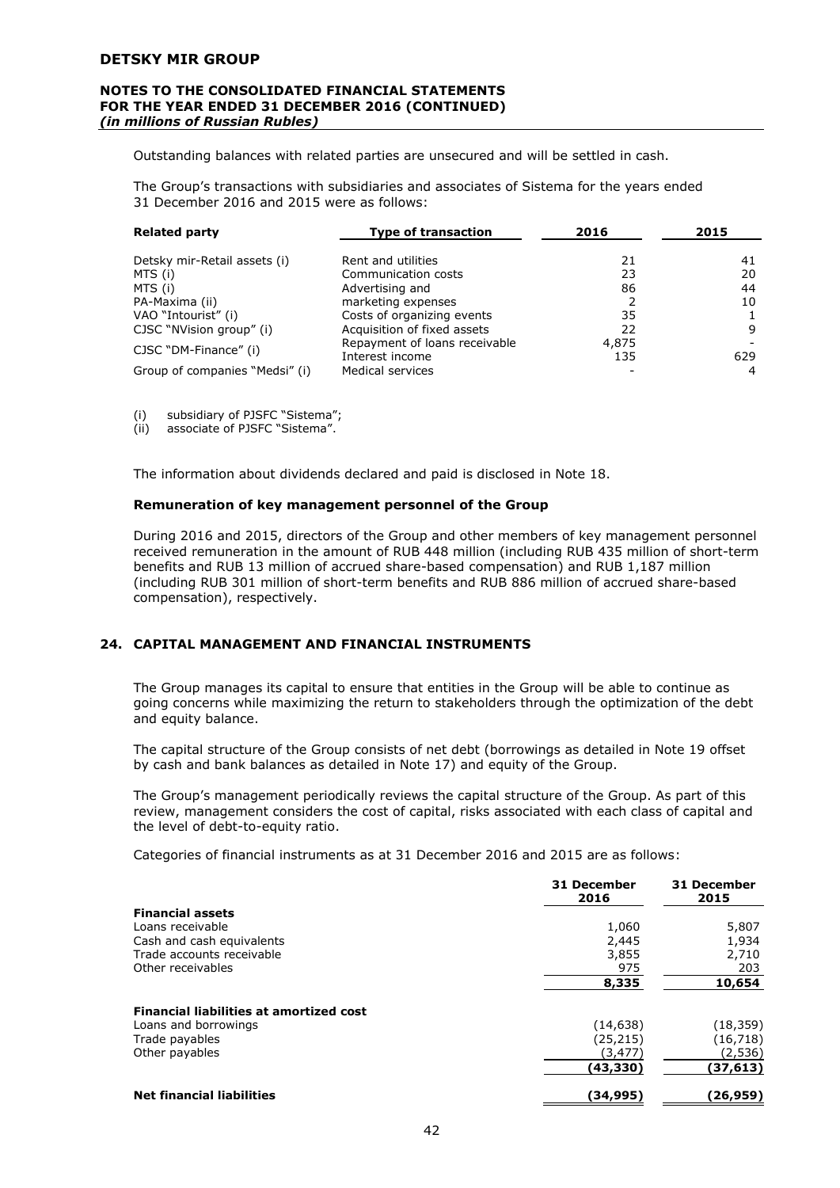Outstanding balances with related parties are unsecured and will be settled in cash.

The Group's transactions with subsidiaries and associates of Sistema for the years ended 31 December 2016 and 2015 were as follows:

| Related party | Type of transaction | 2016 | 2015 |
|---|---|---|---|
| Detsky mir-Retail assets (i) | Rent and utilities | 21 | 41 |
| MTS (i) | Communication costs | 23 | 20 |
| MTS (i) | Advertising and | 86 | 44 |
| PA-Maxima (ii) | marketing expenses | 2 | 10 |
| VAO "Intourist" (i) | Costs of organizing events | 35 | 1 |
| CJSC "NVision group" (i) | Acquisition of fixed assets | 22 | 9 |
| CJSC "DM-Finance" (i) | Repayment of loans receivable | 4,875 | - |
| | Interest income | 135 | 629 |
| Group of companies "Medsi" (i) | Medical services | - | 4 |

(i) subsidiary of PJSFC "Sistema";
(ii) associate of PJSFC "Sistema".

The information about dividends declared and paid is disclosed in Note 18.

**Remuneration of key management personnel of the Group**

During 2016 and 2015, directors of the Group and other members of key management personnel received remuneration in the amount of RUB 448 million (including RUB 435 million of short-term benefits and RUB 13 million of accrued share-based compensation) and RUB 1,187 million (including RUB 301 million of short-term benefits and RUB 886 million of accrued share-based compensation), respectively.

## 24. CAPITAL MANAGEMENT AND FINANCIAL INSTRUMENTS

The Group manages its capital to ensure that entities in the Group will be able to continue as going concerns while maximizing the return to stakeholders through the optimization of the debt and equity balance.

The capital structure of the Group consists of net debt (borrowings as detailed in Note 19 offset by cash and bank balances as detailed in Note 17) and equity of the Group.

The Group's management periodically reviews the capital structure of the Group. As part of this review, management considers the cost of capital, risks associated with each class of capital and the level of debt-to-equity ratio.

Categories of financial instruments as at 31 December 2016 and 2015 are as follows:

| | 31 December 2016 | 31 December 2015 |
|---|---|---|
| **Financial assets** | | |
| Loans receivable | 1,060 | 5,807 |
| Cash and cash equivalents | 2,445 | 1,934 |
| Trade accounts receivable | 3,855 | 2,710 |
| Other receivables | 975 | 203 |
| | **8,335** | **10,654** |
| **Financial liabilities at amortized cost** | | |
| Loans and borrowings | (14,638) | (18,359) |
| Trade payables | (25,215) | (16,718) |
| Other payables | (3,477) | (2,536) |
| | **(43,330)** | **(37,613)** |
| **Net financial liabilities** | **(34,995)** | **(26,959)** |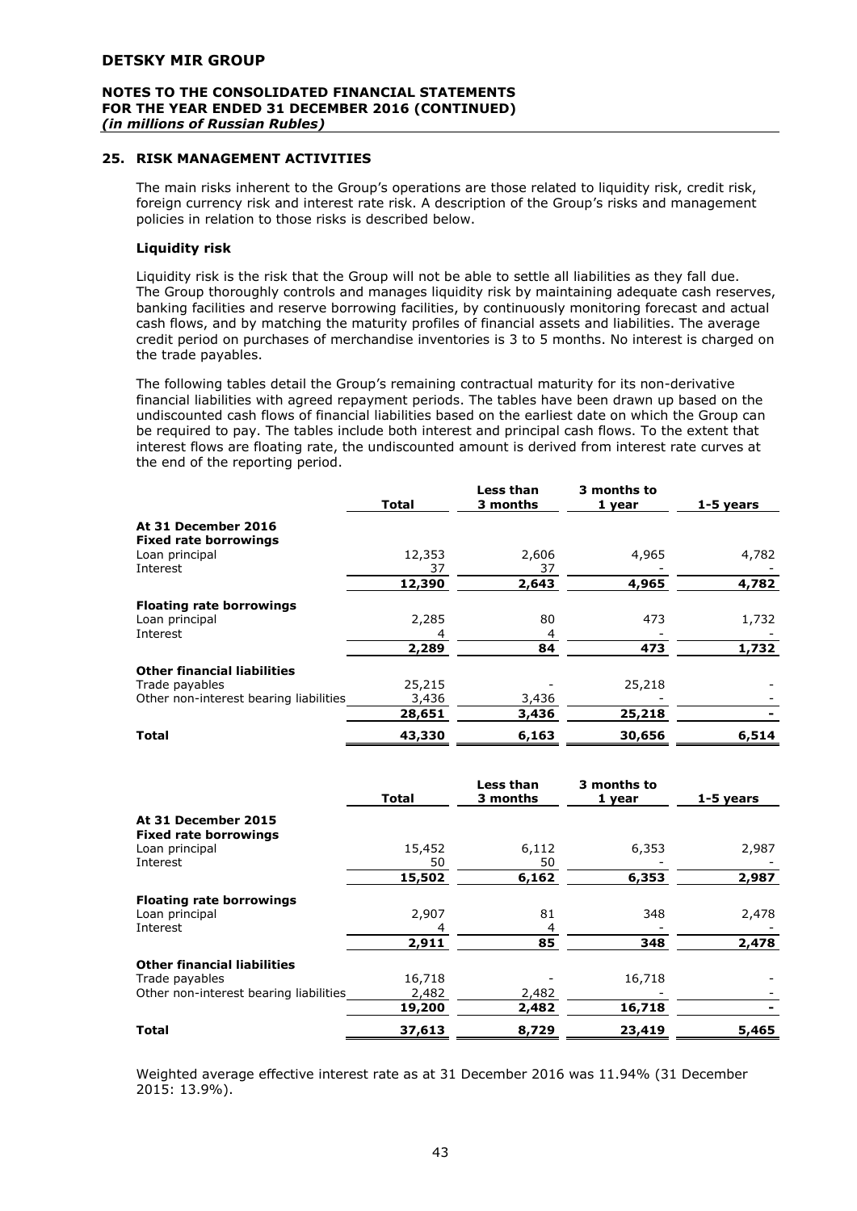## 25. RISK MANAGEMENT ACTIVITIES

The main risks inherent to the Group's operations are those related to liquidity risk, credit risk, foreign currency risk and interest rate risk. A description of the Group's risks and management policies in relation to those risks is described below.

### Liquidity risk

Liquidity risk is the risk that the Group will not be able to settle all liabilities as they fall due. The Group thoroughly controls and manages liquidity risk by maintaining adequate cash reserves, banking facilities and reserve borrowing facilities, by continuously monitoring forecast and actual cash flows, and by matching the maturity profiles of financial assets and liabilities. The average credit period on purchases of merchandise inventories is 3 to 5 months. No interest is charged on the trade payables.

The following tables detail the Group's remaining contractual maturity for its non-derivative financial liabilities with agreed repayment periods. The tables have been drawn up based on the undiscounted cash flows of financial liabilities based on the earliest date on which the Group can be required to pay. The tables include both interest and principal cash flows. To the extent that interest flows are floating rate, the undiscounted amount is derived from interest rate curves at the end of the reporting period.

| | Total | Less than 3 months | 3 months to 1 year | 1-5 years |
|---|---|---|---|---|
| **At 31 December 2016** | | | | |
| **Fixed rate borrowings** | | | | |
| Loan principal | 12,353 | 2,606 | 4,965 | 4,782 |
| Interest | 37 | 37 | - | - |
| | **12,390** | **2,643** | **4,965** | **4,782** |
| **Floating rate borrowings** | | | | |
| Loan principal | 2,285 | 80 | 473 | 1,732 |
| Interest | 4 | 4 | - | - |
| | **2,289** | **84** | **473** | **1,732** |
| **Other financial liabilities** | | | | |
| Trade payables | 25,215 | - | 25,218 | - |
| Other non-interest bearing liabilities | 3,436 | 3,436 | - | - |
| | **28,651** | **3,436** | **25,218** | **-** |
| **Total** | **43,330** | **6,163** | **30,656** | **6,514** |

| | Total | Less than 3 months | 3 months to 1 year | 1-5 years |
|---|---|---|---|---|
| **At 31 December 2015** | | | | |
| **Fixed rate borrowings** | | | | |
| Loan principal | 15,452 | 6,112 | 6,353 | 2,987 |
| Interest | 50 | 50 | - | - |
| | **15,502** | **6,162** | **6,353** | **2,987** |
| **Floating rate borrowings** | | | | |
| Loan principal | 2,907 | 81 | 348 | 2,478 |
| Interest | 4 | 4 | - | - |
| | **2,911** | **85** | **348** | **2,478** |
| **Other financial liabilities** | | | | |
| Trade payables | 16,718 | - | 16,718 | - |
| Other non-interest bearing liabilities | 2,482 | 2,482 | - | - |
| | **19,200** | **2,482** | **16,718** | **-** |
| **Total** | **37,613** | **8,729** | **23,419** | **5,465** |

Weighted average effective interest rate as at 31 December 2016 was 11.94% (31 December 2015: 13.9%).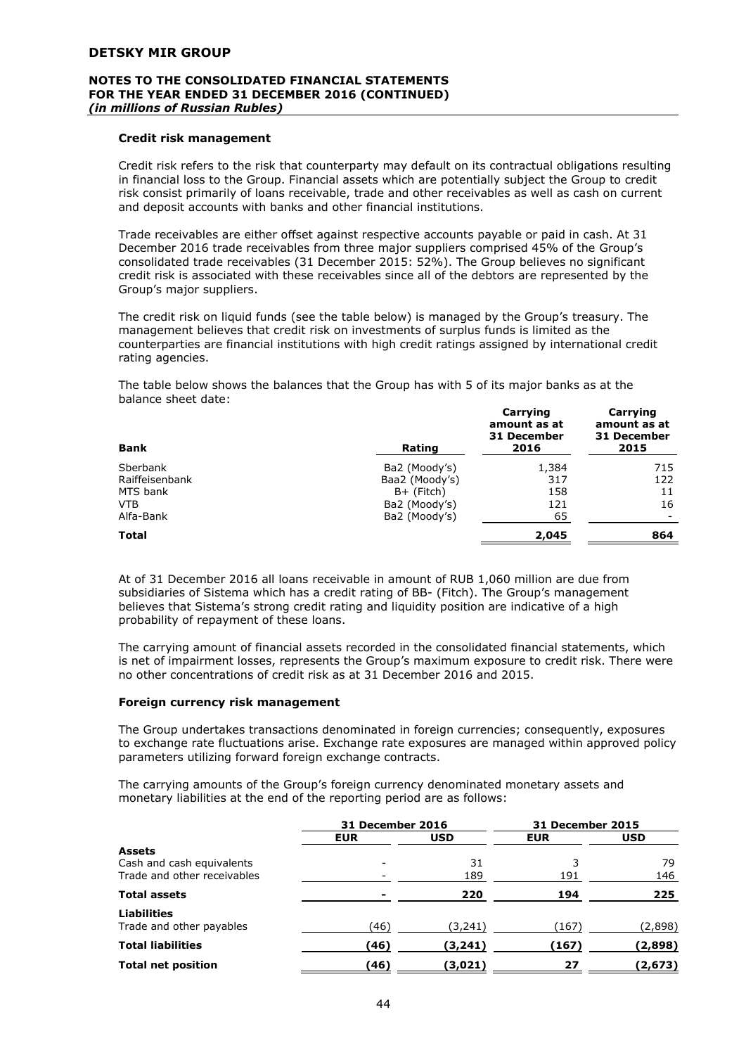### Credit risk management

Credit risk refers to the risk that counterparty may default on its contractual obligations resulting in financial loss to the Group. Financial assets which are potentially subject the Group to credit risk consist primarily of loans receivable, trade and other receivables as well as cash on current and deposit accounts with banks and other financial institutions.

Trade receivables are either offset against respective accounts payable or paid in cash. At 31 December 2016 trade receivables from three major suppliers comprised 45% of the Group's consolidated trade receivables (31 December 2015: 52%). The Group believes no significant credit risk is associated with these receivables since all of the debtors are represented by the Group's major suppliers.

The credit risk on liquid funds (see the table below) is managed by the Group's treasury. The management believes that credit risk on investments of surplus funds is limited as the counterparties are financial institutions with high credit ratings assigned by international credit rating agencies.

The table below shows the balances that the Group has with 5 of its major banks as at the balance sheet date:

| Bank | Rating | Carrying amount as at 31 December 2016 | Carrying amount as at 31 December 2015 |
|---|---|---|---|
| Sberbank | Ba2 (Moody's) | 1,384 | 715 |
| Raiffeisenbank | Baa2 (Moody's) | 317 | 122 |
| MTS bank | B+ (Fitch) | 158 | 11 |
| VTB | Ba2 (Moody's) | 121 | 16 |
| Alfa-Bank | Ba2 (Moody's) | 65 | - |
| **Total** | | **2,045** | **864** |

At of 31 December 2016 all loans receivable in amount of RUB 1,060 million are due from subsidiaries of Sistema which has a credit rating of BB- (Fitch). The Group's management believes that Sistema's strong credit rating and liquidity position are indicative of a high probability of repayment of these loans.

The carrying amount of financial assets recorded in the consolidated financial statements, which is net of impairment losses, represents the Group's maximum exposure to credit risk. There were no other concentrations of credit risk as at 31 December 2016 and 2015.

### Foreign currency risk management

The Group undertakes transactions denominated in foreign currencies; consequently, exposures to exchange rate fluctuations arise. Exchange rate exposures are managed within approved policy parameters utilizing forward foreign exchange contracts.

The carrying amounts of the Group's foreign currency denominated monetary assets and monetary liabilities at the end of the reporting period are as follows:

| | 31 December 2016 | | 31 December 2015 | |
|---|---|---|---|---|
| | EUR | USD | EUR | USD |
| **Assets** | | | | |
| Cash and cash equivalents | - | 31 | 3 | 79 |
| Trade and other receivables | - | 189 | 191 | 146 |
| **Total assets** | **-** | **220** | **194** | **225** |
| **Liabilities** | | | | |
| Trade and other payables | (46) | (3,241) | (167) | (2,898) |
| **Total liabilities** | **(46)** | **(3,241)** | **(167)** | **(2,898)** |
| **Total net position** | **(46)** | **(3,021)** | **27** | **(2,673)** |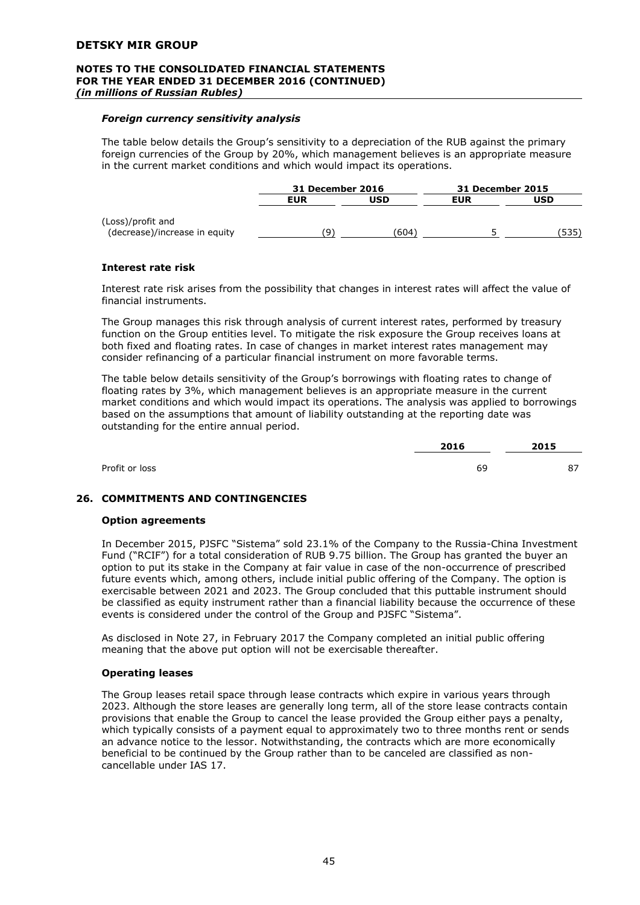### *Foreign currency sensitivity analysis*

The table below details the Group's sensitivity to a depreciation of the RUB against the primary foreign currencies of the Group by 20%, which management believes is an appropriate measure in the current market conditions and which would impact its operations.

| | 31 December 2016 | | 31 December 2015 | |
|---|---|---|---|---|
| | **EUR** | **USD** | **EUR** | **USD** |
| (Loss)/profit and (decrease)/increase in equity | (9) | (604) | 5 | (535) |

### Interest rate risk

Interest rate risk arises from the possibility that changes in interest rates will affect the value of financial instruments.

The Group manages this risk through analysis of current interest rates, performed by treasury function on the Group entities level. To mitigate the risk exposure the Group receives loans at both fixed and floating rates. In case of changes in market interest rates management may consider refinancing of a particular financial instrument on more favorable terms.

The table below details sensitivity of the Group's borrowings with floating rates to change of floating rates by 3%, which management believes is an appropriate measure in the current market conditions and which would impact its operations. The analysis was applied to borrowings based on the assumptions that amount of liability outstanding at the reporting date was outstanding for the entire annual period.

| | 2016 | 2015 |
|---|---|---|
| Profit or loss | 69 | 87 |

## 26. COMMITMENTS AND CONTINGENCIES

### Option agreements

In December 2015, PJSFC "Sistema" sold 23.1% of the Company to the Russia-China Investment Fund ("RCIF") for a total consideration of RUB 9.75 billion. The Group has granted the buyer an option to put its stake in the Company at fair value in case of the non-occurrence of prescribed future events which, among others, include initial public offering of the Company. The option is exercisable between 2021 and 2023. The Group concluded that this puttable instrument should be classified as equity instrument rather than a financial liability because the occurrence of these events is considered under the control of the Group and PJSFC "Sistema".

As disclosed in Note 27, in February 2017 the Company completed an initial public offering meaning that the above put option will not be exercisable thereafter.

### Operating leases

The Group leases retail space through lease contracts which expire in various years through 2023. Although the store leases are generally long term, all of the store lease contracts contain provisions that enable the Group to cancel the lease provided the Group either pays a penalty, which typically consists of a payment equal to approximately two to three months rent or sends an advance notice to the lessor. Notwithstanding, the contracts which are more economically beneficial to be continued by the Group rather than to be canceled are classified as non-cancellable under IAS 17.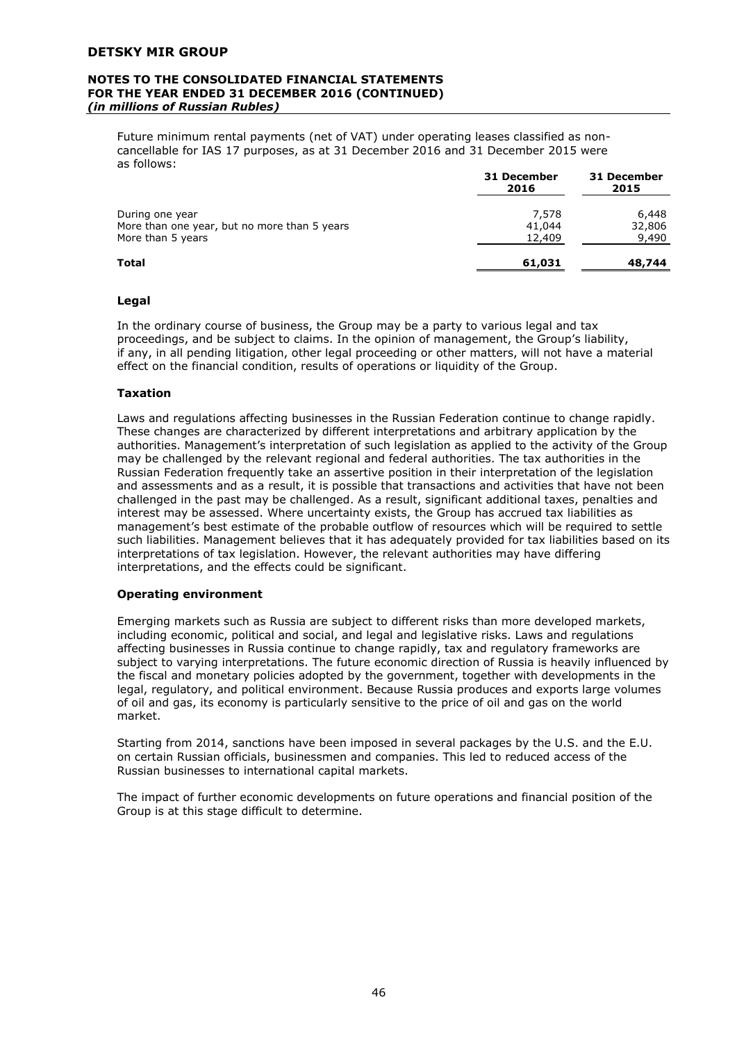Future minimum rental payments (net of VAT) under operating leases classified as non-cancellable for IAS 17 purposes, as at 31 December 2016 and 31 December 2015 were as follows:

| | 31 December 2016 | 31 December 2015 |
|---|---|---|
| During one year | 7,578 | 6,448 |
| More than one year, but no more than 5 years | 41,044 | 32,806 |
| More than 5 years | 12,409 | 9,490 |
| **Total** | **61,031** | **48,744** |

**Legal**

In the ordinary course of business, the Group may be a party to various legal and tax proceedings, and be subject to claims. In the opinion of management, the Group's liability, if any, in all pending litigation, other legal proceeding or other matters, will not have a material effect on the financial condition, results of operations or liquidity of the Group.

**Taxation**

Laws and regulations affecting businesses in the Russian Federation continue to change rapidly. These changes are characterized by different interpretations and arbitrary application by the authorities. Management's interpretation of such legislation as applied to the activity of the Group may be challenged by the relevant regional and federal authorities. The tax authorities in the Russian Federation frequently take an assertive position in their interpretation of the legislation and assessments and as a result, it is possible that transactions and activities that have not been challenged in the past may be challenged. As a result, significant additional taxes, penalties and interest may be assessed. Where uncertainty exists, the Group has accrued tax liabilities as management's best estimate of the probable outflow of resources which will be required to settle such liabilities. Management believes that it has adequately provided for tax liabilities based on its interpretations of tax legislation. However, the relevant authorities may have differing interpretations, and the effects could be significant.

**Operating environment**

Emerging markets such as Russia are subject to different risks than more developed markets, including economic, political and social, and legal and legislative risks. Laws and regulations affecting businesses in Russia continue to change rapidly, tax and regulatory frameworks are subject to varying interpretations. The future economic direction of Russia is heavily influenced by the fiscal and monetary policies adopted by the government, together with developments in the legal, regulatory, and political environment. Because Russia produces and exports large volumes of oil and gas, its economy is particularly sensitive to the price of oil and gas on the world market.

Starting from 2014, sanctions have been imposed in several packages by the U.S. and the E.U. on certain Russian officials, businessmen and companies. This led to reduced access of the Russian businesses to international capital markets.

The impact of further economic developments on future operations and financial position of the Group is at this stage difficult to determine.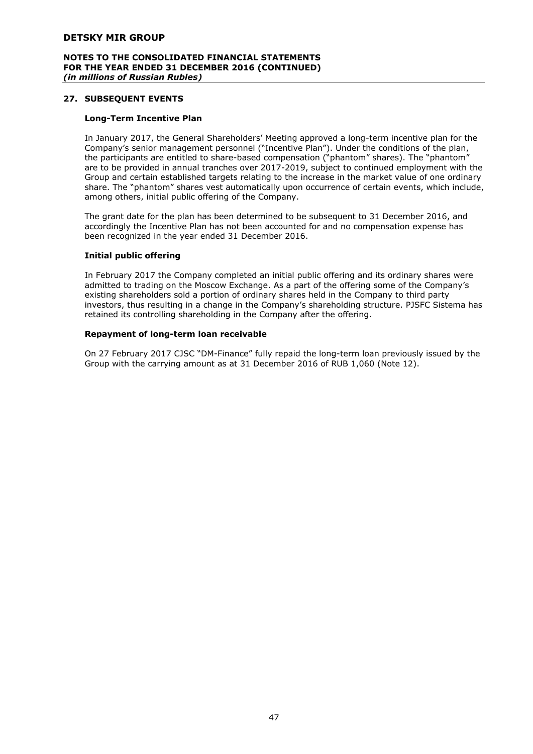## 27. SUBSEQUENT EVENTS

### Long-Term Incentive Plan

In January 2017, the General Shareholders' Meeting approved a long-term incentive plan for the Company's senior management personnel ("Incentive Plan"). Under the conditions of the plan, the participants are entitled to share-based compensation ("phantom" shares). The "phantom" are to be provided in annual tranches over 2017-2019, subject to continued employment with the Group and certain established targets relating to the increase in the market value of one ordinary share. The "phantom" shares vest automatically upon occurrence of certain events, which include, among others, initial public offering of the Company.

The grant date for the plan has been determined to be subsequent to 31 December 2016, and accordingly the Incentive Plan has not been accounted for and no compensation expense has been recognized in the year ended 31 December 2016.

### Initial public offering

In February 2017 the Company completed an initial public offering and its ordinary shares were admitted to trading on the Moscow Exchange. As a part of the offering some of the Company's existing shareholders sold a portion of ordinary shares held in the Company to third party investors, thus resulting in a change in the Company's shareholding structure. PJSFC Sistema has retained its controlling shareholding in the Company after the offering.

### Repayment of long-term loan receivable

On 27 February 2017 CJSC "DM-Finance" fully repaid the long-term loan previously issued by the Group with the carrying amount as at 31 December 2016 of RUB 1,060 (Note 12).